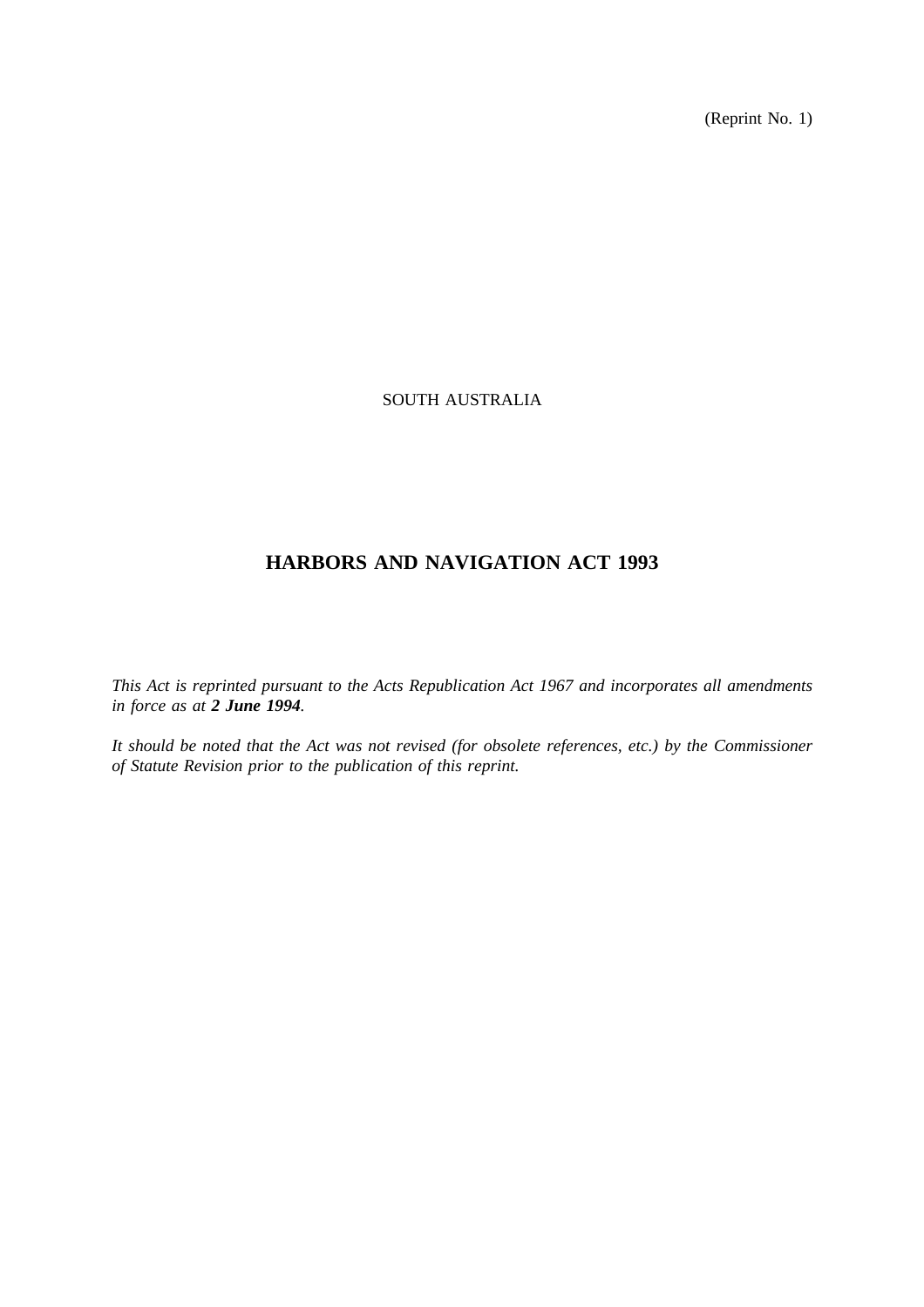(Reprint No. 1)

SOUTH AUSTRALIA

# HARBORS AND NAVIGATION ACT 1993

*This Act is reprinted pursuant to the Acts Republication Act 1967 and incorporates all amendments in force as at **2 June 1994**.*

*It should be noted that the Act was not revised (for obsolete references, etc.) by the Commissioner of Statute Revision prior to the publication of this reprint.*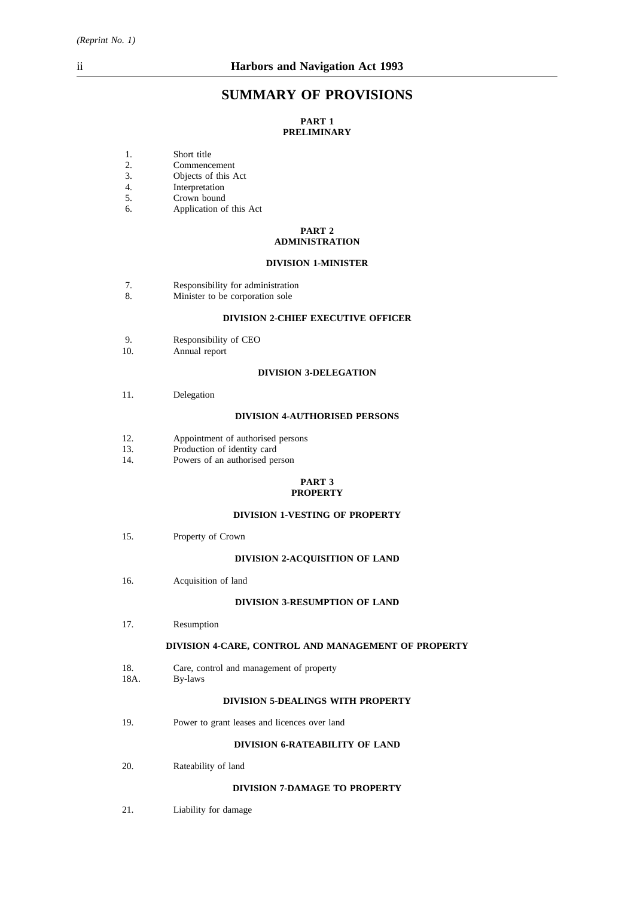# SUMMARY OF PROVISIONS

## PART 1
## PRELIMINARY

1. Short title
2. Commencement
3. Objects of this Act
4. Interpretation
5. Crown bound
6. Application of this Act

## PART 2
## ADMINISTRATION

### DIVISION 1-MINISTER

7. Responsibility for administration
8. Minister to be corporation sole

### DIVISION 2-CHIEF EXECUTIVE OFFICER

9. Responsibility of CEO
10. Annual report

### DIVISION 3-DELEGATION

11. Delegation

### DIVISION 4-AUTHORISED PERSONS

12. Appointment of authorised persons
13. Production of identity card
14. Powers of an authorised person

## PART 3
## PROPERTY

### DIVISION 1-VESTING OF PROPERTY

15. Property of Crown

### DIVISION 2-ACQUISITION OF LAND

16. Acquisition of land

### DIVISION 3-RESUMPTION OF LAND

17. Resumption

### DIVISION 4-CARE, CONTROL AND MANAGEMENT OF PROPERTY

18. Care, control and management of property

18A. By-laws

### DIVISION 5-DEALINGS WITH PROPERTY

19. Power to grant leases and licences over land

### DIVISION 6-RATEABILITY OF LAND

20. Rateability of land

### DIVISION 7-DAMAGE TO PROPERTY

21. Liability for damage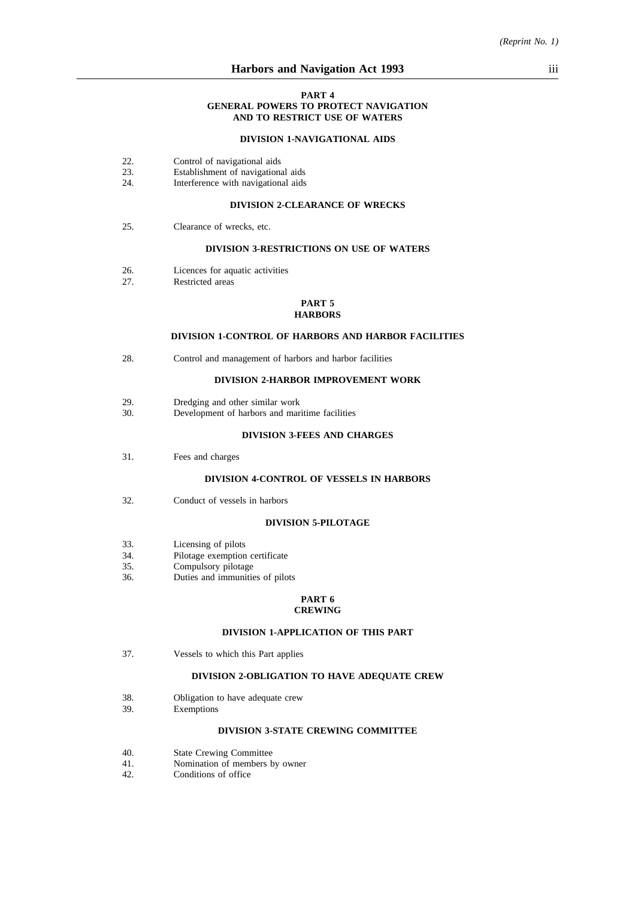**PART 4**
**GENERAL POWERS TO PROTECT NAVIGATION AND TO RESTRICT USE OF WATERS**

**DIVISION 1-NAVIGATIONAL AIDS**

22. Control of navigational aids
23. Establishment of navigational aids
24. Interference with navigational aids

**DIVISION 2-CLEARANCE OF WRECKS**

25. Clearance of wrecks, etc.

**DIVISION 3-RESTRICTIONS ON USE OF WATERS**

26. Licences for aquatic activities
27. Restricted areas

**PART 5**
**HARBORS**

**DIVISION 1-CONTROL OF HARBORS AND HARBOR FACILITIES**

28. Control and management of harbors and harbor facilities

**DIVISION 2-HARBOR IMPROVEMENT WORK**

29. Dredging and other similar work
30. Development of harbors and maritime facilities

**DIVISION 3-FEES AND CHARGES**

31. Fees and charges

**DIVISION 4-CONTROL OF VESSELS IN HARBORS**

32. Conduct of vessels in harbors

**DIVISION 5-PILOTAGE**

33. Licensing of pilots
34. Pilotage exemption certificate
35. Compulsory pilotage
36. Duties and immunities of pilots

**PART 6**
**CREWING**

**DIVISION 1-APPLICATION OF THIS PART**

37. Vessels to which this Part applies

**DIVISION 2-OBLIGATION TO HAVE ADEQUATE CREW**

38. Obligation to have adequate crew
39. Exemptions

**DIVISION 3-STATE CREWING COMMITTEE**

40. State Crewing Committee
41. Nomination of members by owner
42. Conditions of office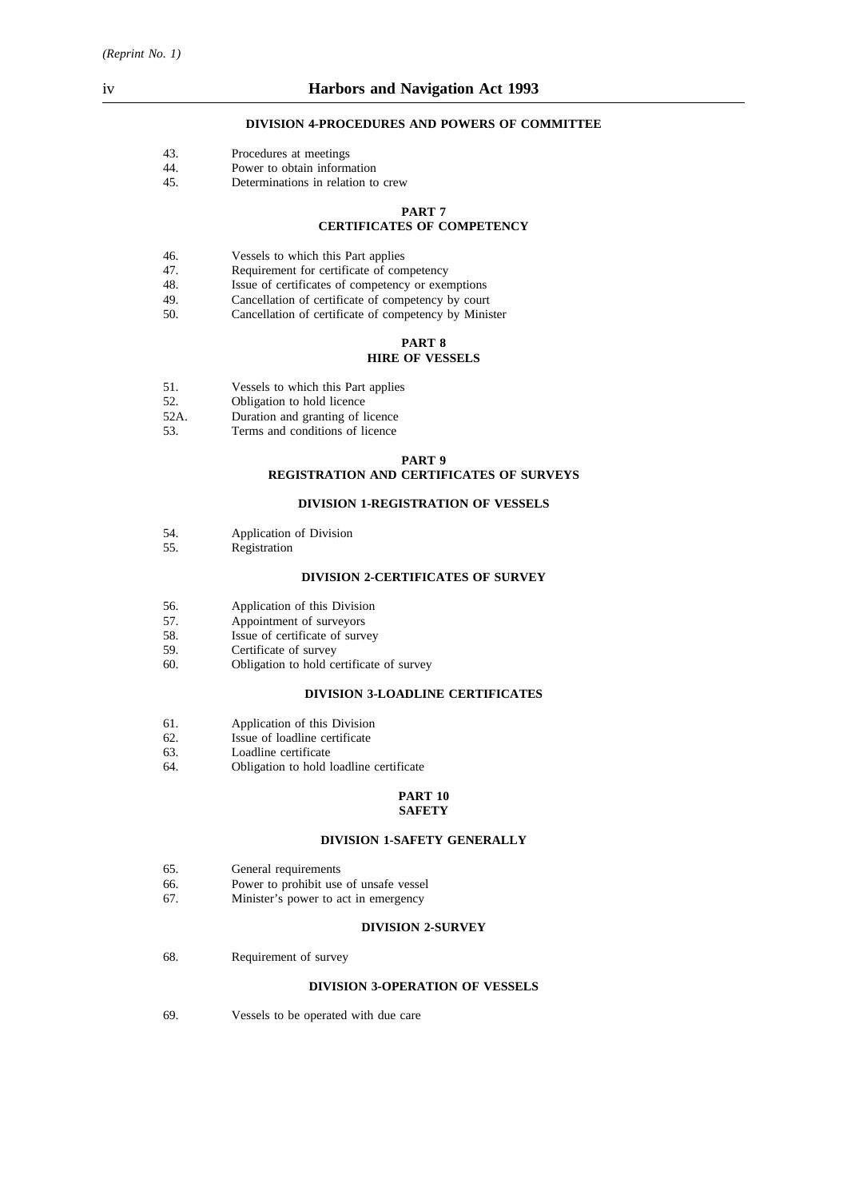#### DIVISION 4-PROCEDURES AND POWERS OF COMMITTEE

43. Procedures at meetings
44. Power to obtain information
45. Determinations in relation to crew

## PART 7
## CERTIFICATES OF COMPETENCY

46. Vessels to which this Part applies
47. Requirement for certificate of competency
48. Issue of certificates of competency or exemptions
49. Cancellation of certificate of competency by court
50. Cancellation of certificate of competency by Minister

## PART 8
## HIRE OF VESSELS

51. Vessels to which this Part applies
52. Obligation to hold licence
52A. Duration and granting of licence
53. Terms and conditions of licence

## PART 9
## REGISTRATION AND CERTIFICATES OF SURVEYS

#### DIVISION 1-REGISTRATION OF VESSELS

54. Application of Division
55. Registration

#### DIVISION 2-CERTIFICATES OF SURVEY

56. Application of this Division
57. Appointment of surveyors
58. Issue of certificate of survey
59. Certificate of survey
60. Obligation to hold certificate of survey

#### DIVISION 3-LOADLINE CERTIFICATES

61. Application of this Division
62. Issue of loadline certificate
63. Loadline certificate
64. Obligation to hold loadline certificate

## PART 10
## SAFETY

#### DIVISION 1-SAFETY GENERALLY

65. General requirements
66. Power to prohibit use of unsafe vessel
67. Minister's power to act in emergency

#### DIVISION 2-SURVEY

68. Requirement of survey

#### DIVISION 3-OPERATION OF VESSELS

69. Vessels to be operated with due care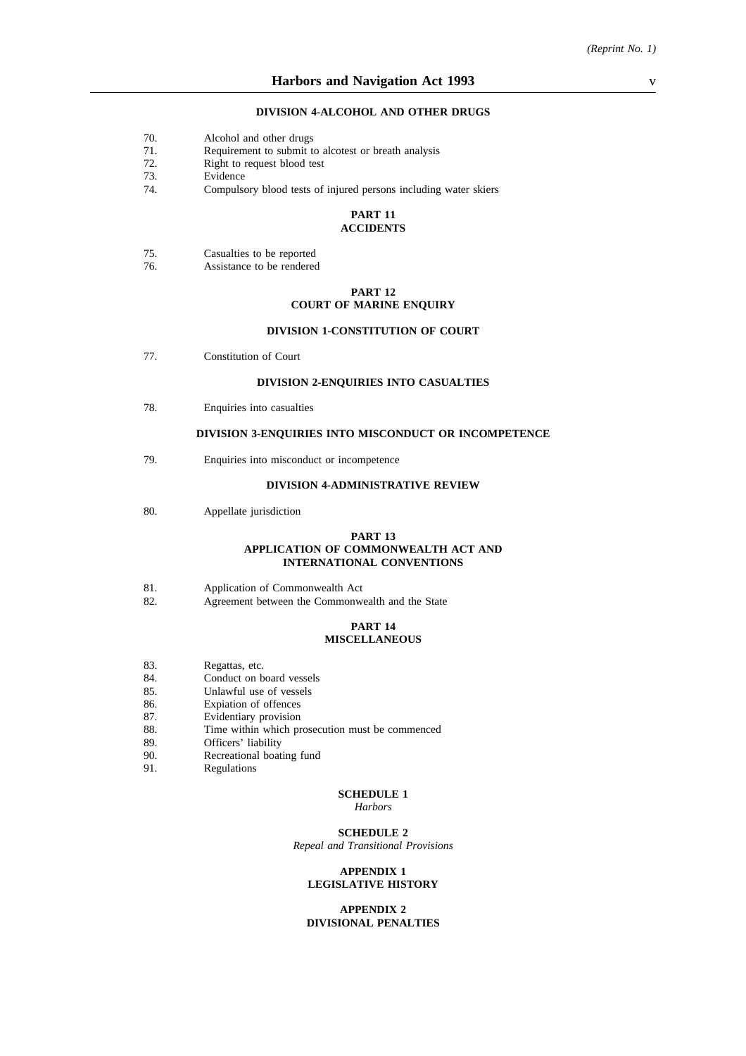#### DIVISION 4-ALCOHOL AND OTHER DRUGS

70. Alcohol and other drugs
71. Requirement to submit to alcotest or breath analysis
72. Right to request blood test
73. Evidence
74. Compulsory blood tests of injured persons including water skiers

## PART 11
## ACCIDENTS

75. Casualties to be reported
76. Assistance to be rendered

## PART 12
## COURT OF MARINE ENQUIRY

#### DIVISION 1-CONSTITUTION OF COURT

77. Constitution of Court

#### DIVISION 2-ENQUIRIES INTO CASUALTIES

78. Enquiries into casualties

#### DIVISION 3-ENQUIRIES INTO MISCONDUCT OR INCOMPETENCE

79. Enquiries into misconduct or incompetence

#### DIVISION 4-ADMINISTRATIVE REVIEW

80. Appellate jurisdiction

## PART 13
## APPLICATION OF COMMONWEALTH ACT AND INTERNATIONAL CONVENTIONS

81. Application of Commonwealth Act
82. Agreement between the Commonwealth and the State

## PART 14
## MISCELLANEOUS

83. Regattas, etc.
84. Conduct on board vessels
85. Unlawful use of vessels
86. Expiation of offences
87. Evidentiary provision
88. Time within which prosecution must be commenced
89. Officers' liability
90. Recreational boating fund
91. Regulations

## SCHEDULE 1
*Harbors*

## SCHEDULE 2
*Repeal and Transitional Provisions*

## APPENDIX 1
## LEGISLATIVE HISTORY

## APPENDIX 2
## DIVISIONAL PENALTIES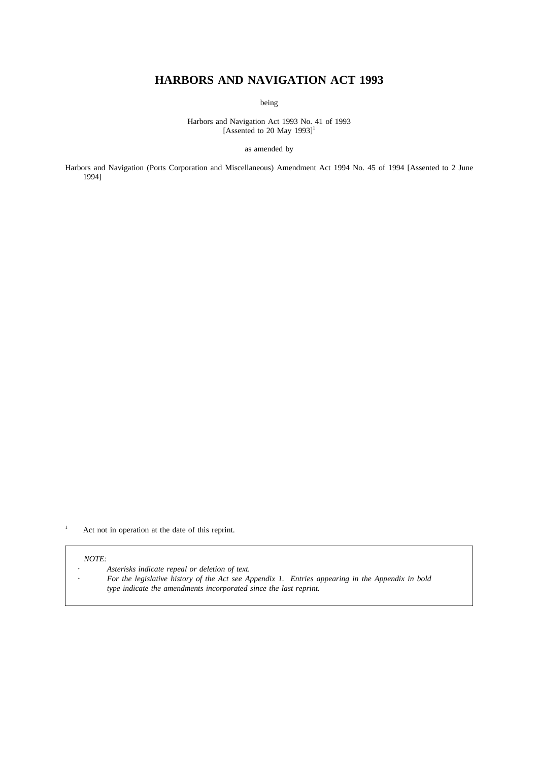# HARBORS AND NAVIGATION ACT 1993

being

Harbors and Navigation Act 1993 No. 41 of 1993
[Assented to 20 May 1993][1]

as amended by

Harbors and Navigation (Ports Corporation and Miscellaneous) Amendment Act 1994 No. 45 of 1994 [Assented to 2 June 1994]

[1] Act not in operation at the date of this reprint.

*NOTE:*

- *Asterisks indicate repeal or deletion of text.*
- *For the legislative history of the Act see Appendix 1. Entries appearing in the Appendix in bold type indicate the amendments incorporated since the last reprint.*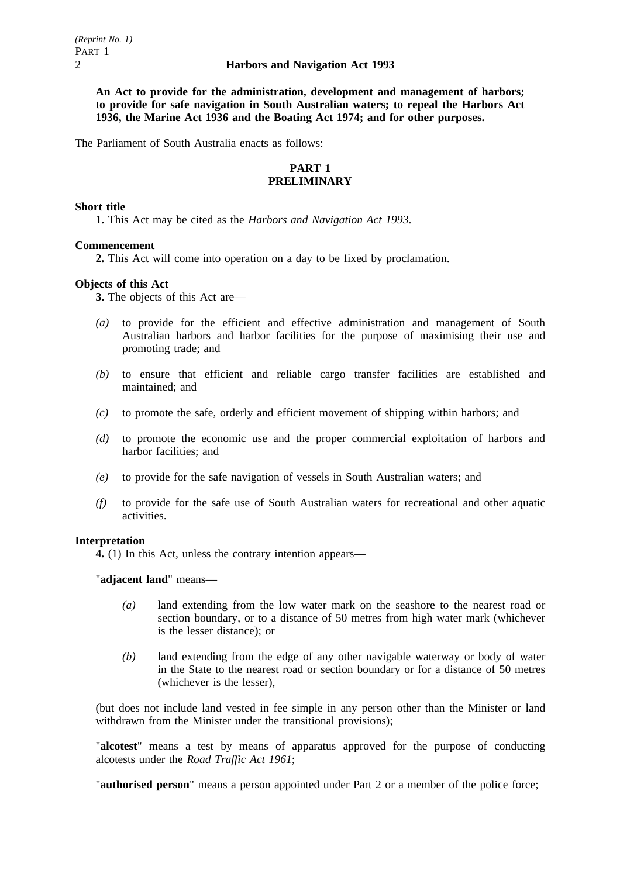**An Act to provide for the administration, development and management of harbors; to provide for safe navigation in South Australian waters; to repeal the Harbors Act 1936, the Marine Act 1936 and the Boating Act 1974; and for other purposes.**

The Parliament of South Australia enacts as follows:

## PART 1
## PRELIMINARY

**Short title**

**1.** This Act may be cited as the *Harbors and Navigation Act 1993*.

**Commencement**

**2.** This Act will come into operation on a day to be fixed by proclamation.

**Objects of this Act**

**3.** The objects of this Act are—

- *(a)* to provide for the efficient and effective administration and management of South Australian harbors and harbor facilities for the purpose of maximising their use and promoting trade; and
- *(b)* to ensure that efficient and reliable cargo transfer facilities are established and maintained; and
- *(c)* to promote the safe, orderly and efficient movement of shipping within harbors; and
- *(d)* to promote the economic use and the proper commercial exploitation of harbors and harbor facilities; and
- *(e)* to provide for the safe navigation of vessels in South Australian waters; and
- *(f)* to provide for the safe use of South Australian waters for recreational and other aquatic activities.

**Interpretation**

**4.** (1) In this Act, unless the contrary intention appears—

"**adjacent land**" means—

- *(a)* land extending from the low water mark on the seashore to the nearest road or section boundary, or to a distance of 50 metres from high water mark (whichever is the lesser distance); or
- *(b)* land extending from the edge of any other navigable waterway or body of water in the State to the nearest road or section boundary or for a distance of 50 metres (whichever is the lesser),

(but does not include land vested in fee simple in any person other than the Minister or land withdrawn from the Minister under the transitional provisions);

"**alcotest**" means a test by means of apparatus approved for the purpose of conducting alcotests under the *Road Traffic Act 1961*;

"**authorised person**" means a person appointed under Part 2 or a member of the police force;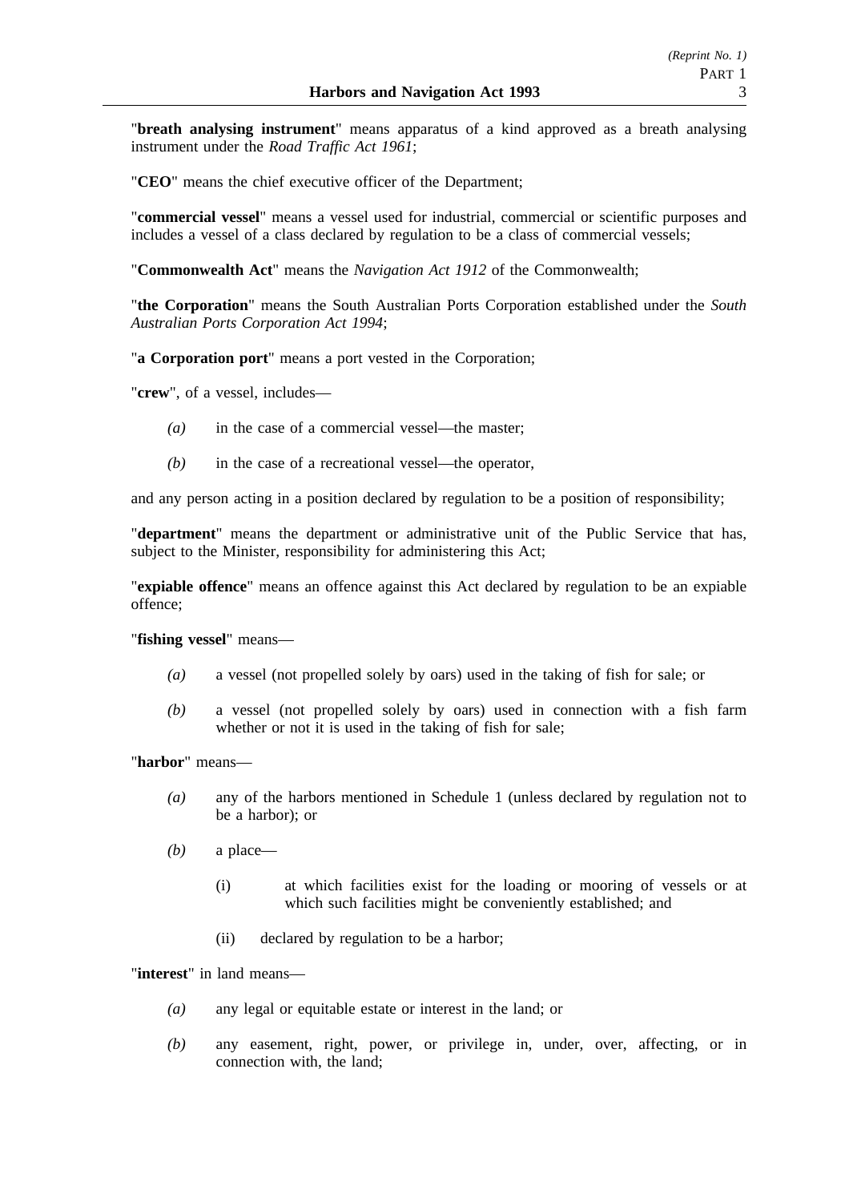"**breath analysing instrument**" means apparatus of a kind approved as a breath analysing instrument under the *Road Traffic Act 1961*;

"**CEO**" means the chief executive officer of the Department;

"**commercial vessel**" means a vessel used for industrial, commercial or scientific purposes and includes a vessel of a class declared by regulation to be a class of commercial vessels;

"**Commonwealth Act**" means the *Navigation Act 1912* of the Commonwealth;

"**the Corporation**" means the South Australian Ports Corporation established under the *South Australian Ports Corporation Act 1994*;

"**a Corporation port**" means a port vested in the Corporation;

"**crew**", of a vessel, includes—

*(a)* in the case of a commercial vessel—the master;

*(b)* in the case of a recreational vessel—the operator,

and any person acting in a position declared by regulation to be a position of responsibility;

"**department**" means the department or administrative unit of the Public Service that has, subject to the Minister, responsibility for administering this Act;

"**expiable offence**" means an offence against this Act declared by regulation to be an expiable offence;

"**fishing vessel**" means—

*(a)* a vessel (not propelled solely by oars) used in the taking of fish for sale; or

*(b)* a vessel (not propelled solely by oars) used in connection with a fish farm whether or not it is used in the taking of fish for sale;

"**harbor**" means—

*(a)* any of the harbors mentioned in Schedule 1 (unless declared by regulation not to be a harbor); or

*(b)* a place—

(i) at which facilities exist for the loading or mooring of vessels or at which such facilities might be conveniently established; and

(ii) declared by regulation to be a harbor;

"**interest**" in land means—

*(a)* any legal or equitable estate or interest in the land; or

*(b)* any easement, right, power, or privilege in, under, over, affecting, or in connection with, the land;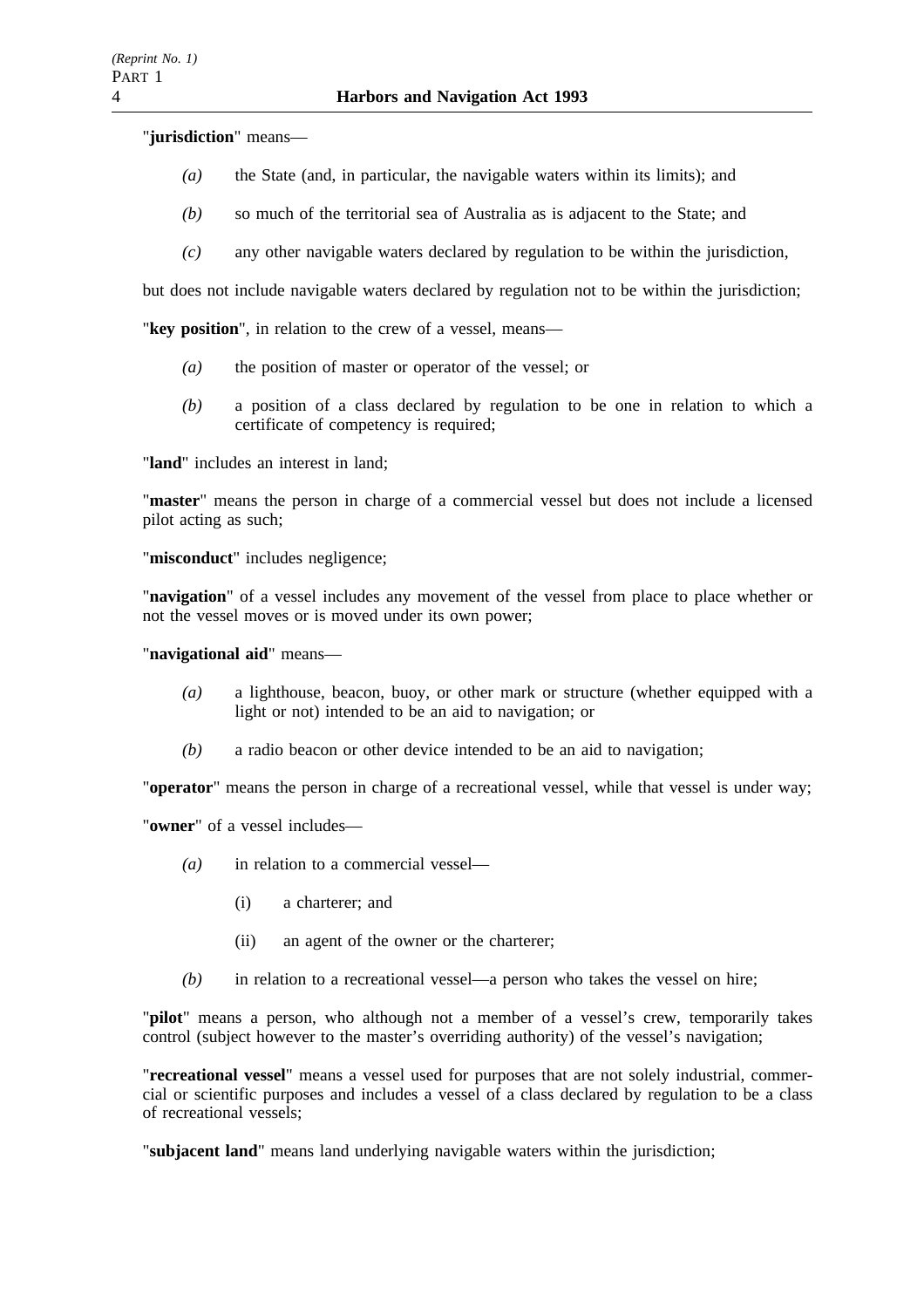"**jurisdiction**" means—

*(a)* the State (and, in particular, the navigable waters within its limits); and

*(b)* so much of the territorial sea of Australia as is adjacent to the State; and

*(c)* any other navigable waters declared by regulation to be within the jurisdiction,

but does not include navigable waters declared by regulation not to be within the jurisdiction;

"**key position**", in relation to the crew of a vessel, means—

*(a)* the position of master or operator of the vessel; or

*(b)* a position of a class declared by regulation to be one in relation to which a certificate of competency is required;

"**land**" includes an interest in land;

"**master**" means the person in charge of a commercial vessel but does not include a licensed pilot acting as such;

"**misconduct**" includes negligence;

"**navigation**" of a vessel includes any movement of the vessel from place to place whether or not the vessel moves or is moved under its own power;

"**navigational aid**" means—

*(a)* a lighthouse, beacon, buoy, or other mark or structure (whether equipped with a light or not) intended to be an aid to navigation; or

*(b)* a radio beacon or other device intended to be an aid to navigation;

"**operator**" means the person in charge of a recreational vessel, while that vessel is under way;

"**owner**" of a vessel includes—

*(a)* in relation to a commercial vessel—

(i) a charterer; and

(ii) an agent of the owner or the charterer;

*(b)* in relation to a recreational vessel—a person who takes the vessel on hire;

"**pilot**" means a person, who although not a member of a vessel's crew, temporarily takes control (subject however to the master's overriding authority) of the vessel's navigation;

"**recreational vessel**" means a vessel used for purposes that are not solely industrial, commercial or scientific purposes and includes a vessel of a class declared by regulation to be a class of recreational vessels;

"**subjacent land**" means land underlying navigable waters within the jurisdiction;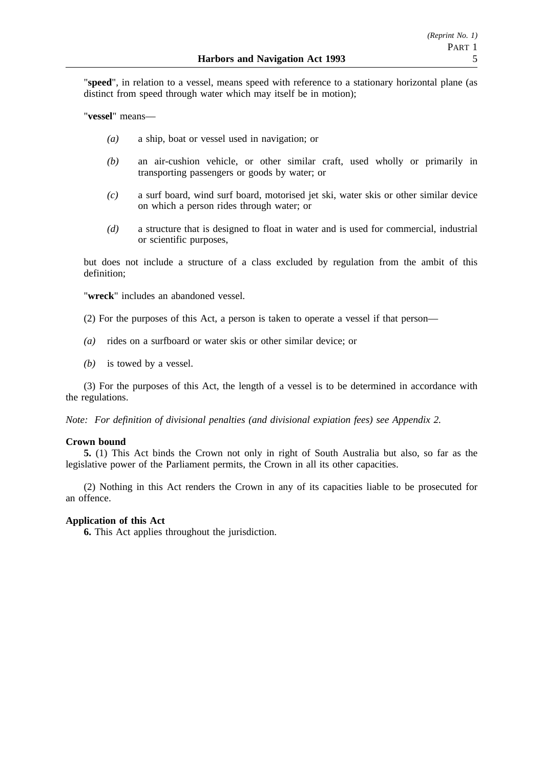"**speed**", in relation to a vessel, means speed with reference to a stationary horizontal plane (as distinct from speed through water which may itself be in motion);

"**vessel**" means—

*(a)* a ship, boat or vessel used in navigation; or

*(b)* an air-cushion vehicle, or other similar craft, used wholly or primarily in transporting passengers or goods by water; or

*(c)* a surf board, wind surf board, motorised jet ski, water skis or other similar device on which a person rides through water; or

*(d)* a structure that is designed to float in water and is used for commercial, industrial or scientific purposes,

but does not include a structure of a class excluded by regulation from the ambit of this definition;

"**wreck**" includes an abandoned vessel.

(2) For the purposes of this Act, a person is taken to operate a vessel if that person—

*(a)* rides on a surfboard or water skis or other similar device; or

*(b)* is towed by a vessel.

(3) For the purposes of this Act, the length of a vessel is to be determined in accordance with the regulations.

*Note: For definition of divisional penalties (and divisional expiation fees) see Appendix 2.*

**Crown bound**

**5.** (1) This Act binds the Crown not only in right of South Australia but also, so far as the legislative power of the Parliament permits, the Crown in all its other capacities.

(2) Nothing in this Act renders the Crown in any of its capacities liable to be prosecuted for an offence.

**Application of this Act**

**6.** This Act applies throughout the jurisdiction.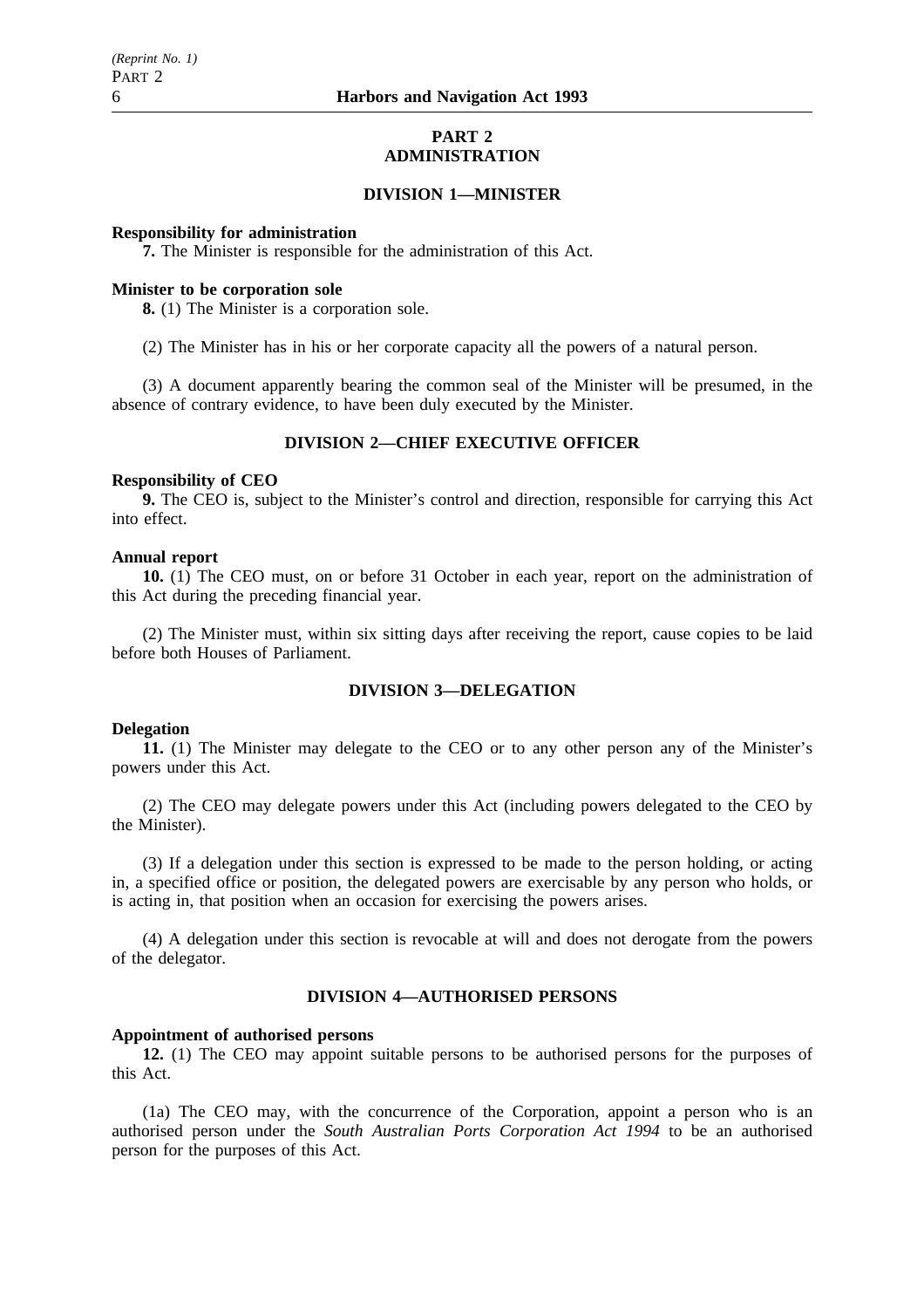## PART 2
## ADMINISTRATION

### DIVISION 1—MINISTER

**Responsibility for administration**

**7.** The Minister is responsible for the administration of this Act.

**Minister to be corporation sole**

**8.** (1) The Minister is a corporation sole.

(2) The Minister has in his or her corporate capacity all the powers of a natural person.

(3) A document apparently bearing the common seal of the Minister will be presumed, in the absence of contrary evidence, to have been duly executed by the Minister.

### DIVISION 2—CHIEF EXECUTIVE OFFICER

**Responsibility of CEO**

**9.** The CEO is, subject to the Minister's control and direction, responsible for carrying this Act into effect.

**Annual report**

**10.** (1) The CEO must, on or before 31 October in each year, report on the administration of this Act during the preceding financial year.

(2) The Minister must, within six sitting days after receiving the report, cause copies to be laid before both Houses of Parliament.

### DIVISION 3—DELEGATION

**Delegation**

**11.** (1) The Minister may delegate to the CEO or to any other person any of the Minister's powers under this Act.

(2) The CEO may delegate powers under this Act (including powers delegated to the CEO by the Minister).

(3) If a delegation under this section is expressed to be made to the person holding, or acting in, a specified office or position, the delegated powers are exercisable by any person who holds, or is acting in, that position when an occasion for exercising the powers arises.

(4) A delegation under this section is revocable at will and does not derogate from the powers of the delegator.

### DIVISION 4—AUTHORISED PERSONS

**Appointment of authorised persons**

**12.** (1) The CEO may appoint suitable persons to be authorised persons for the purposes of this Act.

(1a) The CEO may, with the concurrence of the Corporation, appoint a person who is an authorised person under the *South Australian Ports Corporation Act 1994* to be an authorised person for the purposes of this Act.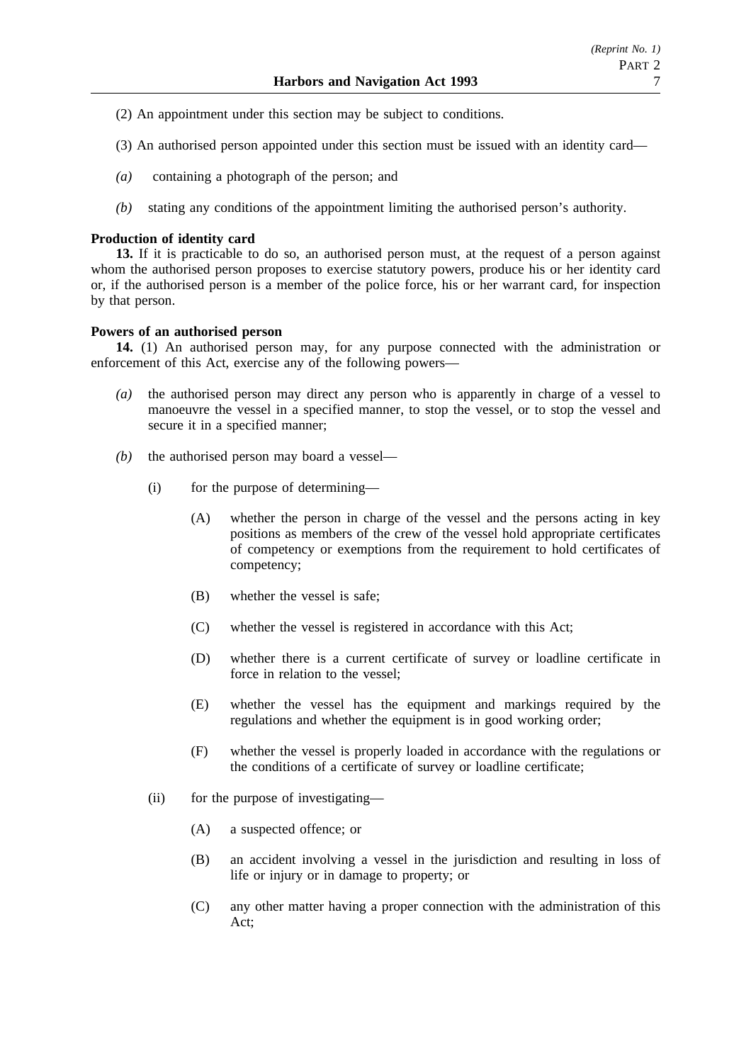(2) An appointment under this section may be subject to conditions.

(3) An authorised person appointed under this section must be issued with an identity card—

*(a)* containing a photograph of the person; and

*(b)* stating any conditions of the appointment limiting the authorised person's authority.

**Production of identity card**

**13.** If it is practicable to do so, an authorised person must, at the request of a person against whom the authorised person proposes to exercise statutory powers, produce his or her identity card or, if the authorised person is a member of the police force, his or her warrant card, for inspection by that person.

**Powers of an authorised person**

**14.** (1) An authorised person may, for any purpose connected with the administration or enforcement of this Act, exercise any of the following powers—

*(a)* the authorised person may direct any person who is apparently in charge of a vessel to manoeuvre the vessel in a specified manner, to stop the vessel, or to stop the vessel and secure it in a specified manner;

*(b)* the authorised person may board a vessel—

(i) for the purpose of determining—

(A) whether the person in charge of the vessel and the persons acting in key positions as members of the crew of the vessel hold appropriate certificates of competency or exemptions from the requirement to hold certificates of competency;

(B) whether the vessel is safe;

(C) whether the vessel is registered in accordance with this Act;

(D) whether there is a current certificate of survey or loadline certificate in force in relation to the vessel;

(E) whether the vessel has the equipment and markings required by the regulations and whether the equipment is in good working order;

(F) whether the vessel is properly loaded in accordance with the regulations or the conditions of a certificate of survey or loadline certificate;

(ii) for the purpose of investigating—

(A) a suspected offence; or

(B) an accident involving a vessel in the jurisdiction and resulting in loss of life or injury or in damage to property; or

(C) any other matter having a proper connection with the administration of this Act;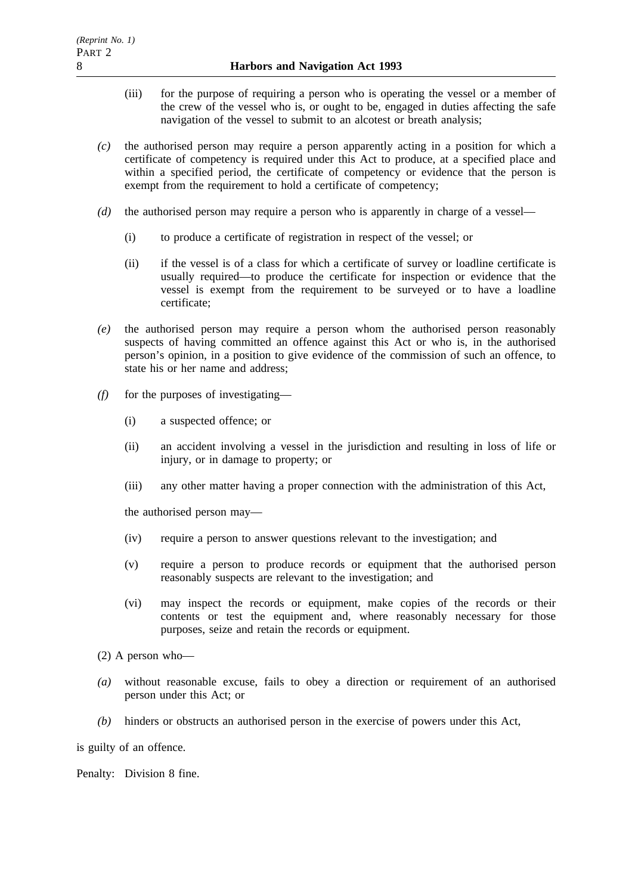(iii) for the purpose of requiring a person who is operating the vessel or a member of the crew of the vessel who is, or ought to be, engaged in duties affecting the safe navigation of the vessel to submit to an alcotest or breath analysis;

*(c)* the authorised person may require a person apparently acting in a position for which a certificate of competency is required under this Act to produce, at a specified place and within a specified period, the certificate of competency or evidence that the person is exempt from the requirement to hold a certificate of competency;

*(d)* the authorised person may require a person who is apparently in charge of a vessel—

(i) to produce a certificate of registration in respect of the vessel; or

(ii) if the vessel is of a class for which a certificate of survey or loadline certificate is usually required—to produce the certificate for inspection or evidence that the vessel is exempt from the requirement to be surveyed or to have a loadline certificate;

*(e)* the authorised person may require a person whom the authorised person reasonably suspects of having committed an offence against this Act or who is, in the authorised person's opinion, in a position to give evidence of the commission of such an offence, to state his or her name and address;

*(f)* for the purposes of investigating—

(i) a suspected offence; or

(ii) an accident involving a vessel in the jurisdiction and resulting in loss of life or injury, or in damage to property; or

(iii) any other matter having a proper connection with the administration of this Act,

the authorised person may—

(iv) require a person to answer questions relevant to the investigation; and

(v) require a person to produce records or equipment that the authorised person reasonably suspects are relevant to the investigation; and

(vi) may inspect the records or equipment, make copies of the records or their contents or test the equipment and, where reasonably necessary for those purposes, seize and retain the records or equipment.

(2) A person who—

*(a)* without reasonable excuse, fails to obey a direction or requirement of an authorised person under this Act; or

*(b)* hinders or obstructs an authorised person in the exercise of powers under this Act,

is guilty of an offence.

Penalty: Division 8 fine.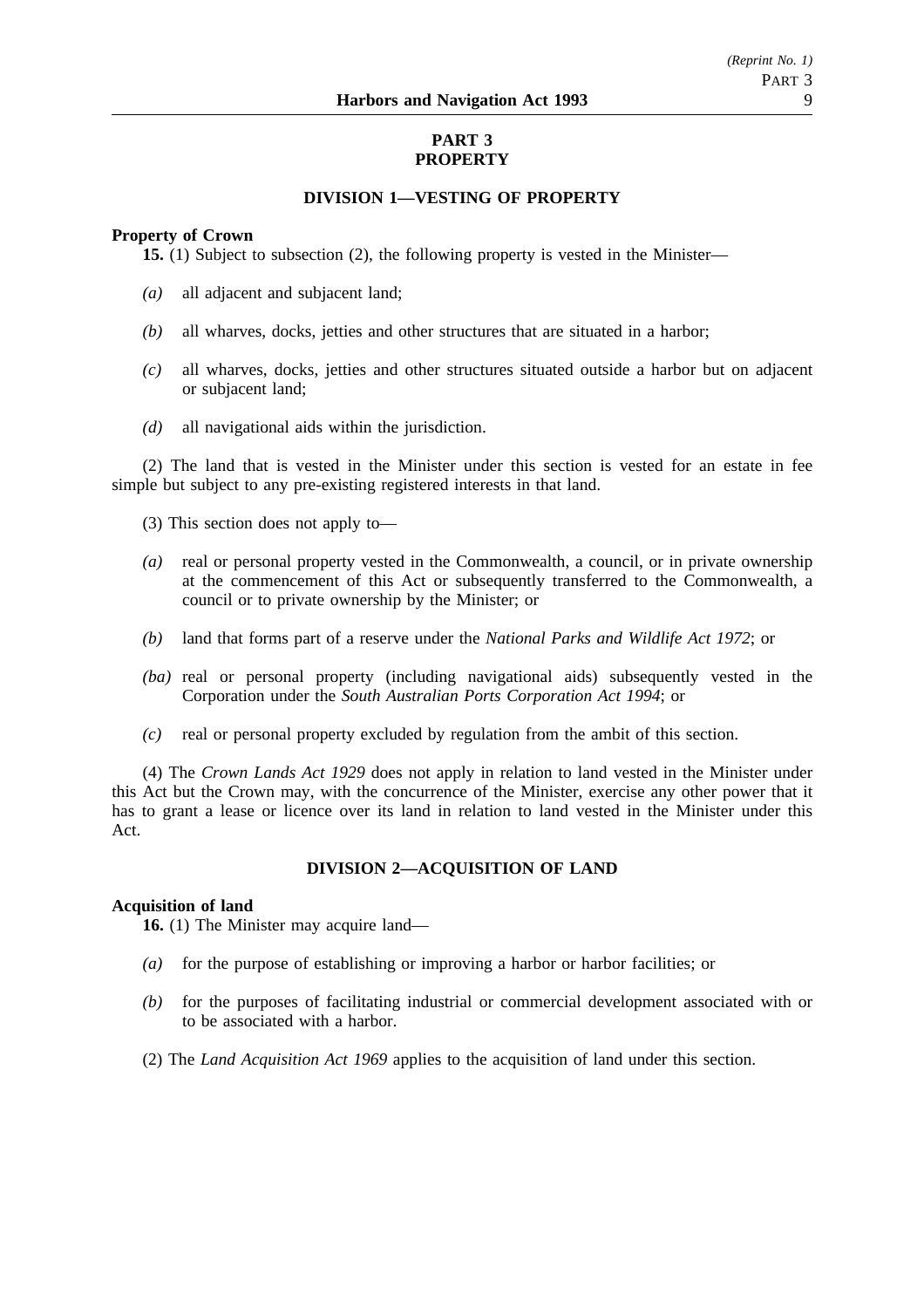# PART 3
# PROPERTY

## DIVISION 1—VESTING OF PROPERTY

**Property of Crown**

**15.** (1) Subject to subsection (2), the following property is vested in the Minister—

*(a)* all adjacent and subjacent land;

*(b)* all wharves, docks, jetties and other structures that are situated in a harbor;

*(c)* all wharves, docks, jetties and other structures situated outside a harbor but on adjacent or subjacent land;

*(d)* all navigational aids within the jurisdiction.

(2) The land that is vested in the Minister under this section is vested for an estate in fee simple but subject to any pre-existing registered interests in that land.

(3) This section does not apply to—

*(a)* real or personal property vested in the Commonwealth, a council, or in private ownership at the commencement of this Act or subsequently transferred to the Commonwealth, a council or to private ownership by the Minister; or

*(b)* land that forms part of a reserve under the *National Parks and Wildlife Act 1972*; or

*(ba)* real or personal property (including navigational aids) subsequently vested in the Corporation under the *South Australian Ports Corporation Act 1994*; or

*(c)* real or personal property excluded by regulation from the ambit of this section.

(4) The *Crown Lands Act 1929* does not apply in relation to land vested in the Minister under this Act but the Crown may, with the concurrence of the Minister, exercise any other power that it has to grant a lease or licence over its land in relation to land vested in the Minister under this Act.

## DIVISION 2—ACQUISITION OF LAND

**Acquisition of land**

**16.** (1) The Minister may acquire land—

*(a)* for the purpose of establishing or improving a harbor or harbor facilities; or

*(b)* for the purposes of facilitating industrial or commercial development associated with or to be associated with a harbor.

(2) The *Land Acquisition Act 1969* applies to the acquisition of land under this section.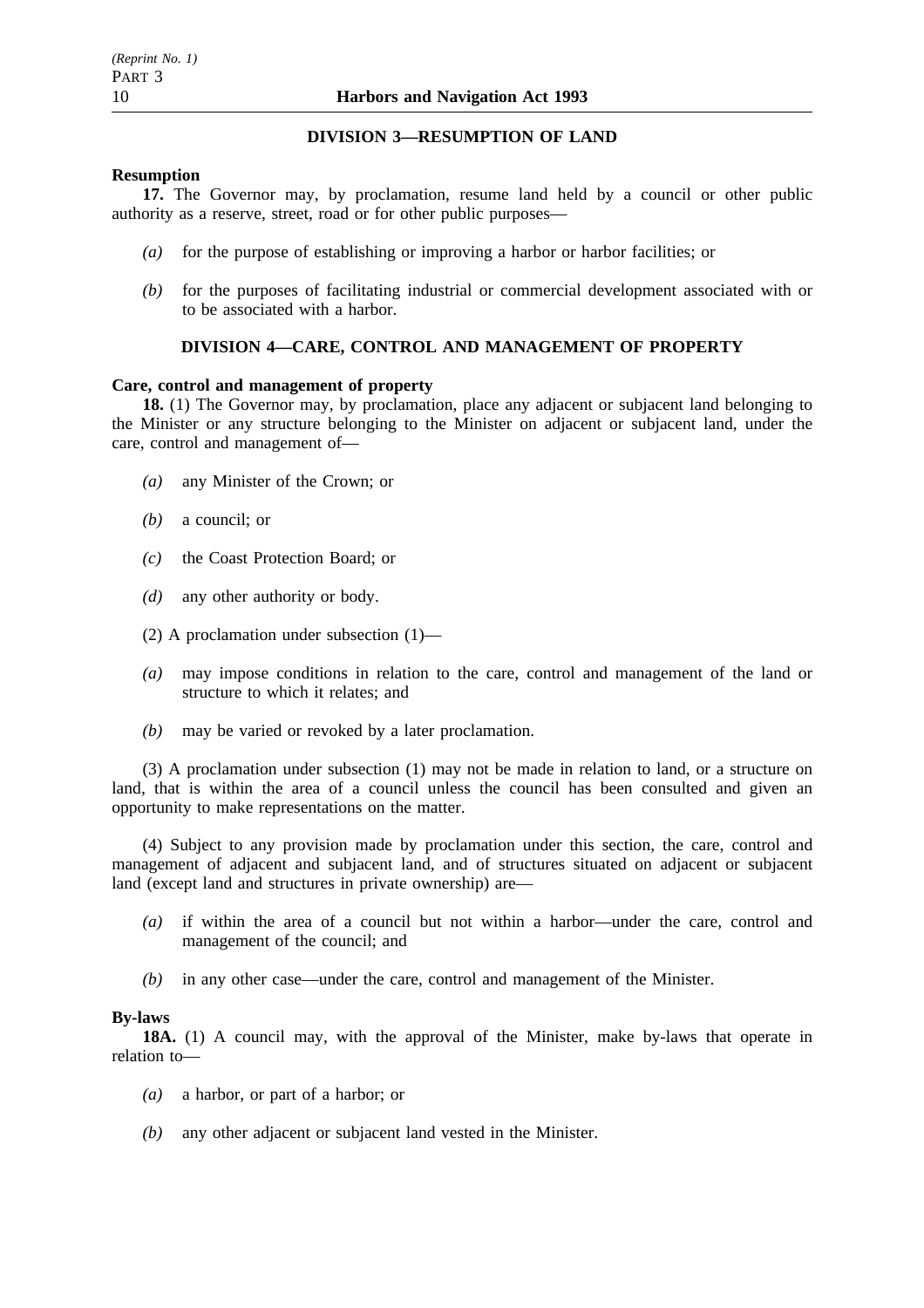## DIVISION 3—RESUMPTION OF LAND

**Resumption**

**17.** The Governor may, by proclamation, resume land held by a council or other public authority as a reserve, street, road or for other public purposes—

*(a)* for the purpose of establishing or improving a harbor or harbor facilities; or

*(b)* for the purposes of facilitating industrial or commercial development associated with or to be associated with a harbor.

## DIVISION 4—CARE, CONTROL AND MANAGEMENT OF PROPERTY

**Care, control and management of property**

**18.** (1) The Governor may, by proclamation, place any adjacent or subjacent land belonging to the Minister or any structure belonging to the Minister on adjacent or subjacent land, under the care, control and management of—

*(a)* any Minister of the Crown; or

*(b)* a council; or

*(c)* the Coast Protection Board; or

*(d)* any other authority or body.

(2) A proclamation under subsection (1)—

*(a)* may impose conditions in relation to the care, control and management of the land or structure to which it relates; and

*(b)* may be varied or revoked by a later proclamation.

(3) A proclamation under subsection (1) may not be made in relation to land, or a structure on land, that is within the area of a council unless the council has been consulted and given an opportunity to make representations on the matter.

(4) Subject to any provision made by proclamation under this section, the care, control and management of adjacent and subjacent land, and of structures situated on adjacent or subjacent land (except land and structures in private ownership) are—

*(a)* if within the area of a council but not within a harbor—under the care, control and management of the council; and

*(b)* in any other case—under the care, control and management of the Minister.

**By-laws**

**18A.** (1) A council may, with the approval of the Minister, make by-laws that operate in relation to—

*(a)* a harbor, or part of a harbor; or

*(b)* any other adjacent or subjacent land vested in the Minister.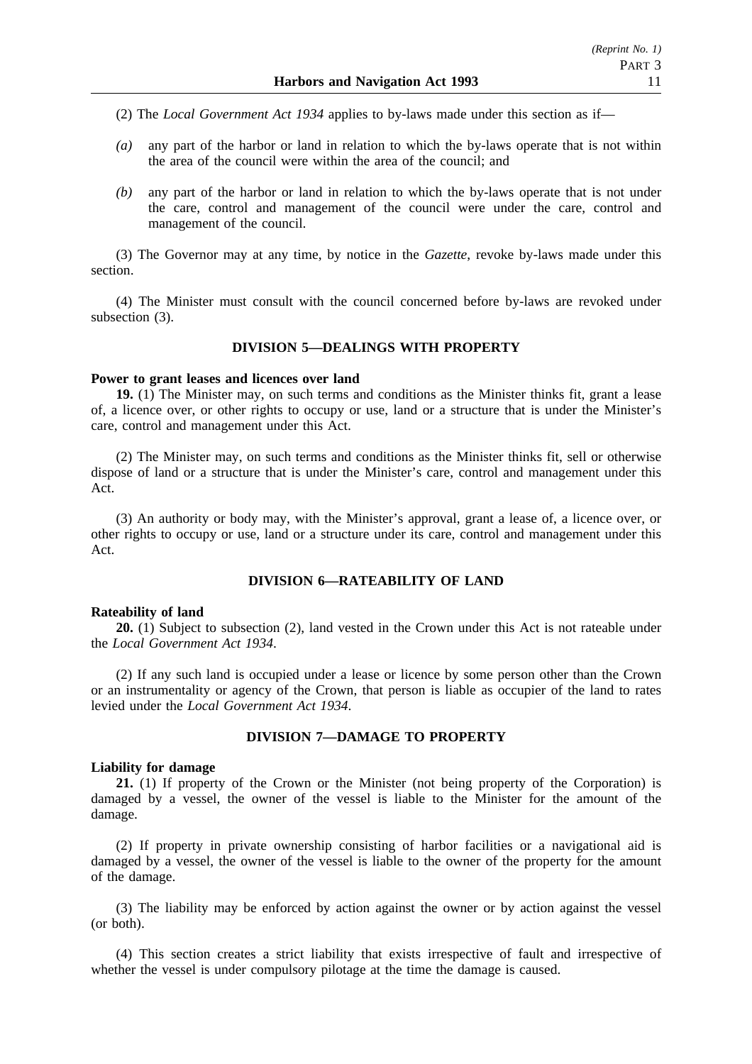(2) The *Local Government Act 1934* applies to by-laws made under this section as if—

*(a)* any part of the harbor or land in relation to which the by-laws operate that is not within the area of the council were within the area of the council; and

*(b)* any part of the harbor or land in relation to which the by-laws operate that is not under the care, control and management of the council were under the care, control and management of the council.

(3) The Governor may at any time, by notice in the *Gazette*, revoke by-laws made under this section.

(4) The Minister must consult with the council concerned before by-laws are revoked under subsection (3).

## DIVISION 5—DEALINGS WITH PROPERTY

**Power to grant leases and licences over land**

**19.** (1) The Minister may, on such terms and conditions as the Minister thinks fit, grant a lease of, a licence over, or other rights to occupy or use, land or a structure that is under the Minister's care, control and management under this Act.

(2) The Minister may, on such terms and conditions as the Minister thinks fit, sell or otherwise dispose of land or a structure that is under the Minister's care, control and management under this Act.

(3) An authority or body may, with the Minister's approval, grant a lease of, a licence over, or other rights to occupy or use, land or a structure under its care, control and management under this Act.

## DIVISION 6—RATEABILITY OF LAND

**Rateability of land**

**20.** (1) Subject to subsection (2), land vested in the Crown under this Act is not rateable under the *Local Government Act 1934*.

(2) If any such land is occupied under a lease or licence by some person other than the Crown or an instrumentality or agency of the Crown, that person is liable as occupier of the land to rates levied under the *Local Government Act 1934*.

## DIVISION 7—DAMAGE TO PROPERTY

**Liability for damage**

**21.** (1) If property of the Crown or the Minister (not being property of the Corporation) is damaged by a vessel, the owner of the vessel is liable to the Minister for the amount of the damage.

(2) If property in private ownership consisting of harbor facilities or a navigational aid is damaged by a vessel, the owner of the vessel is liable to the owner of the property for the amount of the damage.

(3) The liability may be enforced by action against the owner or by action against the vessel (or both).

(4) This section creates a strict liability that exists irrespective of fault and irrespective of whether the vessel is under compulsory pilotage at the time the damage is caused.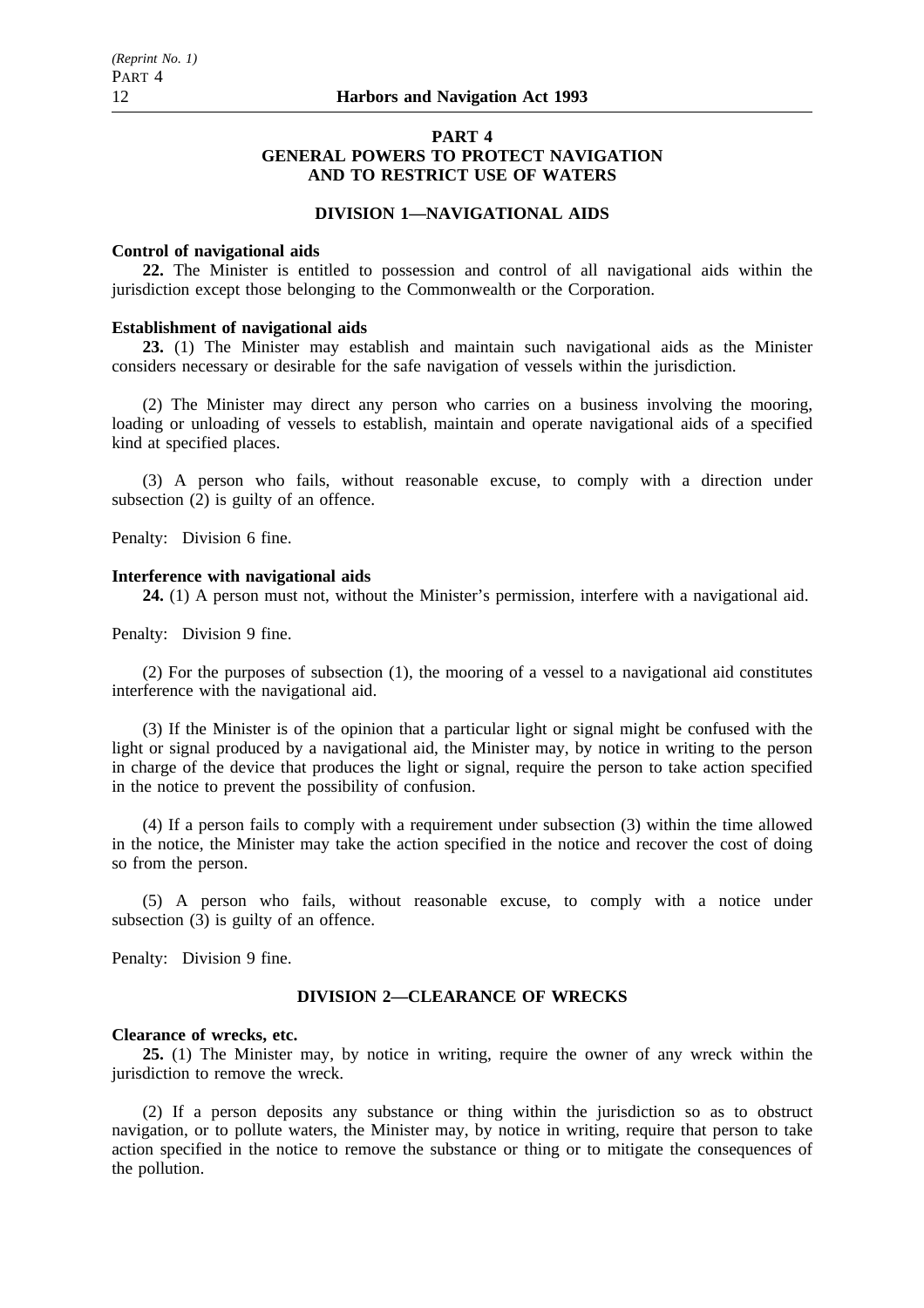## PART 4
## GENERAL POWERS TO PROTECT NAVIGATION AND TO RESTRICT USE OF WATERS

### DIVISION 1—NAVIGATIONAL AIDS

**Control of navigational aids**

**22.** The Minister is entitled to possession and control of all navigational aids within the jurisdiction except those belonging to the Commonwealth or the Corporation.

**Establishment of navigational aids**

**23.** (1) The Minister may establish and maintain such navigational aids as the Minister considers necessary or desirable for the safe navigation of vessels within the jurisdiction.

(2) The Minister may direct any person who carries on a business involving the mooring, loading or unloading of vessels to establish, maintain and operate navigational aids of a specified kind at specified places.

(3) A person who fails, without reasonable excuse, to comply with a direction under subsection (2) is guilty of an offence.

Penalty: Division 6 fine.

**Interference with navigational aids**

**24.** (1) A person must not, without the Minister's permission, interfere with a navigational aid.

Penalty: Division 9 fine.

(2) For the purposes of subsection (1), the mooring of a vessel to a navigational aid constitutes interference with the navigational aid.

(3) If the Minister is of the opinion that a particular light or signal might be confused with the light or signal produced by a navigational aid, the Minister may, by notice in writing to the person in charge of the device that produces the light or signal, require the person to take action specified in the notice to prevent the possibility of confusion.

(4) If a person fails to comply with a requirement under subsection (3) within the time allowed in the notice, the Minister may take the action specified in the notice and recover the cost of doing so from the person.

(5) A person who fails, without reasonable excuse, to comply with a notice under subsection (3) is guilty of an offence.

Penalty: Division 9 fine.

### DIVISION 2—CLEARANCE OF WRECKS

**Clearance of wrecks, etc.**

**25.** (1) The Minister may, by notice in writing, require the owner of any wreck within the jurisdiction to remove the wreck.

(2) If a person deposits any substance or thing within the jurisdiction so as to obstruct navigation, or to pollute waters, the Minister may, by notice in writing, require that person to take action specified in the notice to remove the substance or thing or to mitigate the consequences of the pollution.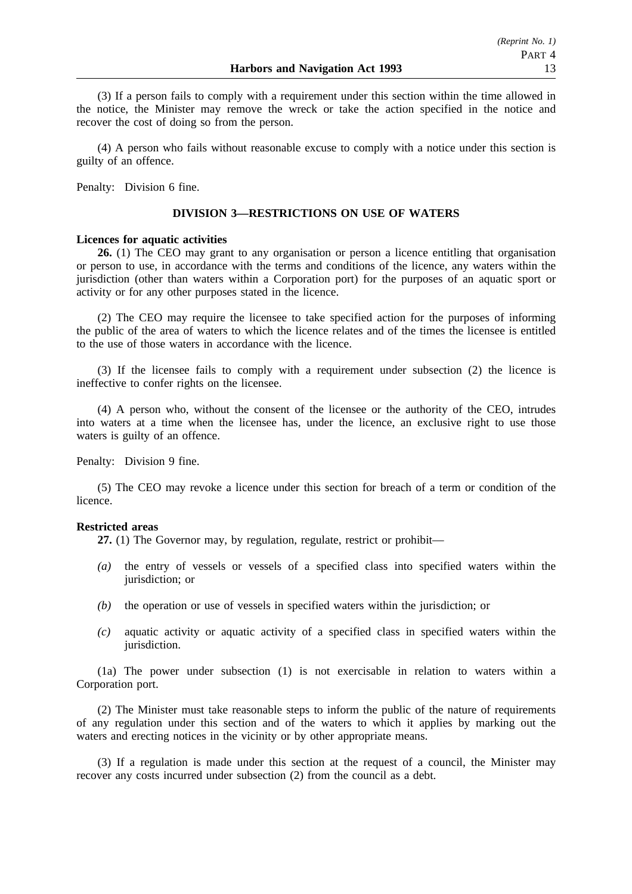(3) If a person fails to comply with a requirement under this section within the time allowed in the notice, the Minister may remove the wreck or take the action specified in the notice and recover the cost of doing so from the person.

(4) A person who fails without reasonable excuse to comply with a notice under this section is guilty of an offence.

Penalty: Division 6 fine.

## DIVISION 3—RESTRICTIONS ON USE OF WATERS

**Licences for aquatic activities**

**26.** (1) The CEO may grant to any organisation or person a licence entitling that organisation or person to use, in accordance with the terms and conditions of the licence, any waters within the jurisdiction (other than waters within a Corporation port) for the purposes of an aquatic sport or activity or for any other purposes stated in the licence.

(2) The CEO may require the licensee to take specified action for the purposes of informing the public of the area of waters to which the licence relates and of the times the licensee is entitled to the use of those waters in accordance with the licence.

(3) If the licensee fails to comply with a requirement under subsection (2) the licence is ineffective to confer rights on the licensee.

(4) A person who, without the consent of the licensee or the authority of the CEO, intrudes into waters at a time when the licensee has, under the licence, an exclusive right to use those waters is guilty of an offence.

Penalty: Division 9 fine.

(5) The CEO may revoke a licence under this section for breach of a term or condition of the licence.

**Restricted areas**

**27.** (1) The Governor may, by regulation, regulate, restrict or prohibit—

*(a)* the entry of vessels or vessels of a specified class into specified waters within the jurisdiction; or

*(b)* the operation or use of vessels in specified waters within the jurisdiction; or

*(c)* aquatic activity or aquatic activity of a specified class in specified waters within the jurisdiction.

(1a) The power under subsection (1) is not exercisable in relation to waters within a Corporation port.

(2) The Minister must take reasonable steps to inform the public of the nature of requirements of any regulation under this section and of the waters to which it applies by marking out the waters and erecting notices in the vicinity or by other appropriate means.

(3) If a regulation is made under this section at the request of a council, the Minister may recover any costs incurred under subsection (2) from the council as a debt.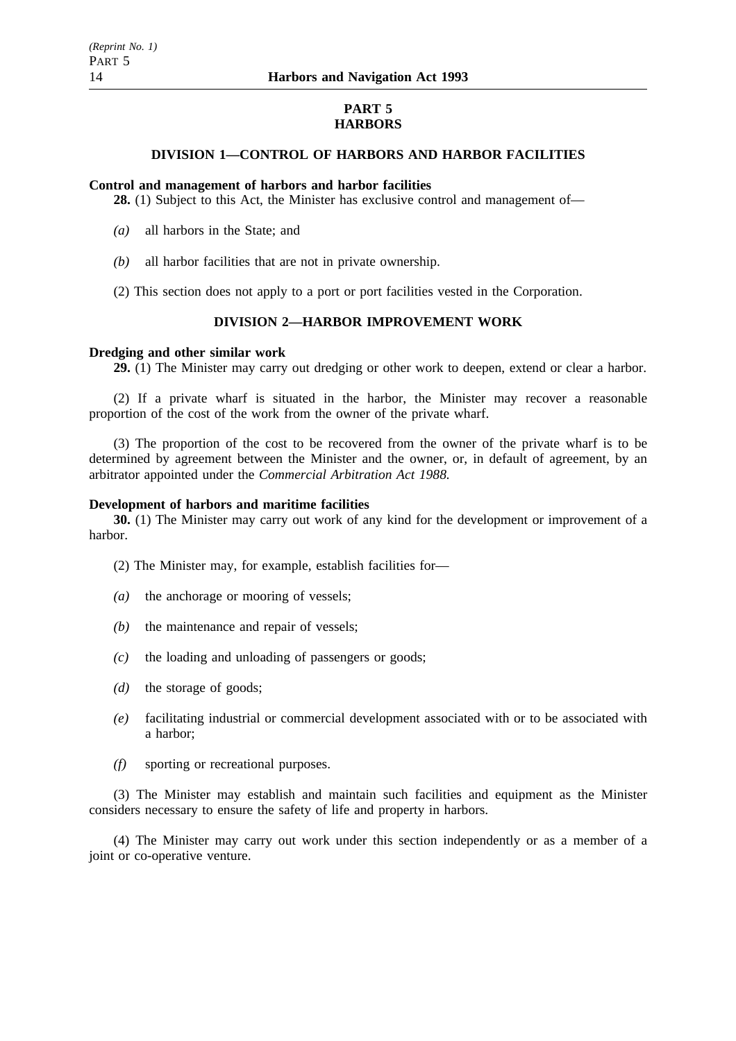## PART 5
## HARBORS

### DIVISION 1—CONTROL OF HARBORS AND HARBOR FACILITIES

**Control and management of harbors and harbor facilities**

**28.** (1) Subject to this Act, the Minister has exclusive control and management of—

*(a)* all harbors in the State; and

*(b)* all harbor facilities that are not in private ownership.

(2) This section does not apply to a port or port facilities vested in the Corporation.

### DIVISION 2—HARBOR IMPROVEMENT WORK

**Dredging and other similar work**

**29.** (1) The Minister may carry out dredging or other work to deepen, extend or clear a harbor.

(2) If a private wharf is situated in the harbor, the Minister may recover a reasonable proportion of the cost of the work from the owner of the private wharf.

(3) The proportion of the cost to be recovered from the owner of the private wharf is to be determined by agreement between the Minister and the owner, or, in default of agreement, by an arbitrator appointed under the *Commercial Arbitration Act 1988.*

**Development of harbors and maritime facilities**

**30.** (1) The Minister may carry out work of any kind for the development or improvement of a harbor.

(2) The Minister may, for example, establish facilities for—

*(a)* the anchorage or mooring of vessels;

*(b)* the maintenance and repair of vessels;

*(c)* the loading and unloading of passengers or goods;

*(d)* the storage of goods;

*(e)* facilitating industrial or commercial development associated with or to be associated with a harbor;

*(f)* sporting or recreational purposes.

(3) The Minister may establish and maintain such facilities and equipment as the Minister considers necessary to ensure the safety of life and property in harbors.

(4) The Minister may carry out work under this section independently or as a member of a joint or co-operative venture.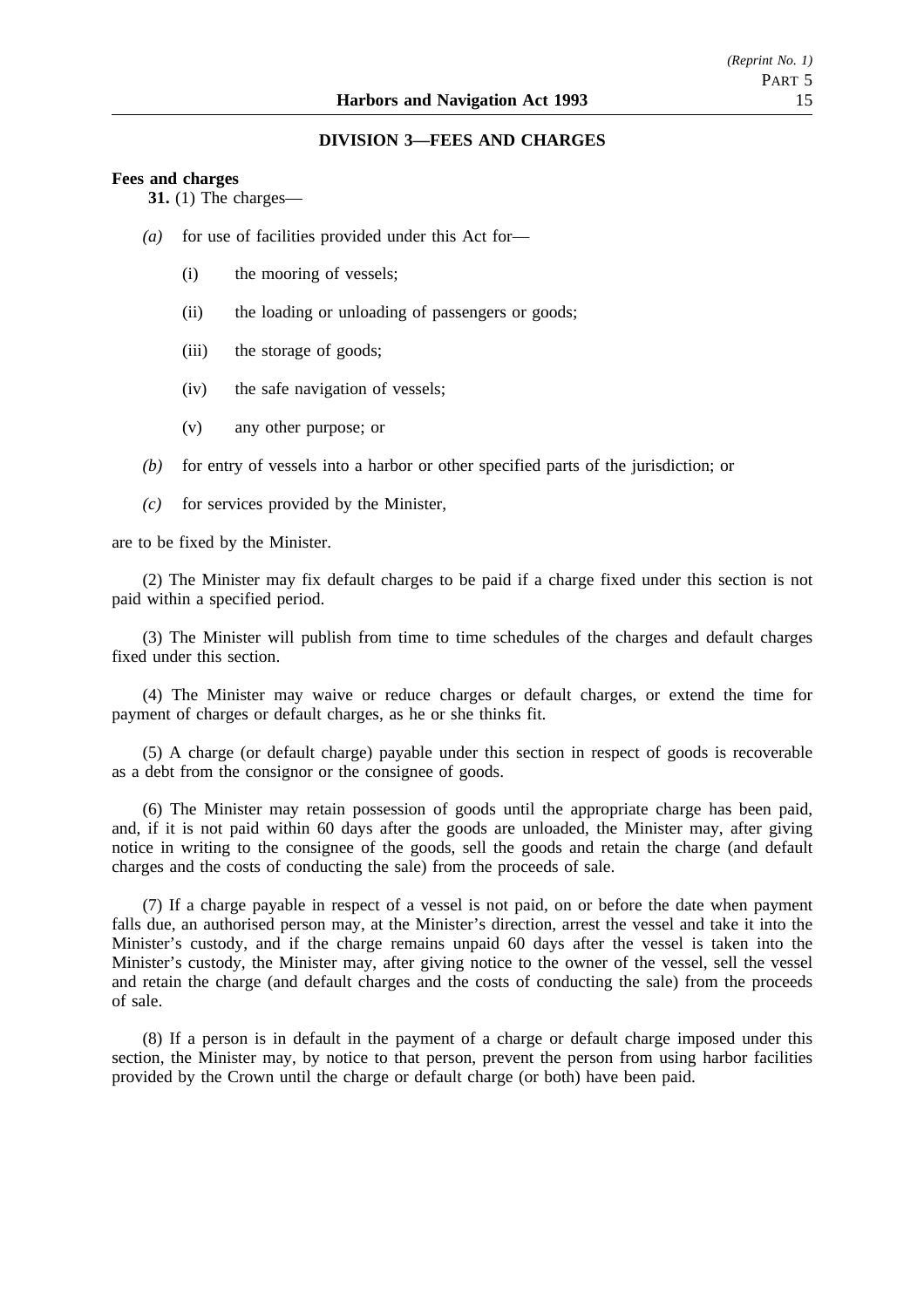## DIVISION 3—FEES AND CHARGES

**Fees and charges**

**31.** (1) The charges—

*(a)* for use of facilities provided under this Act for—

(i) the mooring of vessels;

(ii) the loading or unloading of passengers or goods;

(iii) the storage of goods;

(iv) the safe navigation of vessels;

(v) any other purpose; or

*(b)* for entry of vessels into a harbor or other specified parts of the jurisdiction; or

*(c)* for services provided by the Minister,

are to be fixed by the Minister.

(2) The Minister may fix default charges to be paid if a charge fixed under this section is not paid within a specified period.

(3) The Minister will publish from time to time schedules of the charges and default charges fixed under this section.

(4) The Minister may waive or reduce charges or default charges, or extend the time for payment of charges or default charges, as he or she thinks fit.

(5) A charge (or default charge) payable under this section in respect of goods is recoverable as a debt from the consignor or the consignee of goods.

(6) The Minister may retain possession of goods until the appropriate charge has been paid, and, if it is not paid within 60 days after the goods are unloaded, the Minister may, after giving notice in writing to the consignee of the goods, sell the goods and retain the charge (and default charges and the costs of conducting the sale) from the proceeds of sale.

(7) If a charge payable in respect of a vessel is not paid, on or before the date when payment falls due, an authorised person may, at the Minister's direction, arrest the vessel and take it into the Minister's custody, and if the charge remains unpaid 60 days after the vessel is taken into the Minister's custody, the Minister may, after giving notice to the owner of the vessel, sell the vessel and retain the charge (and default charges and the costs of conducting the sale) from the proceeds of sale.

(8) If a person is in default in the payment of a charge or default charge imposed under this section, the Minister may, by notice to that person, prevent the person from using harbor facilities provided by the Crown until the charge or default charge (or both) have been paid.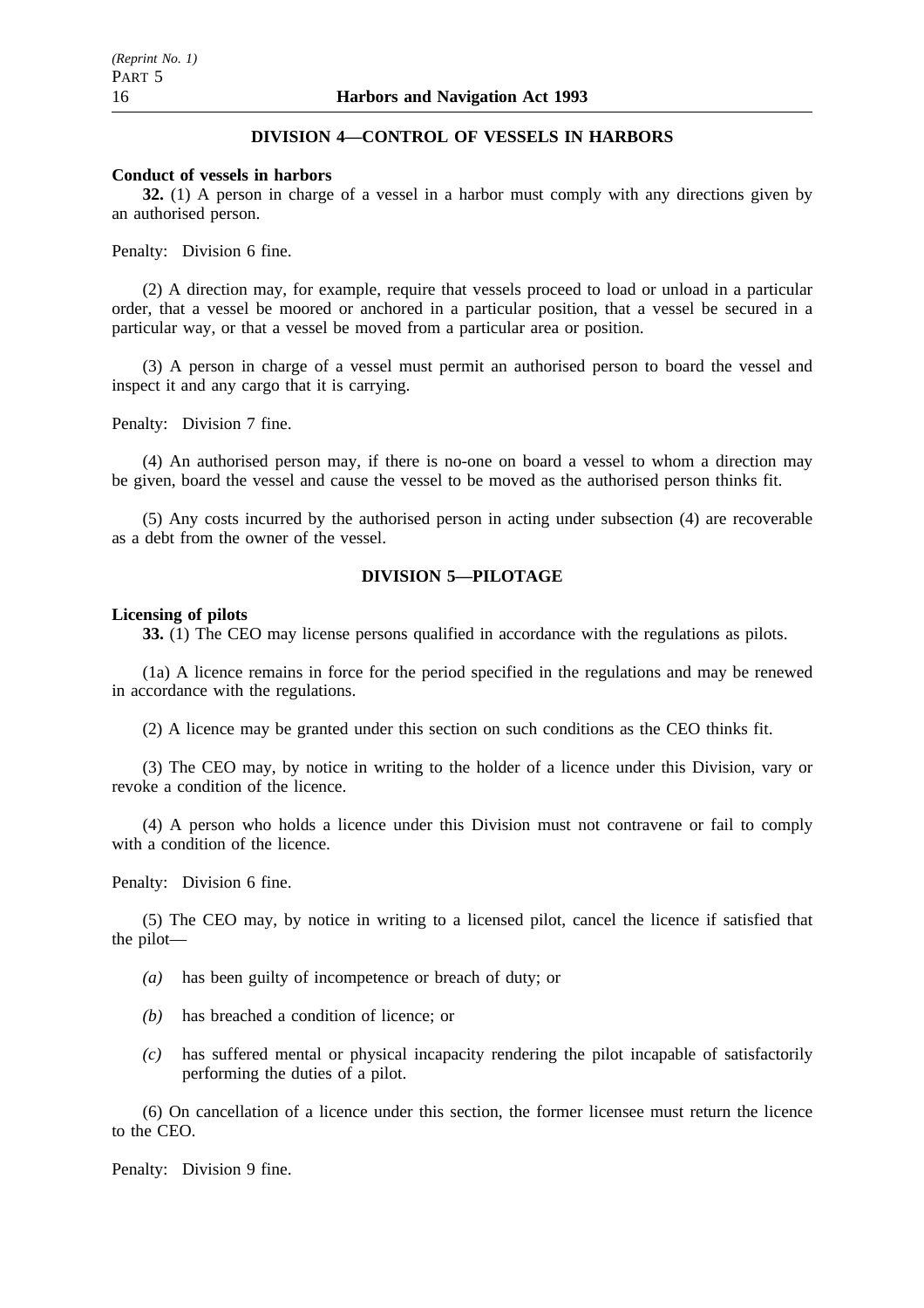## DIVISION 4—CONTROL OF VESSELS IN HARBORS

**Conduct of vessels in harbors**

**32.** (1) A person in charge of a vessel in a harbor must comply with any directions given by an authorised person.

Penalty: Division 6 fine.

(2) A direction may, for example, require that vessels proceed to load or unload in a particular order, that a vessel be moored or anchored in a particular position, that a vessel be secured in a particular way, or that a vessel be moved from a particular area or position.

(3) A person in charge of a vessel must permit an authorised person to board the vessel and inspect it and any cargo that it is carrying.

Penalty: Division 7 fine.

(4) An authorised person may, if there is no-one on board a vessel to whom a direction may be given, board the vessel and cause the vessel to be moved as the authorised person thinks fit.

(5) Any costs incurred by the authorised person in acting under subsection (4) are recoverable as a debt from the owner of the vessel.

## DIVISION 5—PILOTAGE

**Licensing of pilots**

**33.** (1) The CEO may license persons qualified in accordance with the regulations as pilots.

(1a) A licence remains in force for the period specified in the regulations and may be renewed in accordance with the regulations.

(2) A licence may be granted under this section on such conditions as the CEO thinks fit.

(3) The CEO may, by notice in writing to the holder of a licence under this Division, vary or revoke a condition of the licence.

(4) A person who holds a licence under this Division must not contravene or fail to comply with a condition of the licence.

Penalty: Division 6 fine.

(5) The CEO may, by notice in writing to a licensed pilot, cancel the licence if satisfied that the pilot—

*(a)* has been guilty of incompetence or breach of duty; or

*(b)* has breached a condition of licence; or

*(c)* has suffered mental or physical incapacity rendering the pilot incapable of satisfactorily performing the duties of a pilot.

(6) On cancellation of a licence under this section, the former licensee must return the licence to the CEO.

Penalty: Division 9 fine.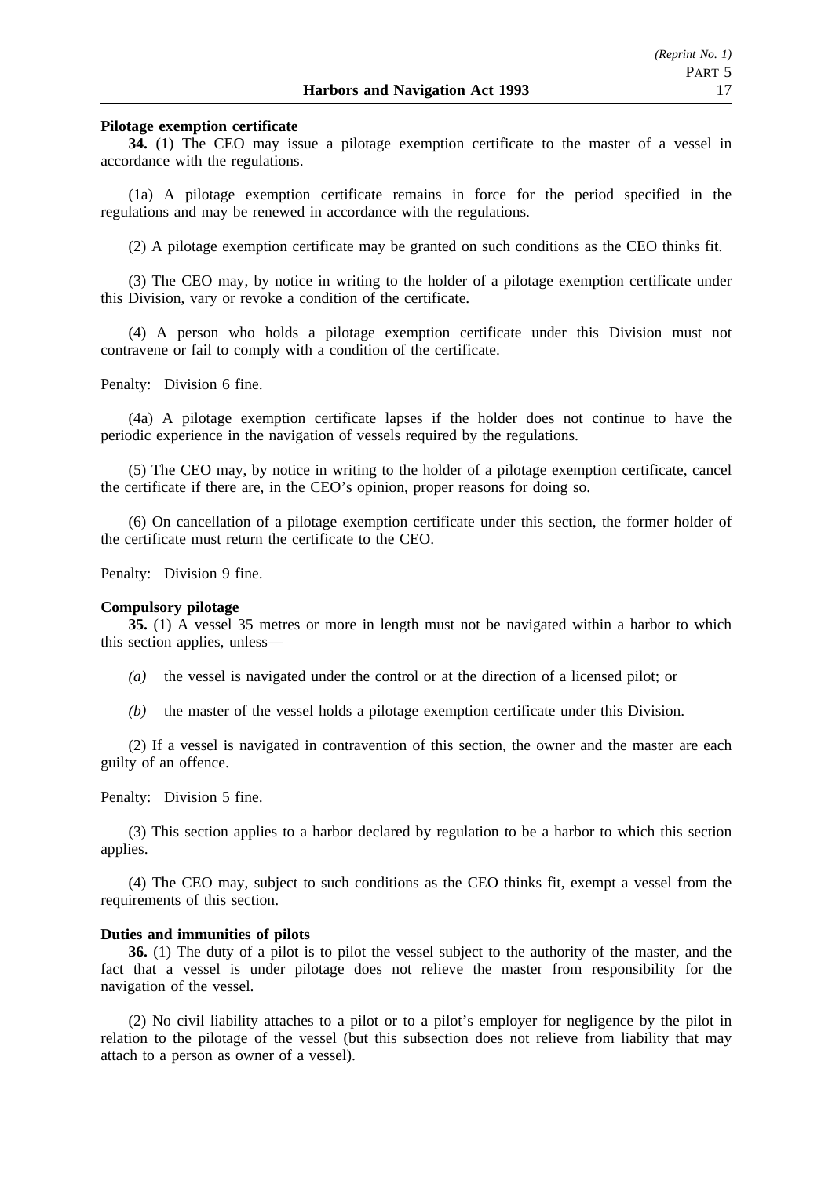**Pilotage exemption certificate**

**34.** (1) The CEO may issue a pilotage exemption certificate to the master of a vessel in accordance with the regulations.

(1a) A pilotage exemption certificate remains in force for the period specified in the regulations and may be renewed in accordance with the regulations.

(2) A pilotage exemption certificate may be granted on such conditions as the CEO thinks fit.

(3) The CEO may, by notice in writing to the holder of a pilotage exemption certificate under this Division, vary or revoke a condition of the certificate.

(4) A person who holds a pilotage exemption certificate under this Division must not contravene or fail to comply with a condition of the certificate.

Penalty: Division 6 fine.

(4a) A pilotage exemption certificate lapses if the holder does not continue to have the periodic experience in the navigation of vessels required by the regulations.

(5) The CEO may, by notice in writing to the holder of a pilotage exemption certificate, cancel the certificate if there are, in the CEO's opinion, proper reasons for doing so.

(6) On cancellation of a pilotage exemption certificate under this section, the former holder of the certificate must return the certificate to the CEO.

Penalty: Division 9 fine.

**Compulsory pilotage**

**35.** (1) A vessel 35 metres or more in length must not be navigated within a harbor to which this section applies, unless—

*(a)* the vessel is navigated under the control or at the direction of a licensed pilot; or

*(b)* the master of the vessel holds a pilotage exemption certificate under this Division.

(2) If a vessel is navigated in contravention of this section, the owner and the master are each guilty of an offence.

Penalty: Division 5 fine.

(3) This section applies to a harbor declared by regulation to be a harbor to which this section applies.

(4) The CEO may, subject to such conditions as the CEO thinks fit, exempt a vessel from the requirements of this section.

**Duties and immunities of pilots**

**36.** (1) The duty of a pilot is to pilot the vessel subject to the authority of the master, and the fact that a vessel is under pilotage does not relieve the master from responsibility for the navigation of the vessel.

(2) No civil liability attaches to a pilot or to a pilot's employer for negligence by the pilot in relation to the pilotage of the vessel (but this subsection does not relieve from liability that may attach to a person as owner of a vessel).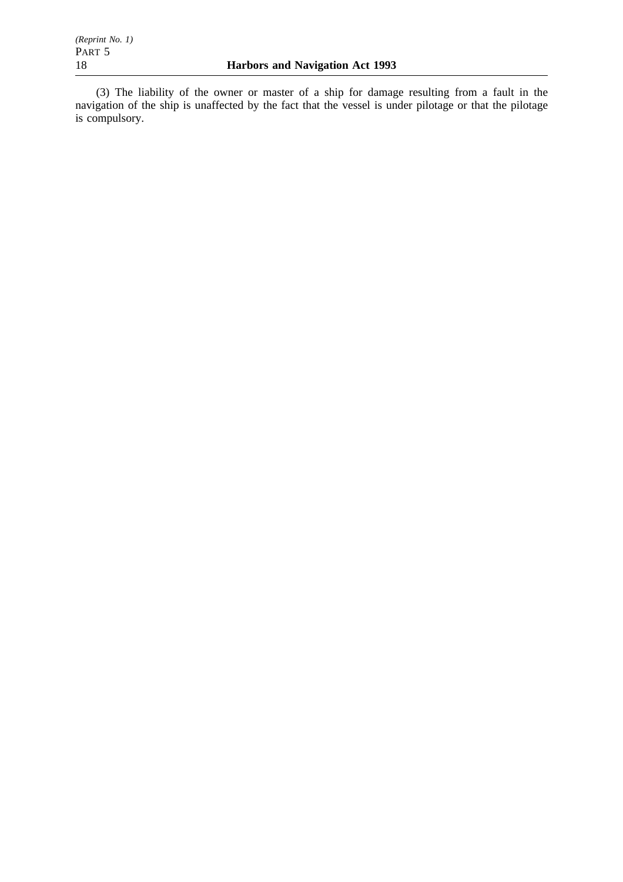(3) The liability of the owner or master of a ship for damage resulting from a fault in the navigation of the ship is unaffected by the fact that the vessel is under pilotage or that the pilotage is compulsory.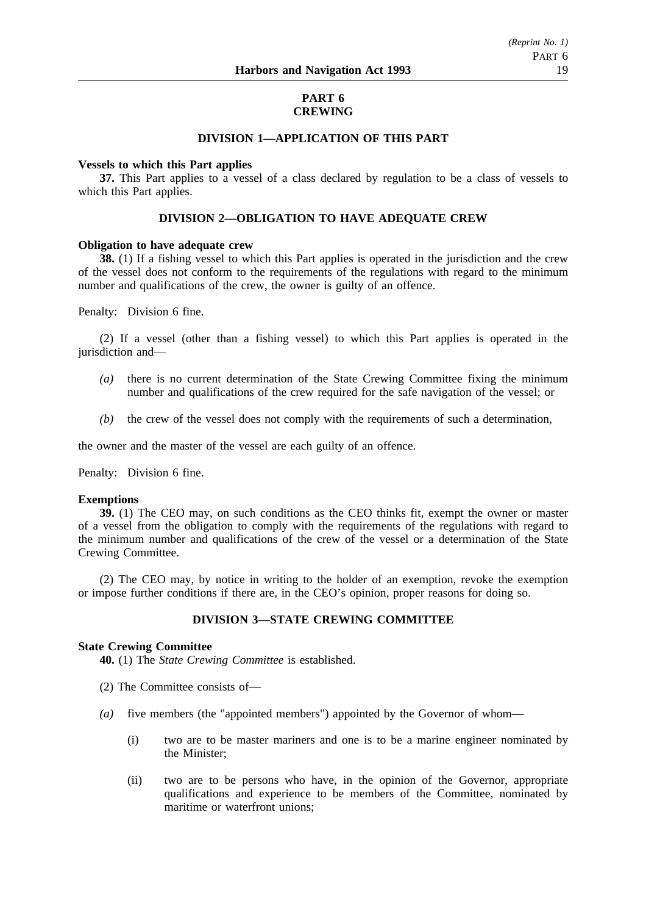## PART 6
## CREWING

### DIVISION 1—APPLICATION OF THIS PART

**Vessels to which this Part applies**

**37.** This Part applies to a vessel of a class declared by regulation to be a class of vessels to which this Part applies.

### DIVISION 2—OBLIGATION TO HAVE ADEQUATE CREW

**Obligation to have adequate crew**

**38.** (1) If a fishing vessel to which this Part applies is operated in the jurisdiction and the crew of the vessel does not conform to the requirements of the regulations with regard to the minimum number and qualifications of the crew, the owner is guilty of an offence.

Penalty: Division 6 fine.

(2) If a vessel (other than a fishing vessel) to which this Part applies is operated in the jurisdiction and—

*(a)* there is no current determination of the State Crewing Committee fixing the minimum number and qualifications of the crew required for the safe navigation of the vessel; or

*(b)* the crew of the vessel does not comply with the requirements of such a determination,

the owner and the master of the vessel are each guilty of an offence.

Penalty: Division 6 fine.

**Exemptions**

**39.** (1) The CEO may, on such conditions as the CEO thinks fit, exempt the owner or master of a vessel from the obligation to comply with the requirements of the regulations with regard to the minimum number and qualifications of the crew of the vessel or a determination of the State Crewing Committee.

(2) The CEO may, by notice in writing to the holder of an exemption, revoke the exemption or impose further conditions if there are, in the CEO's opinion, proper reasons for doing so.

### DIVISION 3—STATE CREWING COMMITTEE

**State Crewing Committee**

**40.** (1) The *State Crewing Committee* is established.

(2) The Committee consists of—

*(a)* five members (the "appointed members") appointed by the Governor of whom—

(i) two are to be master mariners and one is to be a marine engineer nominated by the Minister;

(ii) two are to be persons who have, in the opinion of the Governor, appropriate qualifications and experience to be members of the Committee, nominated by maritime or waterfront unions;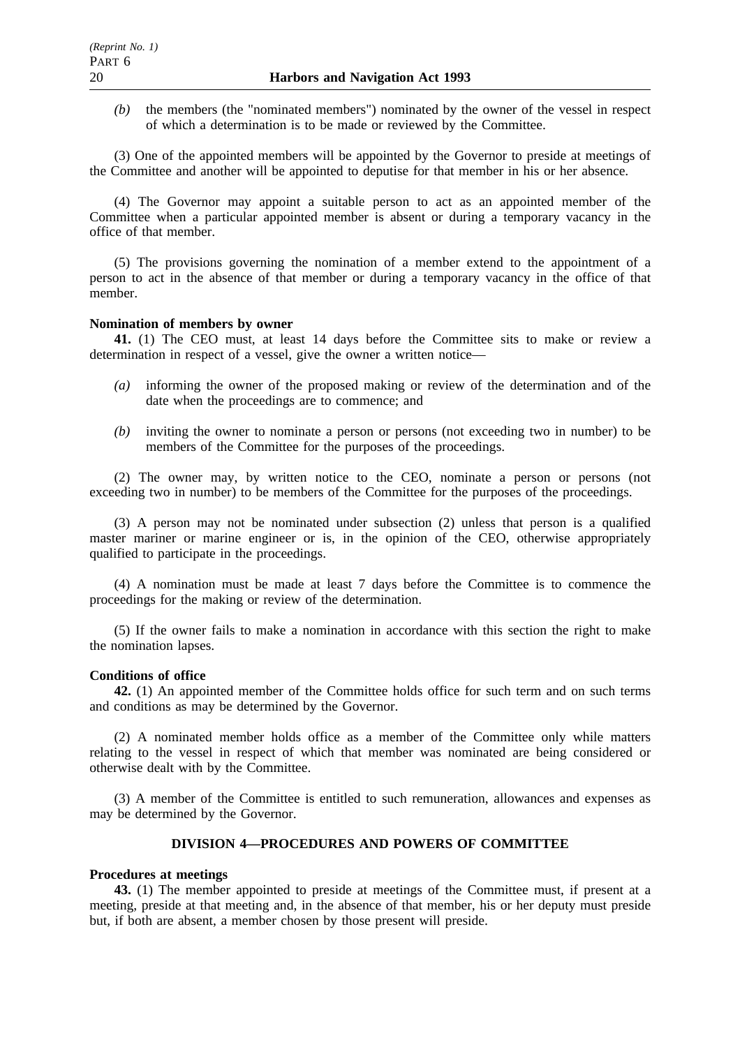*(b)* the members (the "nominated members") nominated by the owner of the vessel in respect of which a determination is to be made or reviewed by the Committee.

(3) One of the appointed members will be appointed by the Governor to preside at meetings of the Committee and another will be appointed to deputise for that member in his or her absence.

(4) The Governor may appoint a suitable person to act as an appointed member of the Committee when a particular appointed member is absent or during a temporary vacancy in the office of that member.

(5) The provisions governing the nomination of a member extend to the appointment of a person to act in the absence of that member or during a temporary vacancy in the office of that member.

**Nomination of members by owner**

**41.** (1) The CEO must, at least 14 days before the Committee sits to make or review a determination in respect of a vessel, give the owner a written notice—

*(a)* informing the owner of the proposed making or review of the determination and of the date when the proceedings are to commence; and

*(b)* inviting the owner to nominate a person or persons (not exceeding two in number) to be members of the Committee for the purposes of the proceedings.

(2) The owner may, by written notice to the CEO, nominate a person or persons (not exceeding two in number) to be members of the Committee for the purposes of the proceedings.

(3) A person may not be nominated under subsection (2) unless that person is a qualified master mariner or marine engineer or is, in the opinion of the CEO, otherwise appropriately qualified to participate in the proceedings.

(4) A nomination must be made at least 7 days before the Committee is to commence the proceedings for the making or review of the determination.

(5) If the owner fails to make a nomination in accordance with this section the right to make the nomination lapses.

**Conditions of office**

**42.** (1) An appointed member of the Committee holds office for such term and on such terms and conditions as may be determined by the Governor.

(2) A nominated member holds office as a member of the Committee only while matters relating to the vessel in respect of which that member was nominated are being considered or otherwise dealt with by the Committee.

(3) A member of the Committee is entitled to such remuneration, allowances and expenses as may be determined by the Governor.

## DIVISION 4—PROCEDURES AND POWERS OF COMMITTEE

**Procedures at meetings**

**43.** (1) The member appointed to preside at meetings of the Committee must, if present at a meeting, preside at that meeting and, in the absence of that member, his or her deputy must preside but, if both are absent, a member chosen by those present will preside.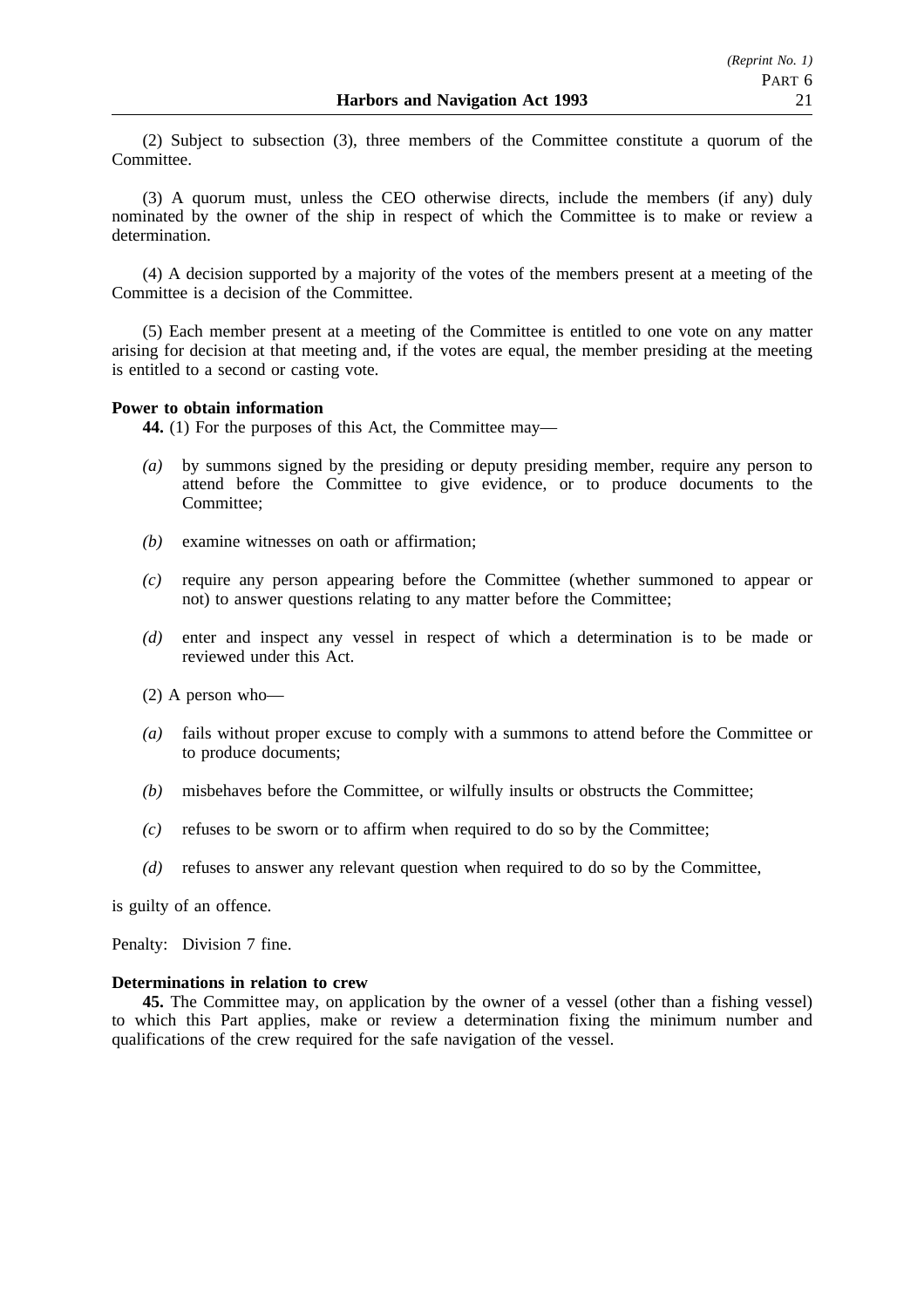(2) Subject to subsection (3), three members of the Committee constitute a quorum of the Committee.

(3) A quorum must, unless the CEO otherwise directs, include the members (if any) duly nominated by the owner of the ship in respect of which the Committee is to make or review a determination.

(4) A decision supported by a majority of the votes of the members present at a meeting of the Committee is a decision of the Committee.

(5) Each member present at a meeting of the Committee is entitled to one vote on any matter arising for decision at that meeting and, if the votes are equal, the member presiding at the meeting is entitled to a second or casting vote.

**Power to obtain information**

**44.** (1) For the purposes of this Act, the Committee may—

*(a)* by summons signed by the presiding or deputy presiding member, require any person to attend before the Committee to give evidence, or to produce documents to the Committee;

*(b)* examine witnesses on oath or affirmation;

*(c)* require any person appearing before the Committee (whether summoned to appear or not) to answer questions relating to any matter before the Committee;

*(d)* enter and inspect any vessel in respect of which a determination is to be made or reviewed under this Act.

(2) A person who—

*(a)* fails without proper excuse to comply with a summons to attend before the Committee or to produce documents;

*(b)* misbehaves before the Committee, or wilfully insults or obstructs the Committee;

*(c)* refuses to be sworn or to affirm when required to do so by the Committee;

*(d)* refuses to answer any relevant question when required to do so by the Committee,

is guilty of an offence.

Penalty: Division 7 fine.

**Determinations in relation to crew**

**45.** The Committee may, on application by the owner of a vessel (other than a fishing vessel) to which this Part applies, make or review a determination fixing the minimum number and qualifications of the crew required for the safe navigation of the vessel.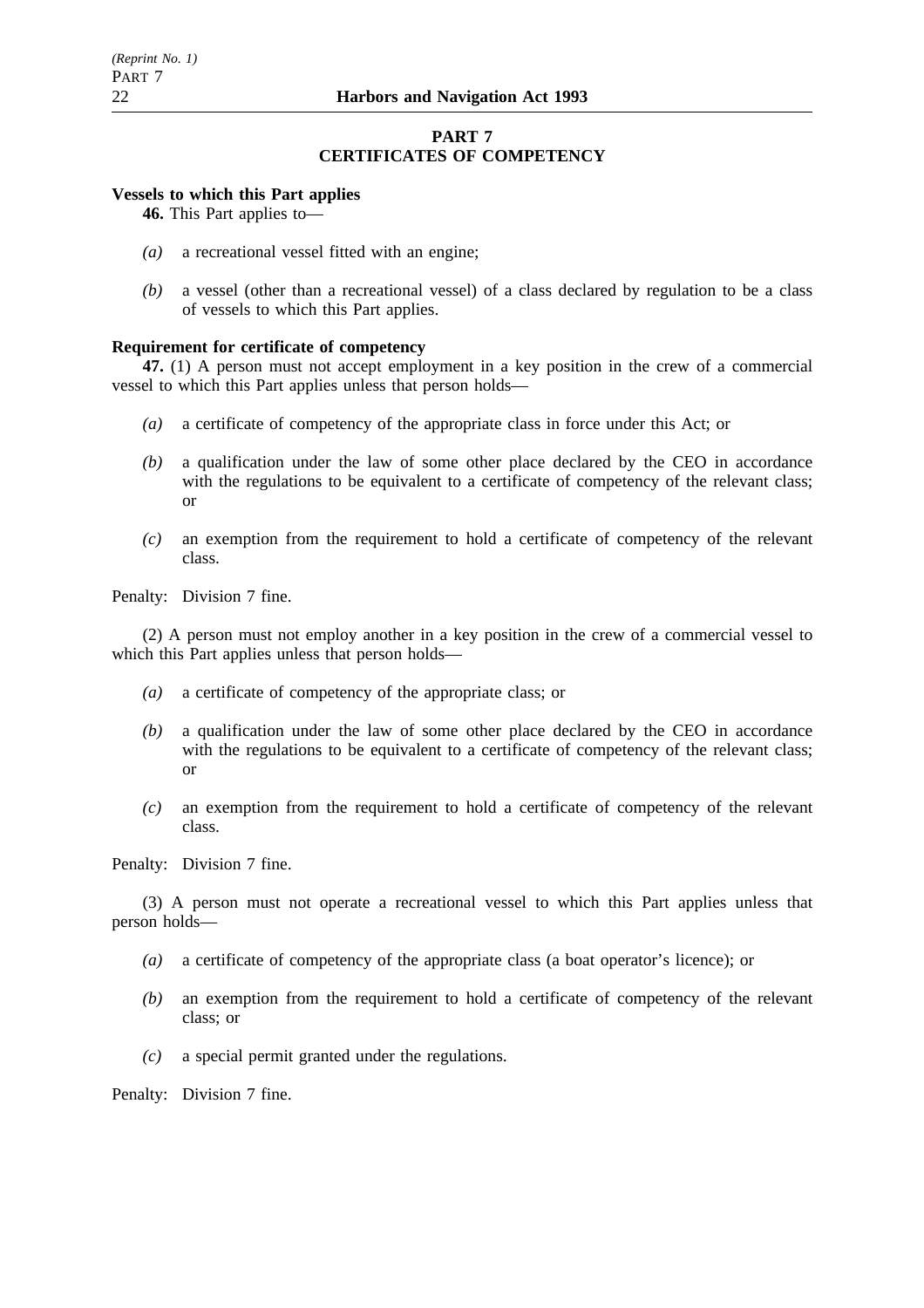## PART 7
## CERTIFICATES OF COMPETENCY

**Vessels to which this Part applies**

**46.** This Part applies to—

*(a)* a recreational vessel fitted with an engine;

*(b)* a vessel (other than a recreational vessel) of a class declared by regulation to be a class of vessels to which this Part applies.

**Requirement for certificate of competency**

**47.** (1) A person must not accept employment in a key position in the crew of a commercial vessel to which this Part applies unless that person holds—

*(a)* a certificate of competency of the appropriate class in force under this Act; or

*(b)* a qualification under the law of some other place declared by the CEO in accordance with the regulations to be equivalent to a certificate of competency of the relevant class; or

*(c)* an exemption from the requirement to hold a certificate of competency of the relevant class.

Penalty: Division 7 fine.

(2) A person must not employ another in a key position in the crew of a commercial vessel to which this Part applies unless that person holds—

*(a)* a certificate of competency of the appropriate class; or

*(b)* a qualification under the law of some other place declared by the CEO in accordance with the regulations to be equivalent to a certificate of competency of the relevant class; or

*(c)* an exemption from the requirement to hold a certificate of competency of the relevant class.

Penalty: Division 7 fine.

(3) A person must not operate a recreational vessel to which this Part applies unless that person holds—

*(a)* a certificate of competency of the appropriate class (a boat operator's licence); or

*(b)* an exemption from the requirement to hold a certificate of competency of the relevant class; or

*(c)* a special permit granted under the regulations.

Penalty: Division 7 fine.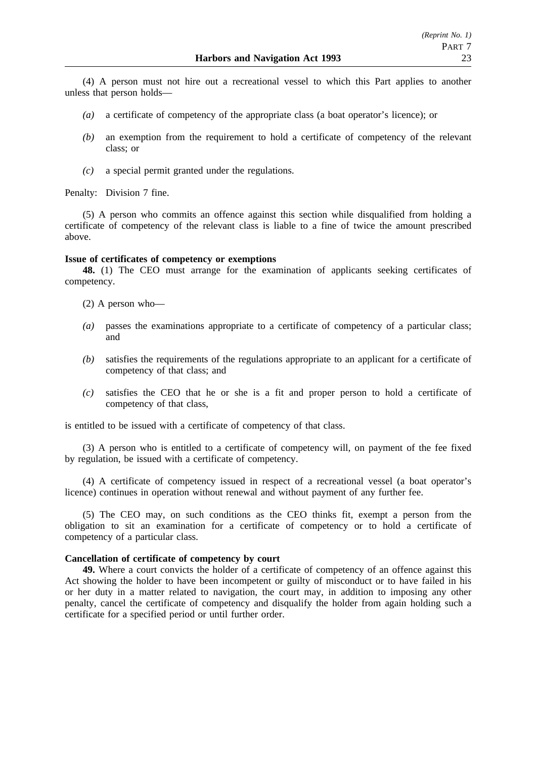(4) A person must not hire out a recreational vessel to which this Part applies to another unless that person holds—

*(a)* a certificate of competency of the appropriate class (a boat operator's licence); or

*(b)* an exemption from the requirement to hold a certificate of competency of the relevant class; or

*(c)* a special permit granted under the regulations.

Penalty: Division 7 fine.

(5) A person who commits an offence against this section while disqualified from holding a certificate of competency of the relevant class is liable to a fine of twice the amount prescribed above.

**Issue of certificates of competency or exemptions**

**48.** (1) The CEO must arrange for the examination of applicants seeking certificates of competency.

(2) A person who—

*(a)* passes the examinations appropriate to a certificate of competency of a particular class; and

*(b)* satisfies the requirements of the regulations appropriate to an applicant for a certificate of competency of that class; and

*(c)* satisfies the CEO that he or she is a fit and proper person to hold a certificate of competency of that class,

is entitled to be issued with a certificate of competency of that class.

(3) A person who is entitled to a certificate of competency will, on payment of the fee fixed by regulation, be issued with a certificate of competency.

(4) A certificate of competency issued in respect of a recreational vessel (a boat operator's licence) continues in operation without renewal and without payment of any further fee.

(5) The CEO may, on such conditions as the CEO thinks fit, exempt a person from the obligation to sit an examination for a certificate of competency or to hold a certificate of competency of a particular class.

**Cancellation of certificate of competency by court**

**49.** Where a court convicts the holder of a certificate of competency of an offence against this Act showing the holder to have been incompetent or guilty of misconduct or to have failed in his or her duty in a matter related to navigation, the court may, in addition to imposing any other penalty, cancel the certificate of competency and disqualify the holder from again holding such a certificate for a specified period or until further order.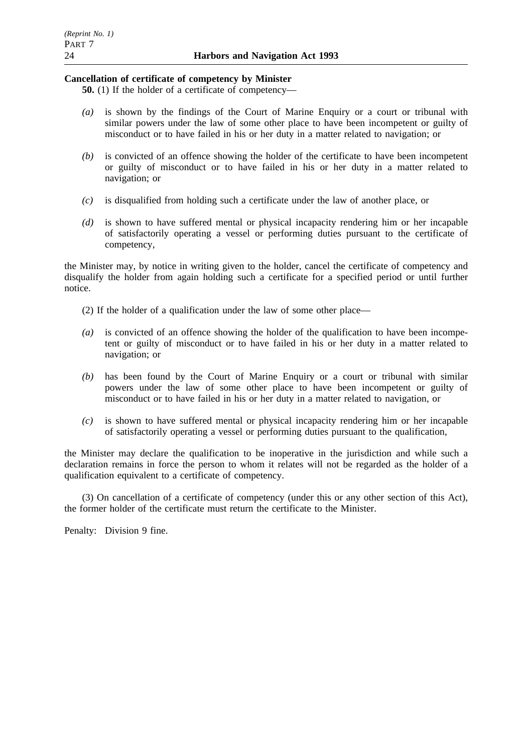**Cancellation of certificate of competency by Minister**

**50.** (1) If the holder of a certificate of competency—

*(a)* is shown by the findings of the Court of Marine Enquiry or a court or tribunal with similar powers under the law of some other place to have been incompetent or guilty of misconduct or to have failed in his or her duty in a matter related to navigation; or

*(b)* is convicted of an offence showing the holder of the certificate to have been incompetent or guilty of misconduct or to have failed in his or her duty in a matter related to navigation; or

*(c)* is disqualified from holding such a certificate under the law of another place, or

*(d)* is shown to have suffered mental or physical incapacity rendering him or her incapable of satisfactorily operating a vessel or performing duties pursuant to the certificate of competency,

the Minister may, by notice in writing given to the holder, cancel the certificate of competency and disqualify the holder from again holding such a certificate for a specified period or until further notice.

(2) If the holder of a qualification under the law of some other place—

*(a)* is convicted of an offence showing the holder of the qualification to have been incompetent or guilty of misconduct or to have failed in his or her duty in a matter related to navigation; or

*(b)* has been found by the Court of Marine Enquiry or a court or tribunal with similar powers under the law of some other place to have been incompetent or guilty of misconduct or to have failed in his or her duty in a matter related to navigation, or

*(c)* is shown to have suffered mental or physical incapacity rendering him or her incapable of satisfactorily operating a vessel or performing duties pursuant to the qualification,

the Minister may declare the qualification to be inoperative in the jurisdiction and while such a declaration remains in force the person to whom it relates will not be regarded as the holder of a qualification equivalent to a certificate of competency.

(3) On cancellation of a certificate of competency (under this or any other section of this Act), the former holder of the certificate must return the certificate to the Minister.

Penalty: Division 9 fine.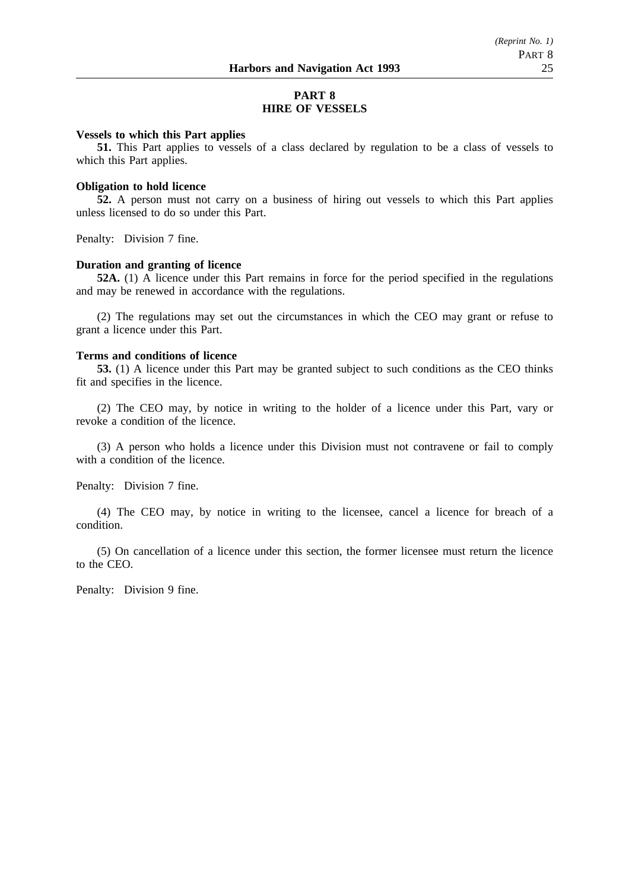## PART 8
## HIRE OF VESSELS

**Vessels to which this Part applies**

**51.** This Part applies to vessels of a class declared by regulation to be a class of vessels to which this Part applies.

**Obligation to hold licence**

**52.** A person must not carry on a business of hiring out vessels to which this Part applies unless licensed to do so under this Part.

Penalty: Division 7 fine.

**Duration and granting of licence**

**52A.** (1) A licence under this Part remains in force for the period specified in the regulations and may be renewed in accordance with the regulations.

(2) The regulations may set out the circumstances in which the CEO may grant or refuse to grant a licence under this Part.

**Terms and conditions of licence**

**53.** (1) A licence under this Part may be granted subject to such conditions as the CEO thinks fit and specifies in the licence.

(2) The CEO may, by notice in writing to the holder of a licence under this Part, vary or revoke a condition of the licence.

(3) A person who holds a licence under this Division must not contravene or fail to comply with a condition of the licence.

Penalty: Division 7 fine.

(4) The CEO may, by notice in writing to the licensee, cancel a licence for breach of a condition.

(5) On cancellation of a licence under this section, the former licensee must return the licence to the CEO.

Penalty: Division 9 fine.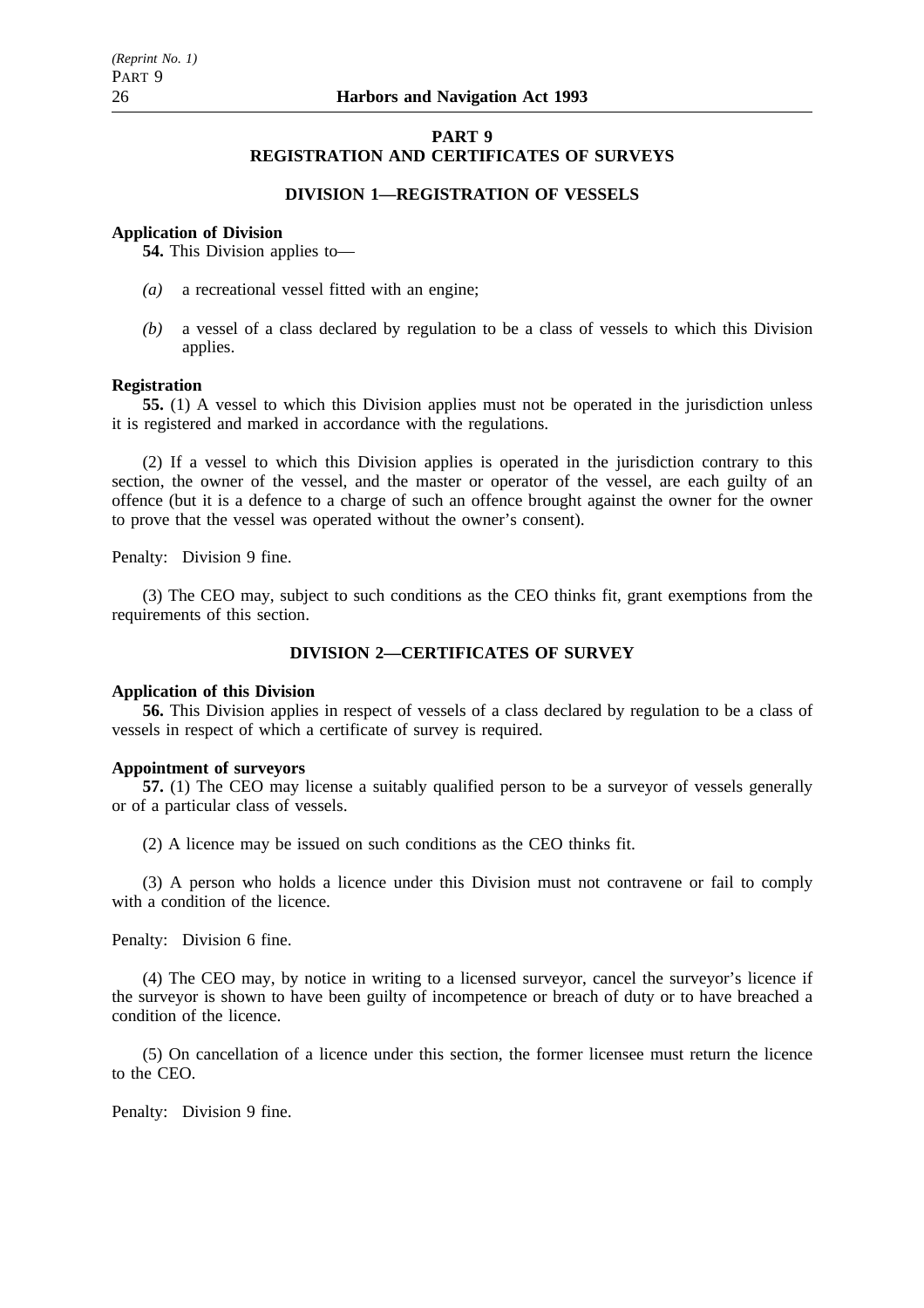# PART 9
# REGISTRATION AND CERTIFICATES OF SURVEYS

## DIVISION 1—REGISTRATION OF VESSELS

**Application of Division**

**54.** This Division applies to—

*(a)* a recreational vessel fitted with an engine;

*(b)* a vessel of a class declared by regulation to be a class of vessels to which this Division applies.

**Registration**

**55.** (1) A vessel to which this Division applies must not be operated in the jurisdiction unless it is registered and marked in accordance with the regulations.

(2) If a vessel to which this Division applies is operated in the jurisdiction contrary to this section, the owner of the vessel, and the master or operator of the vessel, are each guilty of an offence (but it is a defence to a charge of such an offence brought against the owner for the owner to prove that the vessel was operated without the owner's consent).

Penalty: Division 9 fine.

(3) The CEO may, subject to such conditions as the CEO thinks fit, grant exemptions from the requirements of this section.

## DIVISION 2—CERTIFICATES OF SURVEY

**Application of this Division**

**56.** This Division applies in respect of vessels of a class declared by regulation to be a class of vessels in respect of which a certificate of survey is required.

**Appointment of surveyors**

**57.** (1) The CEO may license a suitably qualified person to be a surveyor of vessels generally or of a particular class of vessels.

(2) A licence may be issued on such conditions as the CEO thinks fit.

(3) A person who holds a licence under this Division must not contravene or fail to comply with a condition of the licence.

Penalty: Division 6 fine.

(4) The CEO may, by notice in writing to a licensed surveyor, cancel the surveyor's licence if the surveyor is shown to have been guilty of incompetence or breach of duty or to have breached a condition of the licence.

(5) On cancellation of a licence under this section, the former licensee must return the licence to the CEO.

Penalty: Division 9 fine.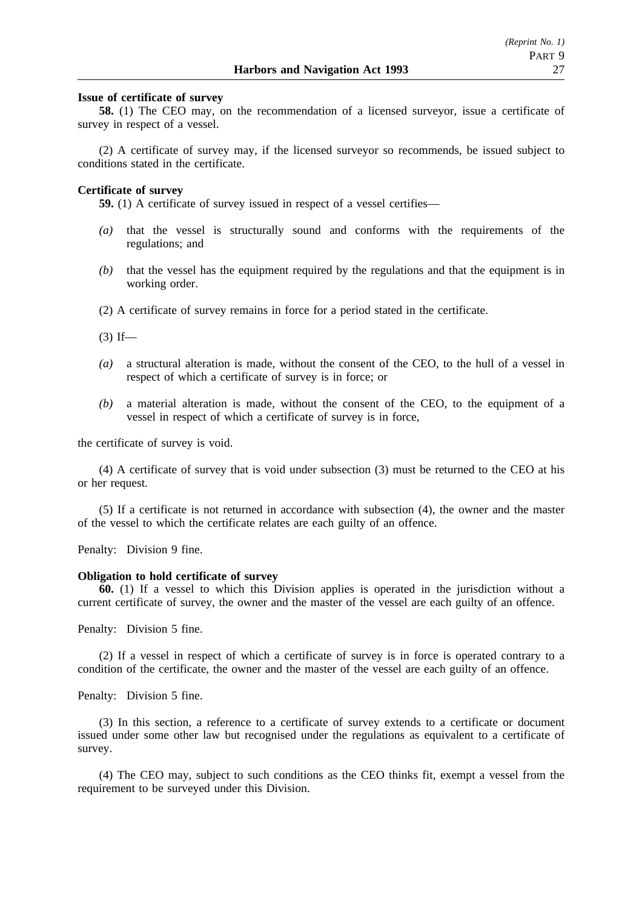**Issue of certificate of survey**

**58.** (1) The CEO may, on the recommendation of a licensed surveyor, issue a certificate of survey in respect of a vessel.

(2) A certificate of survey may, if the licensed surveyor so recommends, be issued subject to conditions stated in the certificate.

**Certificate of survey**

**59.** (1) A certificate of survey issued in respect of a vessel certifies—

*(a)* that the vessel is structurally sound and conforms with the requirements of the regulations; and

*(b)* that the vessel has the equipment required by the regulations and that the equipment is in working order.

(2) A certificate of survey remains in force for a period stated in the certificate.

(3) If—

*(a)* a structural alteration is made, without the consent of the CEO, to the hull of a vessel in respect of which a certificate of survey is in force; or

*(b)* a material alteration is made, without the consent of the CEO, to the equipment of a vessel in respect of which a certificate of survey is in force,

the certificate of survey is void.

(4) A certificate of survey that is void under subsection (3) must be returned to the CEO at his or her request.

(5) If a certificate is not returned in accordance with subsection (4), the owner and the master of the vessel to which the certificate relates are each guilty of an offence.

Penalty: Division 9 fine.

**Obligation to hold certificate of survey**

**60.** (1) If a vessel to which this Division applies is operated in the jurisdiction without a current certificate of survey, the owner and the master of the vessel are each guilty of an offence.

Penalty: Division 5 fine.

(2) If a vessel in respect of which a certificate of survey is in force is operated contrary to a condition of the certificate, the owner and the master of the vessel are each guilty of an offence.

Penalty: Division 5 fine.

(3) In this section, a reference to a certificate of survey extends to a certificate or document issued under some other law but recognised under the regulations as equivalent to a certificate of survey.

(4) The CEO may, subject to such conditions as the CEO thinks fit, exempt a vessel from the requirement to be surveyed under this Division.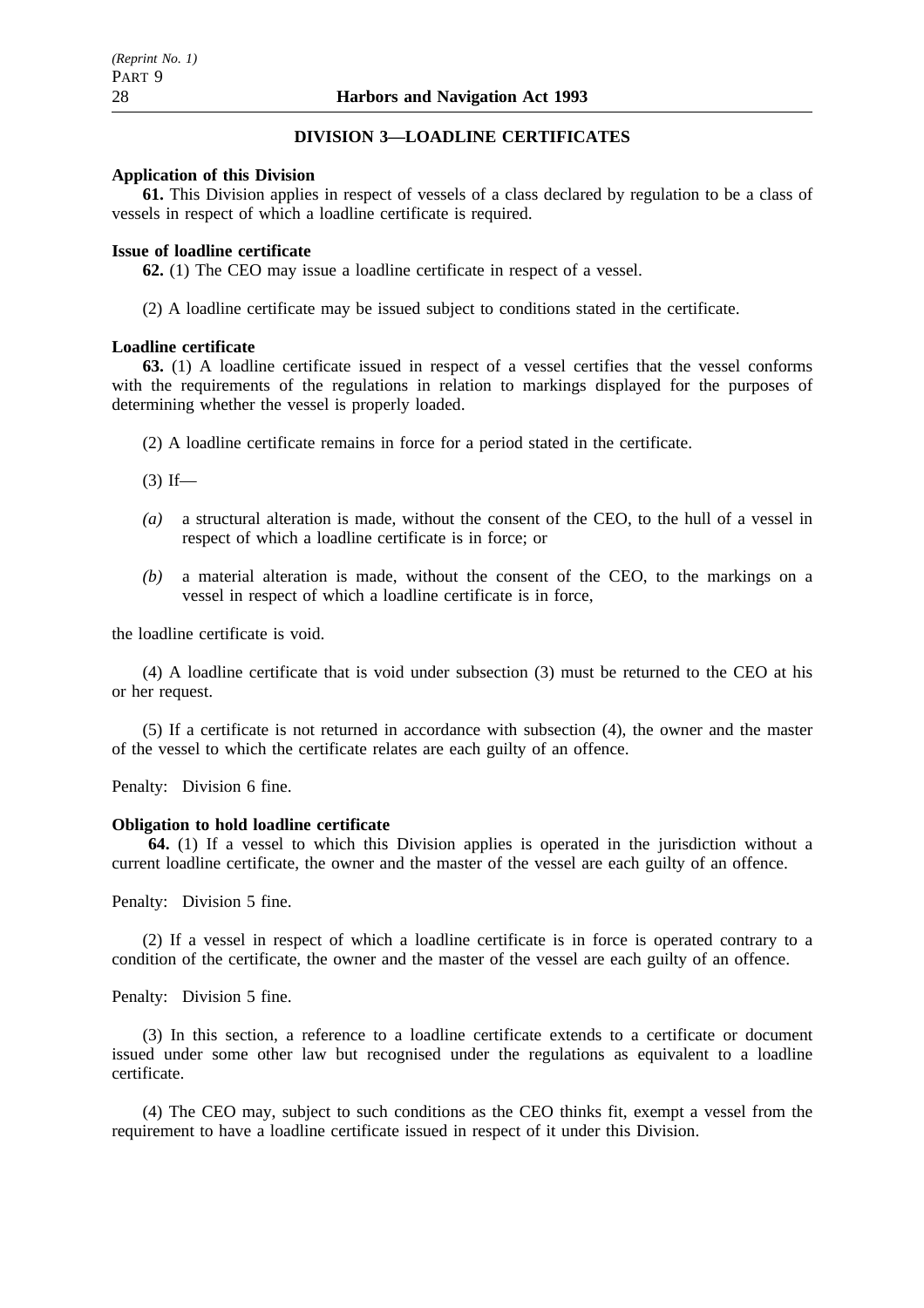## DIVISION 3—LOADLINE CERTIFICATES

**Application of this Division**

**61.** This Division applies in respect of vessels of a class declared by regulation to be a class of vessels in respect of which a loadline certificate is required.

**Issue of loadline certificate**

**62.** (1) The CEO may issue a loadline certificate in respect of a vessel.

(2) A loadline certificate may be issued subject to conditions stated in the certificate.

**Loadline certificate**

**63.** (1) A loadline certificate issued in respect of a vessel certifies that the vessel conforms with the requirements of the regulations in relation to markings displayed for the purposes of determining whether the vessel is properly loaded.

(2) A loadline certificate remains in force for a period stated in the certificate.

(3) If—

*(a)* a structural alteration is made, without the consent of the CEO, to the hull of a vessel in respect of which a loadline certificate is in force; or

*(b)* a material alteration is made, without the consent of the CEO, to the markings on a vessel in respect of which a loadline certificate is in force,

the loadline certificate is void.

(4) A loadline certificate that is void under subsection (3) must be returned to the CEO at his or her request.

(5) If a certificate is not returned in accordance with subsection (4), the owner and the master of the vessel to which the certificate relates are each guilty of an offence.

Penalty: Division 6 fine.

**Obligation to hold loadline certificate**

**64.** (1) If a vessel to which this Division applies is operated in the jurisdiction without a current loadline certificate, the owner and the master of the vessel are each guilty of an offence.

Penalty: Division 5 fine.

(2) If a vessel in respect of which a loadline certificate is in force is operated contrary to a condition of the certificate, the owner and the master of the vessel are each guilty of an offence.

Penalty: Division 5 fine.

(3) In this section, a reference to a loadline certificate extends to a certificate or document issued under some other law but recognised under the regulations as equivalent to a loadline certificate.

(4) The CEO may, subject to such conditions as the CEO thinks fit, exempt a vessel from the requirement to have a loadline certificate issued in respect of it under this Division.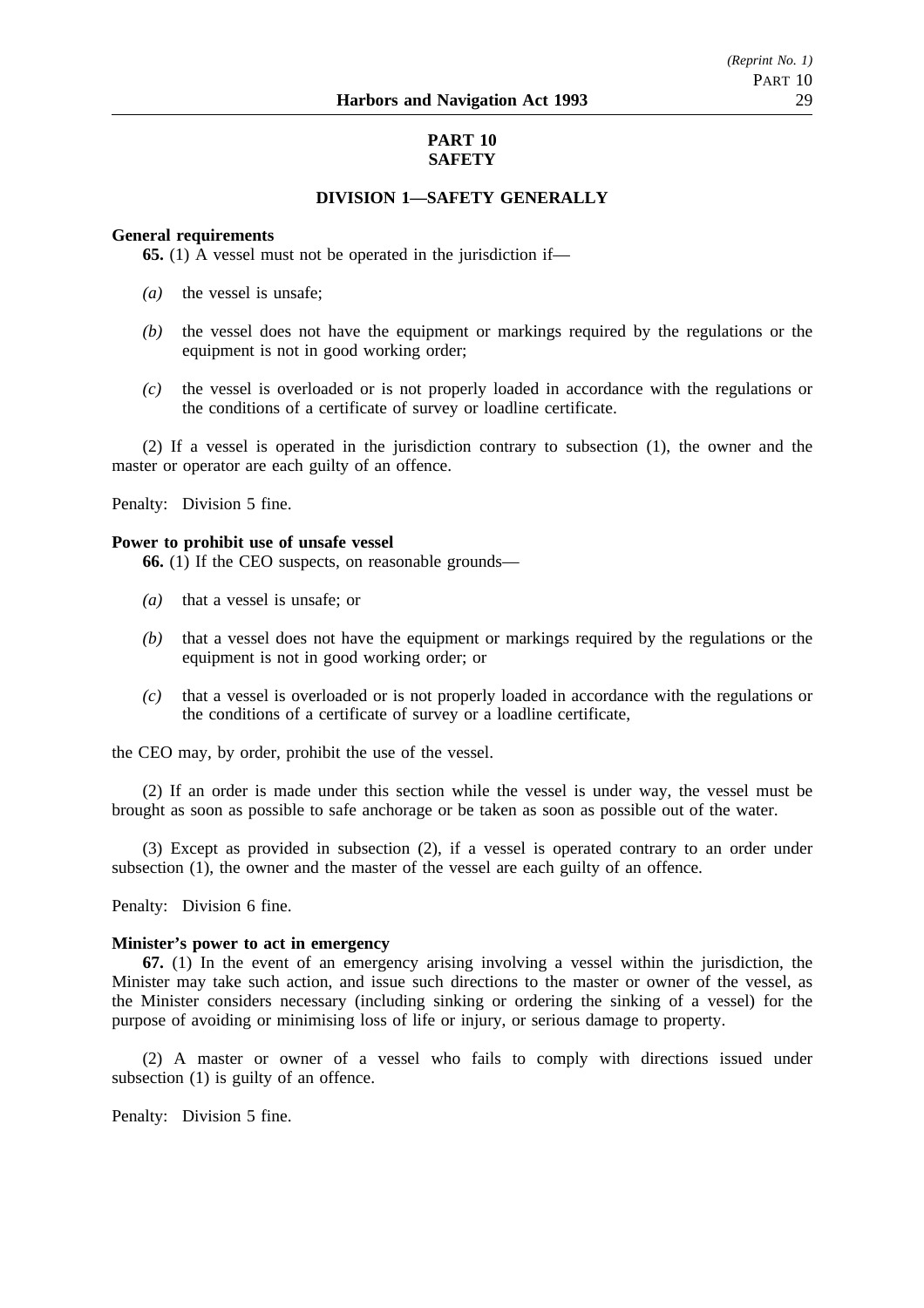# PART 10
# SAFETY

## DIVISION 1—SAFETY GENERALLY

**General requirements**

**65.** (1) A vessel must not be operated in the jurisdiction if—

*(a)* the vessel is unsafe;

*(b)* the vessel does not have the equipment or markings required by the regulations or the equipment is not in good working order;

*(c)* the vessel is overloaded or is not properly loaded in accordance with the regulations or the conditions of a certificate of survey or loadline certificate.

(2) If a vessel is operated in the jurisdiction contrary to subsection (1), the owner and the master or operator are each guilty of an offence.

Penalty: Division 5 fine.

**Power to prohibit use of unsafe vessel**

**66.** (1) If the CEO suspects, on reasonable grounds—

*(a)* that a vessel is unsafe; or

*(b)* that a vessel does not have the equipment or markings required by the regulations or the equipment is not in good working order; or

*(c)* that a vessel is overloaded or is not properly loaded in accordance with the regulations or the conditions of a certificate of survey or a loadline certificate,

the CEO may, by order, prohibit the use of the vessel.

(2) If an order is made under this section while the vessel is under way, the vessel must be brought as soon as possible to safe anchorage or be taken as soon as possible out of the water.

(3) Except as provided in subsection (2), if a vessel is operated contrary to an order under subsection (1), the owner and the master of the vessel are each guilty of an offence.

Penalty: Division 6 fine.

**Minister's power to act in emergency**

**67.** (1) In the event of an emergency arising involving a vessel within the jurisdiction, the Minister may take such action, and issue such directions to the master or owner of the vessel, as the Minister considers necessary (including sinking or ordering the sinking of a vessel) for the purpose of avoiding or minimising loss of life or injury, or serious damage to property.

(2) A master or owner of a vessel who fails to comply with directions issued under subsection (1) is guilty of an offence.

Penalty: Division 5 fine.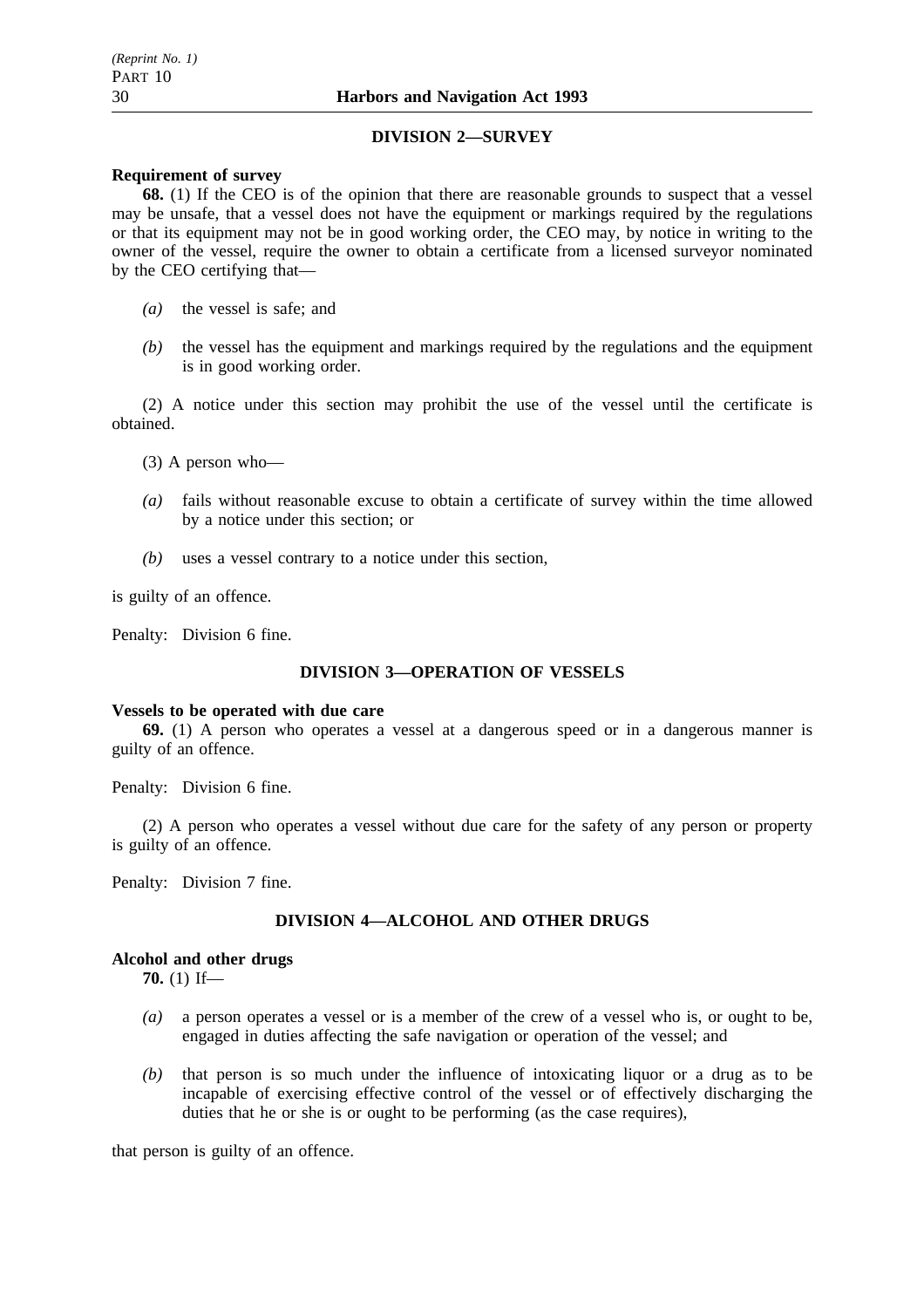## DIVISION 2—SURVEY

**Requirement of survey**

**68.** (1) If the CEO is of the opinion that there are reasonable grounds to suspect that a vessel may be unsafe, that a vessel does not have the equipment or markings required by the regulations or that its equipment may not be in good working order, the CEO may, by notice in writing to the owner of the vessel, require the owner to obtain a certificate from a licensed surveyor nominated by the CEO certifying that—

*(a)* the vessel is safe; and

*(b)* the vessel has the equipment and markings required by the regulations and the equipment is in good working order.

(2) A notice under this section may prohibit the use of the vessel until the certificate is obtained.

(3) A person who—

*(a)* fails without reasonable excuse to obtain a certificate of survey within the time allowed by a notice under this section; or

*(b)* uses a vessel contrary to a notice under this section,

is guilty of an offence.

Penalty: Division 6 fine.

## DIVISION 3—OPERATION OF VESSELS

**Vessels to be operated with due care**

**69.** (1) A person who operates a vessel at a dangerous speed or in a dangerous manner is guilty of an offence.

Penalty: Division 6 fine.

(2) A person who operates a vessel without due care for the safety of any person or property is guilty of an offence.

Penalty: Division 7 fine.

## DIVISION 4—ALCOHOL AND OTHER DRUGS

**Alcohol and other drugs**

**70.** (1) If—

*(a)* a person operates a vessel or is a member of the crew of a vessel who is, or ought to be, engaged in duties affecting the safe navigation or operation of the vessel; and

*(b)* that person is so much under the influence of intoxicating liquor or a drug as to be incapable of exercising effective control of the vessel or of effectively discharging the duties that he or she is or ought to be performing (as the case requires),

that person is guilty of an offence.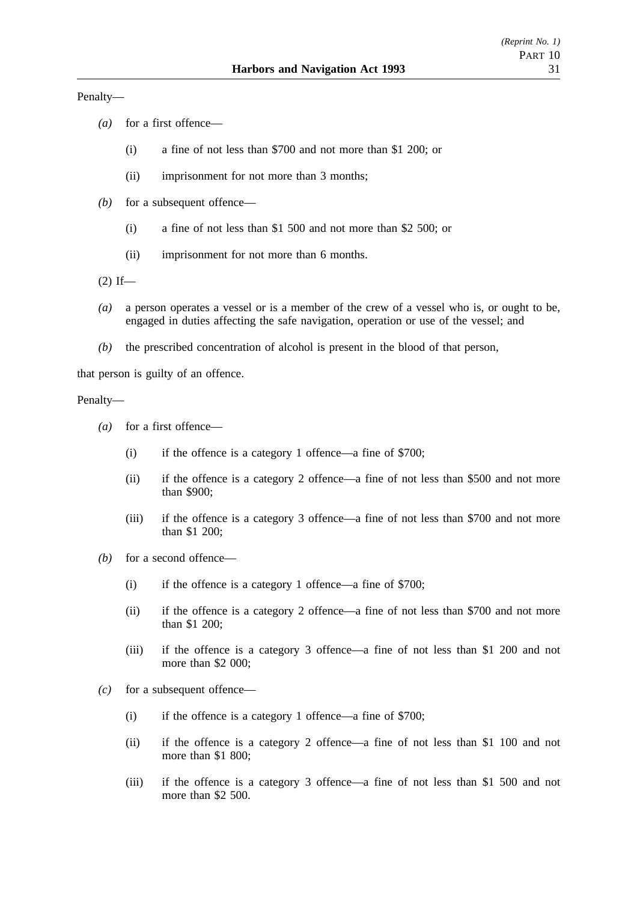Penalty—

*(a)* for a first offence—

(i) a fine of not less than $700 and not more than $1 200; or

(ii) imprisonment for not more than 3 months;

*(b)* for a subsequent offence—

(i) a fine of not less than $1 500 and not more than $2 500; or

(ii) imprisonment for not more than 6 months.

(2) If—

*(a)* a person operates a vessel or is a member of the crew of a vessel who is, or ought to be, engaged in duties affecting the safe navigation, operation or use of the vessel; and

*(b)* the prescribed concentration of alcohol is present in the blood of that person,

that person is guilty of an offence.

Penalty—

*(a)* for a first offence—

(i) if the offence is a category 1 offence—a fine of $700;

(ii) if the offence is a category 2 offence—a fine of not less than $500 and not more than $900;

(iii) if the offence is a category 3 offence—a fine of not less than $700 and not more than $1 200;

*(b)* for a second offence—

(i) if the offence is a category 1 offence—a fine of $700;

(ii) if the offence is a category 2 offence—a fine of not less than $700 and not more than $1 200;

(iii) if the offence is a category 3 offence—a fine of not less than $1 200 and not more than $2 000;

*(c)* for a subsequent offence—

(i) if the offence is a category 1 offence—a fine of $700;

(ii) if the offence is a category 2 offence—a fine of not less than $1 100 and not more than $1 800;

(iii) if the offence is a category 3 offence—a fine of not less than $1 500 and not more than $2 500.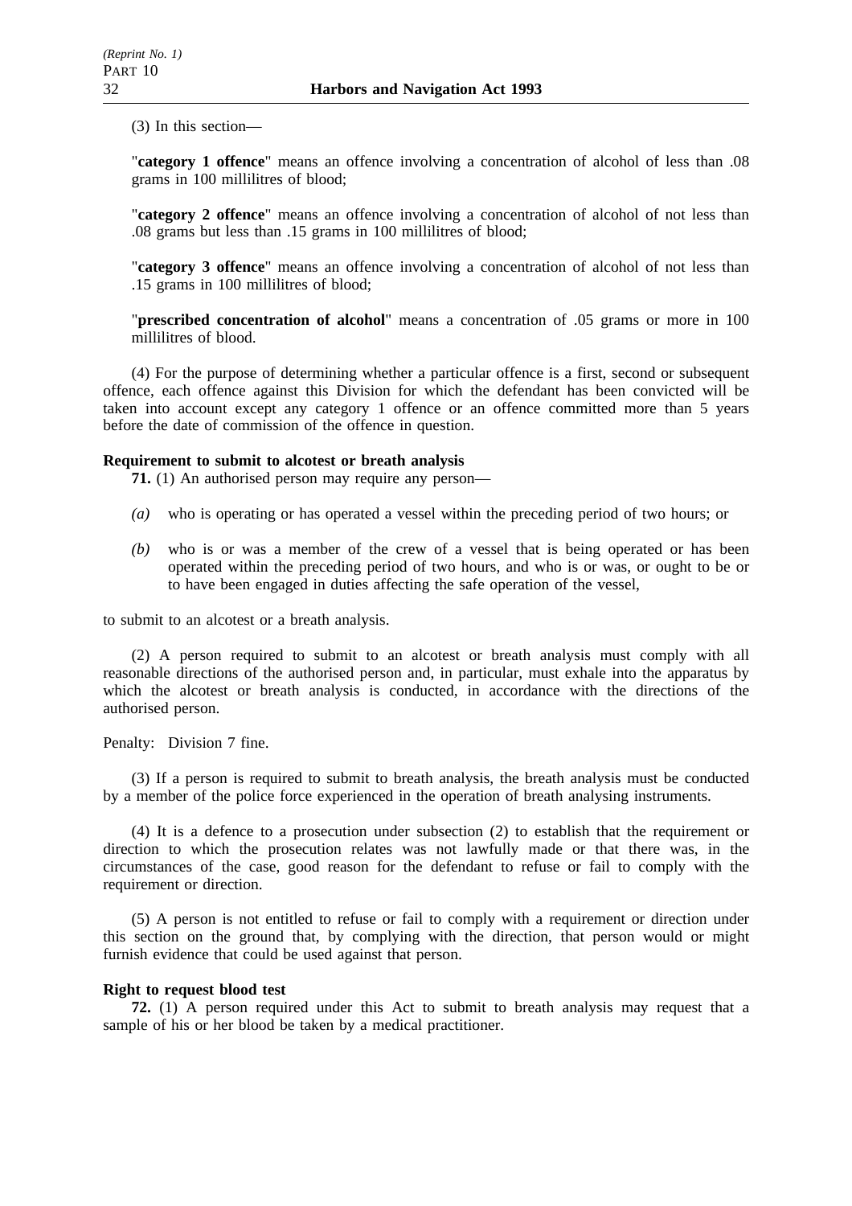(3) In this section—

"**category 1 offence**" means an offence involving a concentration of alcohol of less than .08 grams in 100 millilitres of blood;

"**category 2 offence**" means an offence involving a concentration of alcohol of not less than .08 grams but less than .15 grams in 100 millilitres of blood;

"**category 3 offence**" means an offence involving a concentration of alcohol of not less than .15 grams in 100 millilitres of blood;

"**prescribed concentration of alcohol**" means a concentration of .05 grams or more in 100 millilitres of blood.

(4) For the purpose of determining whether a particular offence is a first, second or subsequent offence, each offence against this Division for which the defendant has been convicted will be taken into account except any category 1 offence or an offence committed more than 5 years before the date of commission of the offence in question.

**Requirement to submit to alcotest or breath analysis**

**71.** (1) An authorised person may require any person—

*(a)* who is operating or has operated a vessel within the preceding period of two hours; or

*(b)* who is or was a member of the crew of a vessel that is being operated or has been operated within the preceding period of two hours, and who is or was, or ought to be or to have been engaged in duties affecting the safe operation of the vessel,

to submit to an alcotest or a breath analysis.

(2) A person required to submit to an alcotest or breath analysis must comply with all reasonable directions of the authorised person and, in particular, must exhale into the apparatus by which the alcotest or breath analysis is conducted, in accordance with the directions of the authorised person.

Penalty: Division 7 fine.

(3) If a person is required to submit to breath analysis, the breath analysis must be conducted by a member of the police force experienced in the operation of breath analysing instruments.

(4) It is a defence to a prosecution under subsection (2) to establish that the requirement or direction to which the prosecution relates was not lawfully made or that there was, in the circumstances of the case, good reason for the defendant to refuse or fail to comply with the requirement or direction.

(5) A person is not entitled to refuse or fail to comply with a requirement or direction under this section on the ground that, by complying with the direction, that person would or might furnish evidence that could be used against that person.

**Right to request blood test**

**72.** (1) A person required under this Act to submit to breath analysis may request that a sample of his or her blood be taken by a medical practitioner.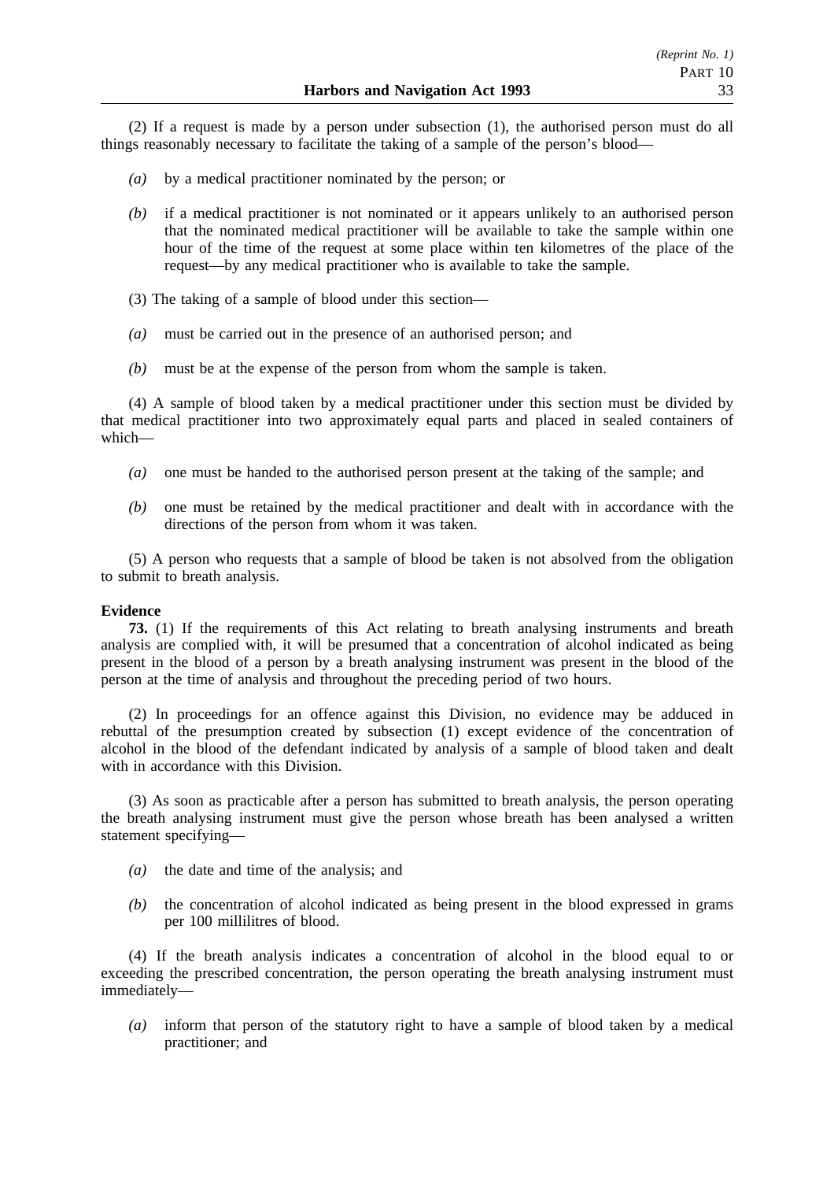(2) If a request is made by a person under subsection (1), the authorised person must do all things reasonably necessary to facilitate the taking of a sample of the person's blood—

*(a)* by a medical practitioner nominated by the person; or

*(b)* if a medical practitioner is not nominated or it appears unlikely to an authorised person that the nominated medical practitioner will be available to take the sample within one hour of the time of the request at some place within ten kilometres of the place of the request—by any medical practitioner who is available to take the sample.

(3) The taking of a sample of blood under this section—

*(a)* must be carried out in the presence of an authorised person; and

*(b)* must be at the expense of the person from whom the sample is taken.

(4) A sample of blood taken by a medical practitioner under this section must be divided by that medical practitioner into two approximately equal parts and placed in sealed containers of which—

*(a)* one must be handed to the authorised person present at the taking of the sample; and

*(b)* one must be retained by the medical practitioner and dealt with in accordance with the directions of the person from whom it was taken.

(5) A person who requests that a sample of blood be taken is not absolved from the obligation to submit to breath analysis.

**Evidence**

**73.** (1) If the requirements of this Act relating to breath analysing instruments and breath analysis are complied with, it will be presumed that a concentration of alcohol indicated as being present in the blood of a person by a breath analysing instrument was present in the blood of the person at the time of analysis and throughout the preceding period of two hours.

(2) In proceedings for an offence against this Division, no evidence may be adduced in rebuttal of the presumption created by subsection (1) except evidence of the concentration of alcohol in the blood of the defendant indicated by analysis of a sample of blood taken and dealt with in accordance with this Division.

(3) As soon as practicable after a person has submitted to breath analysis, the person operating the breath analysing instrument must give the person whose breath has been analysed a written statement specifying—

*(a)* the date and time of the analysis; and

*(b)* the concentration of alcohol indicated as being present in the blood expressed in grams per 100 millilitres of blood.

(4) If the breath analysis indicates a concentration of alcohol in the blood equal to or exceeding the prescribed concentration, the person operating the breath analysing instrument must immediately—

*(a)* inform that person of the statutory right to have a sample of blood taken by a medical practitioner; and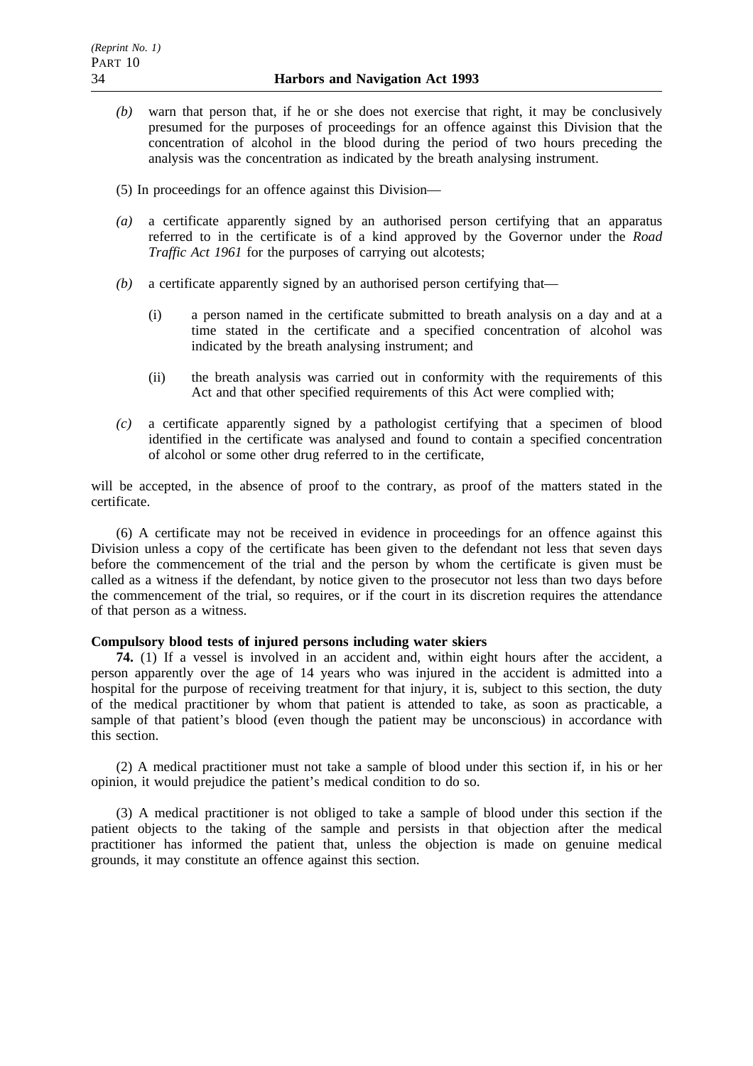*(b)* warn that person that, if he or she does not exercise that right, it may be conclusively presumed for the purposes of proceedings for an offence against this Division that the concentration of alcohol in the blood during the period of two hours preceding the analysis was the concentration as indicated by the breath analysing instrument.

(5) In proceedings for an offence against this Division—

*(a)* a certificate apparently signed by an authorised person certifying that an apparatus referred to in the certificate is of a kind approved by the Governor under the *Road Traffic Act 1961* for the purposes of carrying out alcotests;

*(b)* a certificate apparently signed by an authorised person certifying that—

(i) a person named in the certificate submitted to breath analysis on a day and at a time stated in the certificate and a specified concentration of alcohol was indicated by the breath analysing instrument; and

(ii) the breath analysis was carried out in conformity with the requirements of this Act and that other specified requirements of this Act were complied with;

*(c)* a certificate apparently signed by a pathologist certifying that a specimen of blood identified in the certificate was analysed and found to contain a specified concentration of alcohol or some other drug referred to in the certificate,

will be accepted, in the absence of proof to the contrary, as proof of the matters stated in the certificate.

(6) A certificate may not be received in evidence in proceedings for an offence against this Division unless a copy of the certificate has been given to the defendant not less that seven days before the commencement of the trial and the person by whom the certificate is given must be called as a witness if the defendant, by notice given to the prosecutor not less than two days before the commencement of the trial, so requires, or if the court in its discretion requires the attendance of that person as a witness.

**Compulsory blood tests of injured persons including water skiers**

**74.** (1) If a vessel is involved in an accident and, within eight hours after the accident, a person apparently over the age of 14 years who was injured in the accident is admitted into a hospital for the purpose of receiving treatment for that injury, it is, subject to this section, the duty of the medical practitioner by whom that patient is attended to take, as soon as practicable, a sample of that patient's blood (even though the patient may be unconscious) in accordance with this section.

(2) A medical practitioner must not take a sample of blood under this section if, in his or her opinion, it would prejudice the patient's medical condition to do so.

(3) A medical practitioner is not obliged to take a sample of blood under this section if the patient objects to the taking of the sample and persists in that objection after the medical practitioner has informed the patient that, unless the objection is made on genuine medical grounds, it may constitute an offence against this section.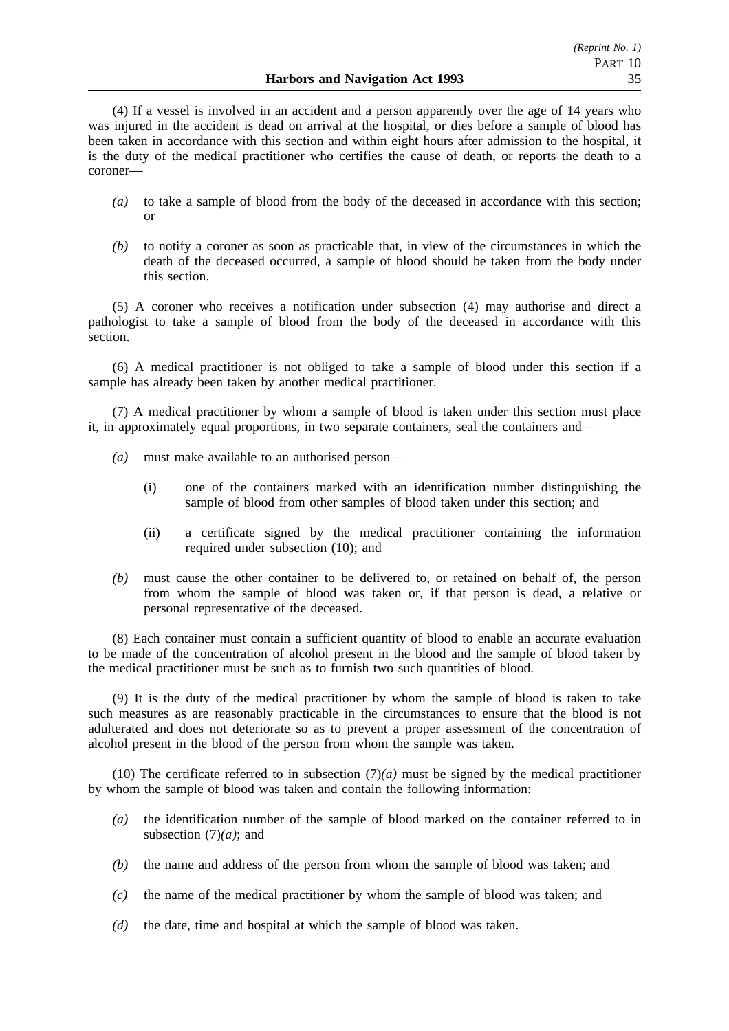(4) If a vessel is involved in an accident and a person apparently over the age of 14 years who was injured in the accident is dead on arrival at the hospital, or dies before a sample of blood has been taken in accordance with this section and within eight hours after admission to the hospital, it is the duty of the medical practitioner who certifies the cause of death, or reports the death to a coroner—

*(a)* to take a sample of blood from the body of the deceased in accordance with this section; or

*(b)* to notify a coroner as soon as practicable that, in view of the circumstances in which the death of the deceased occurred, a sample of blood should be taken from the body under this section.

(5) A coroner who receives a notification under subsection (4) may authorise and direct a pathologist to take a sample of blood from the body of the deceased in accordance with this section.

(6) A medical practitioner is not obliged to take a sample of blood under this section if a sample has already been taken by another medical practitioner.

(7) A medical practitioner by whom a sample of blood is taken under this section must place it, in approximately equal proportions, in two separate containers, seal the containers and—

*(a)* must make available to an authorised person—

(i) one of the containers marked with an identification number distinguishing the sample of blood from other samples of blood taken under this section; and

(ii) a certificate signed by the medical practitioner containing the information required under subsection (10); and

*(b)* must cause the other container to be delivered to, or retained on behalf of, the person from whom the sample of blood was taken or, if that person is dead, a relative or personal representative of the deceased.

(8) Each container must contain a sufficient quantity of blood to enable an accurate evaluation to be made of the concentration of alcohol present in the blood and the sample of blood taken by the medical practitioner must be such as to furnish two such quantities of blood.

(9) It is the duty of the medical practitioner by whom the sample of blood is taken to take such measures as are reasonably practicable in the circumstances to ensure that the blood is not adulterated and does not deteriorate so as to prevent a proper assessment of the concentration of alcohol present in the blood of the person from whom the sample was taken.

(10) The certificate referred to in subsection (7)*(a)* must be signed by the medical practitioner by whom the sample of blood was taken and contain the following information:

*(a)* the identification number of the sample of blood marked on the container referred to in subsection (7)*(a)*; and

*(b)* the name and address of the person from whom the sample of blood was taken; and

*(c)* the name of the medical practitioner by whom the sample of blood was taken; and

*(d)* the date, time and hospital at which the sample of blood was taken.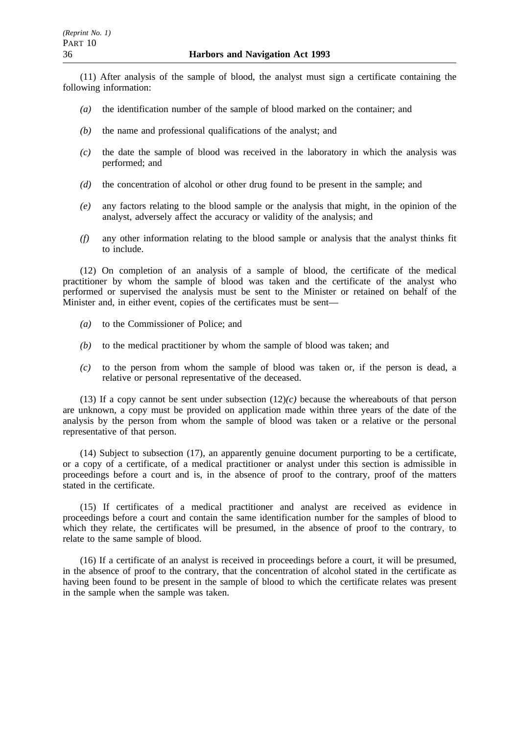(11) After analysis of the sample of blood, the analyst must sign a certificate containing the following information:

- *(a)* the identification number of the sample of blood marked on the container; and
- *(b)* the name and professional qualifications of the analyst; and
- *(c)* the date the sample of blood was received in the laboratory in which the analysis was performed; and
- *(d)* the concentration of alcohol or other drug found to be present in the sample; and
- *(e)* any factors relating to the blood sample or the analysis that might, in the opinion of the analyst, adversely affect the accuracy or validity of the analysis; and
- *(f)* any other information relating to the blood sample or analysis that the analyst thinks fit to include.

(12) On completion of an analysis of a sample of blood, the certificate of the medical practitioner by whom the sample of blood was taken and the certificate of the analyst who performed or supervised the analysis must be sent to the Minister or retained on behalf of the Minister and, in either event, copies of the certificates must be sent—

- *(a)* to the Commissioner of Police; and
- *(b)* to the medical practitioner by whom the sample of blood was taken; and
- *(c)* to the person from whom the sample of blood was taken or, if the person is dead, a relative or personal representative of the deceased.

(13) If a copy cannot be sent under subsection (12)*(c)* because the whereabouts of that person are unknown, a copy must be provided on application made within three years of the date of the analysis by the person from whom the sample of blood was taken or a relative or the personal representative of that person.

(14) Subject to subsection (17), an apparently genuine document purporting to be a certificate, or a copy of a certificate, of a medical practitioner or analyst under this section is admissible in proceedings before a court and is, in the absence of proof to the contrary, proof of the matters stated in the certificate.

(15) If certificates of a medical practitioner and analyst are received as evidence in proceedings before a court and contain the same identification number for the samples of blood to which they relate, the certificates will be presumed, in the absence of proof to the contrary, to relate to the same sample of blood.

(16) If a certificate of an analyst is received in proceedings before a court, it will be presumed, in the absence of proof to the contrary, that the concentration of alcohol stated in the certificate as having been found to be present in the sample of blood to which the certificate relates was present in the sample when the sample was taken.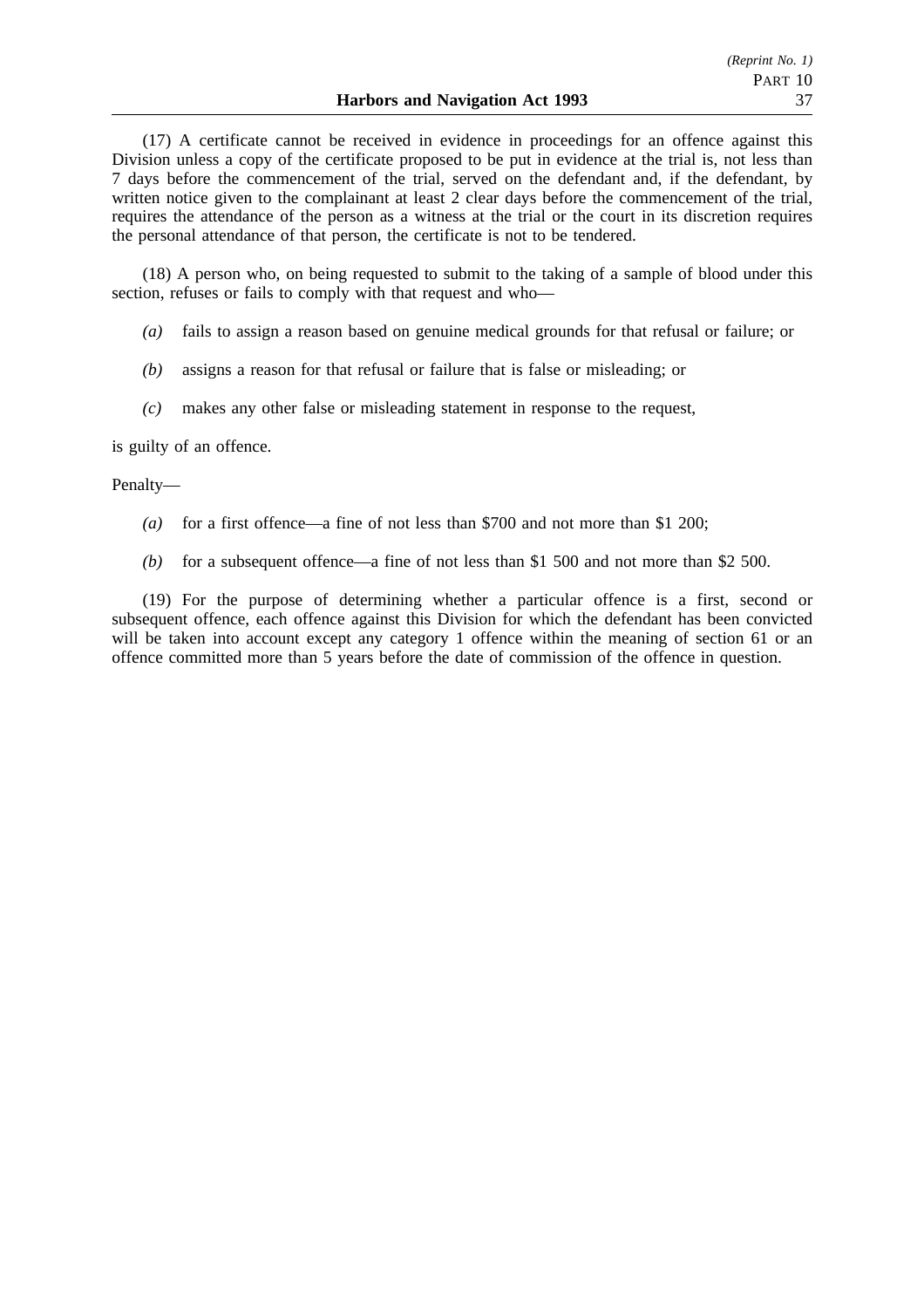(17) A certificate cannot be received in evidence in proceedings for an offence against this Division unless a copy of the certificate proposed to be put in evidence at the trial is, not less than 7 days before the commencement of the trial, served on the defendant and, if the defendant, by written notice given to the complainant at least 2 clear days before the commencement of the trial, requires the attendance of the person as a witness at the trial or the court in its discretion requires the personal attendance of that person, the certificate is not to be tendered.

(18) A person who, on being requested to submit to the taking of a sample of blood under this section, refuses or fails to comply with that request and who—

*(a)* fails to assign a reason based on genuine medical grounds for that refusal or failure; or

*(b)* assigns a reason for that refusal or failure that is false or misleading; or

*(c)* makes any other false or misleading statement in response to the request,

is guilty of an offence.

Penalty—

*(a)* for a first offence—a fine of not less than $700 and not more than $1 200;

*(b)* for a subsequent offence—a fine of not less than $1 500 and not more than $2 500.

(19) For the purpose of determining whether a particular offence is a first, second or subsequent offence, each offence against this Division for which the defendant has been convicted will be taken into account except any category 1 offence within the meaning of section 61 or an offence committed more than 5 years before the date of commission of the offence in question.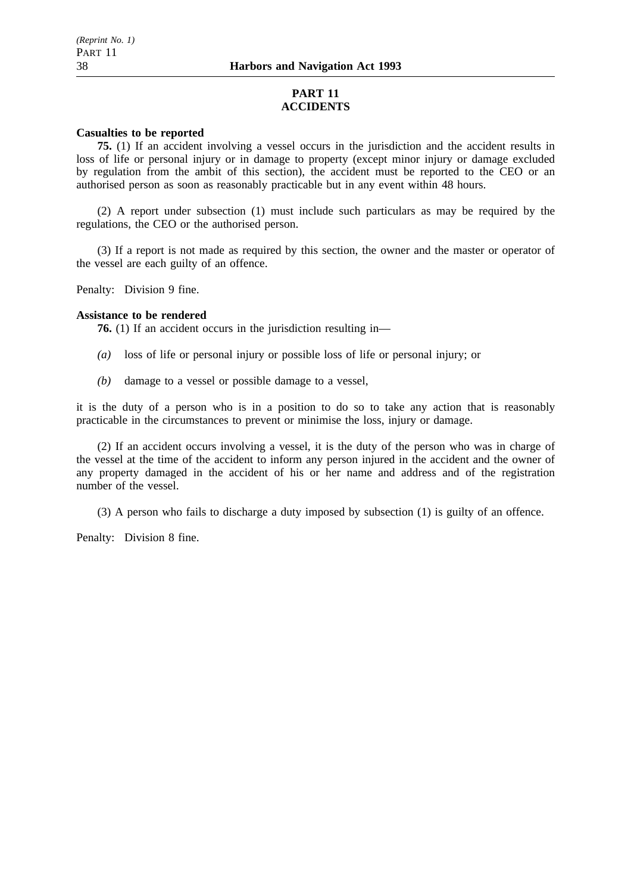## PART 11
## ACCIDENTS

**Casualties to be reported**

**75.** (1) If an accident involving a vessel occurs in the jurisdiction and the accident results in loss of life or personal injury or in damage to property (except minor injury or damage excluded by regulation from the ambit of this section), the accident must be reported to the CEO or an authorised person as soon as reasonably practicable but in any event within 48 hours.

(2) A report under subsection (1) must include such particulars as may be required by the regulations, the CEO or the authorised person.

(3) If a report is not made as required by this section, the owner and the master or operator of the vessel are each guilty of an offence.

Penalty: Division 9 fine.

**Assistance to be rendered**

**76.** (1) If an accident occurs in the jurisdiction resulting in—

*(a)* loss of life or personal injury or possible loss of life or personal injury; or

*(b)* damage to a vessel or possible damage to a vessel,

it is the duty of a person who is in a position to do so to take any action that is reasonably practicable in the circumstances to prevent or minimise the loss, injury or damage.

(2) If an accident occurs involving a vessel, it is the duty of the person who was in charge of the vessel at the time of the accident to inform any person injured in the accident and the owner of any property damaged in the accident of his or her name and address and of the registration number of the vessel.

(3) A person who fails to discharge a duty imposed by subsection (1) is guilty of an offence.

Penalty: Division 8 fine.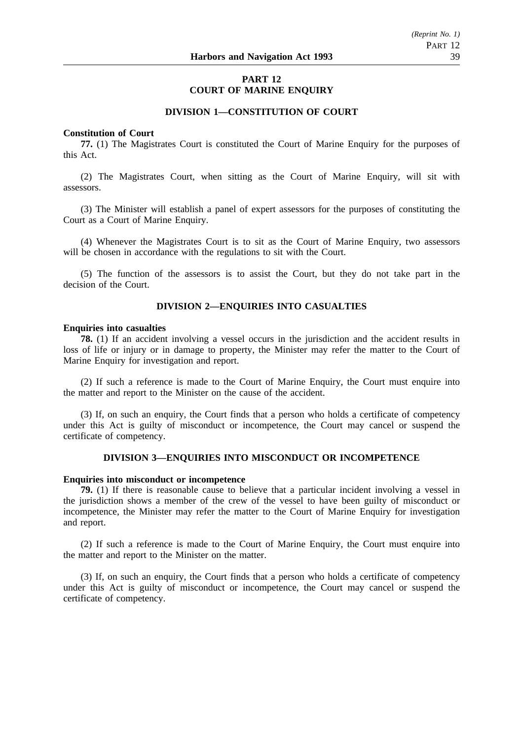## PART 12
## COURT OF MARINE ENQUIRY

### DIVISION 1—CONSTITUTION OF COURT

**Constitution of Court**

**77.** (1) The Magistrates Court is constituted the Court of Marine Enquiry for the purposes of this Act.

(2) The Magistrates Court, when sitting as the Court of Marine Enquiry, will sit with assessors.

(3) The Minister will establish a panel of expert assessors for the purposes of constituting the Court as a Court of Marine Enquiry.

(4) Whenever the Magistrates Court is to sit as the Court of Marine Enquiry, two assessors will be chosen in accordance with the regulations to sit with the Court.

(5) The function of the assessors is to assist the Court, but they do not take part in the decision of the Court.

### DIVISION 2—ENQUIRIES INTO CASUALTIES

**Enquiries into casualties**

**78.** (1) If an accident involving a vessel occurs in the jurisdiction and the accident results in loss of life or injury or in damage to property, the Minister may refer the matter to the Court of Marine Enquiry for investigation and report.

(2) If such a reference is made to the Court of Marine Enquiry, the Court must enquire into the matter and report to the Minister on the cause of the accident.

(3) If, on such an enquiry, the Court finds that a person who holds a certificate of competency under this Act is guilty of misconduct or incompetence, the Court may cancel or suspend the certificate of competency.

### DIVISION 3—ENQUIRIES INTO MISCONDUCT OR INCOMPETENCE

**Enquiries into misconduct or incompetence**

**79.** (1) If there is reasonable cause to believe that a particular incident involving a vessel in the jurisdiction shows a member of the crew of the vessel to have been guilty of misconduct or incompetence, the Minister may refer the matter to the Court of Marine Enquiry for investigation and report.

(2) If such a reference is made to the Court of Marine Enquiry, the Court must enquire into the matter and report to the Minister on the matter.

(3) If, on such an enquiry, the Court finds that a person who holds a certificate of competency under this Act is guilty of misconduct or incompetence, the Court may cancel or suspend the certificate of competency.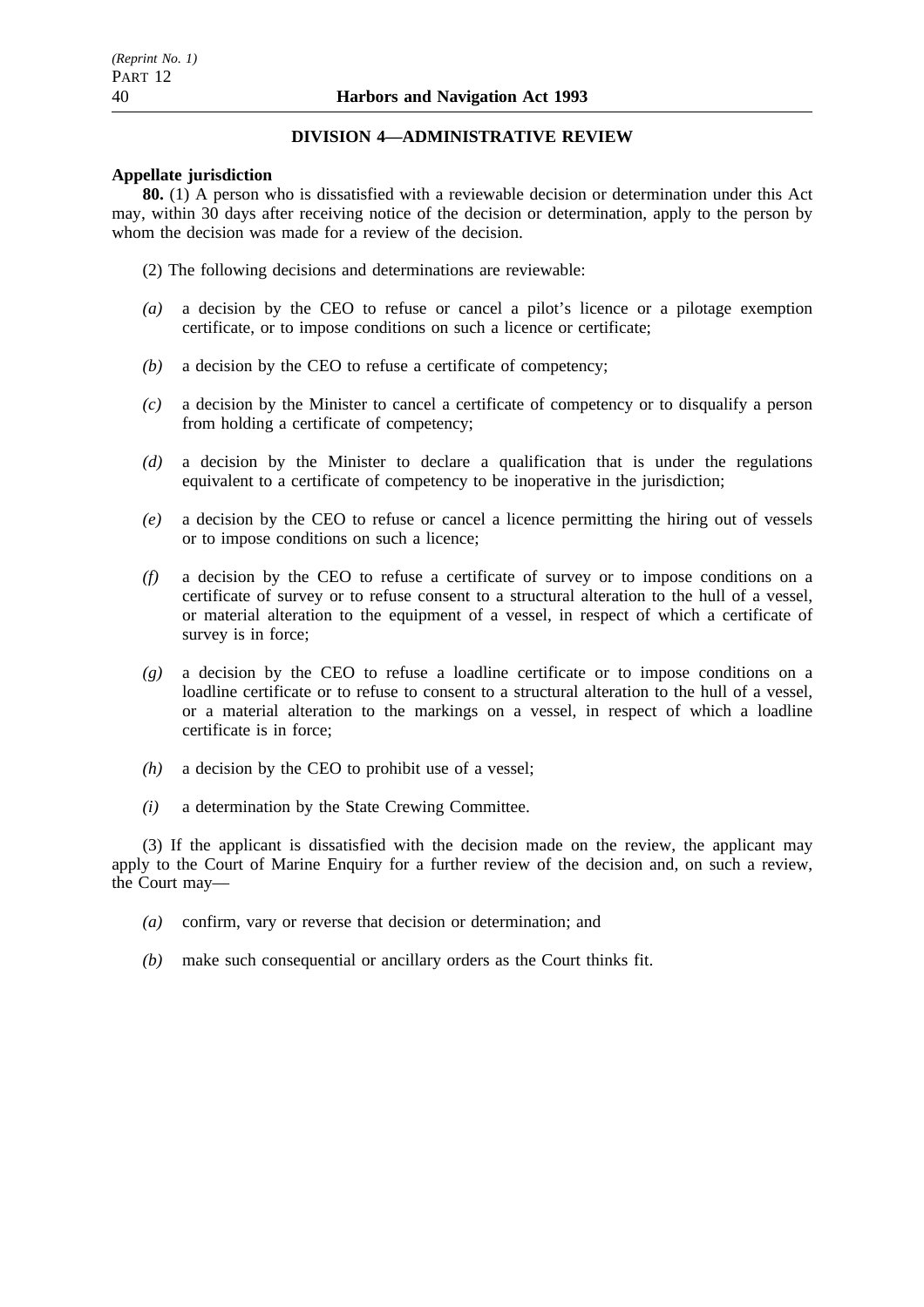## DIVISION 4—ADMINISTRATIVE REVIEW

**Appellate jurisdiction**

**80.** (1) A person who is dissatisfied with a reviewable decision or determination under this Act may, within 30 days after receiving notice of the decision or determination, apply to the person by whom the decision was made for a review of the decision.

(2) The following decisions and determinations are reviewable:

*(a)* a decision by the CEO to refuse or cancel a pilot's licence or a pilotage exemption certificate, or to impose conditions on such a licence or certificate;

*(b)* a decision by the CEO to refuse a certificate of competency;

*(c)* a decision by the Minister to cancel a certificate of competency or to disqualify a person from holding a certificate of competency;

*(d)* a decision by the Minister to declare a qualification that is under the regulations equivalent to a certificate of competency to be inoperative in the jurisdiction;

*(e)* a decision by the CEO to refuse or cancel a licence permitting the hiring out of vessels or to impose conditions on such a licence;

*(f)* a decision by the CEO to refuse a certificate of survey or to impose conditions on a certificate of survey or to refuse consent to a structural alteration to the hull of a vessel, or material alteration to the equipment of a vessel, in respect of which a certificate of survey is in force;

*(g)* a decision by the CEO to refuse a loadline certificate or to impose conditions on a loadline certificate or to refuse to consent to a structural alteration to the hull of a vessel, or a material alteration to the markings on a vessel, in respect of which a loadline certificate is in force;

*(h)* a decision by the CEO to prohibit use of a vessel;

*(i)* a determination by the State Crewing Committee.

(3) If the applicant is dissatisfied with the decision made on the review, the applicant may apply to the Court of Marine Enquiry for a further review of the decision and, on such a review, the Court may—

*(a)* confirm, vary or reverse that decision or determination; and

*(b)* make such consequential or ancillary orders as the Court thinks fit.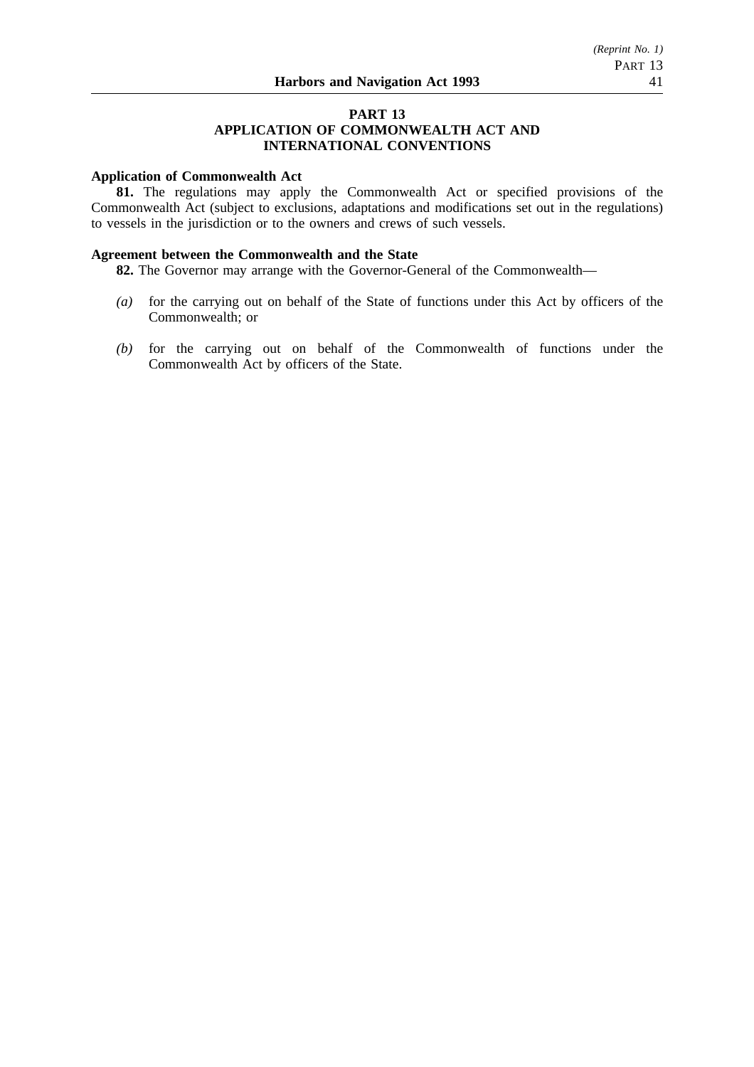## PART 13
## APPLICATION OF COMMONWEALTH ACT AND INTERNATIONAL CONVENTIONS

**Application of Commonwealth Act**

**81.** The regulations may apply the Commonwealth Act or specified provisions of the Commonwealth Act (subject to exclusions, adaptations and modifications set out in the regulations) to vessels in the jurisdiction or to the owners and crews of such vessels.

**Agreement between the Commonwealth and the State**

**82.** The Governor may arrange with the Governor-General of the Commonwealth—

*(a)* for the carrying out on behalf of the State of functions under this Act by officers of the Commonwealth; or

*(b)* for the carrying out on behalf of the Commonwealth of functions under the Commonwealth Act by officers of the State.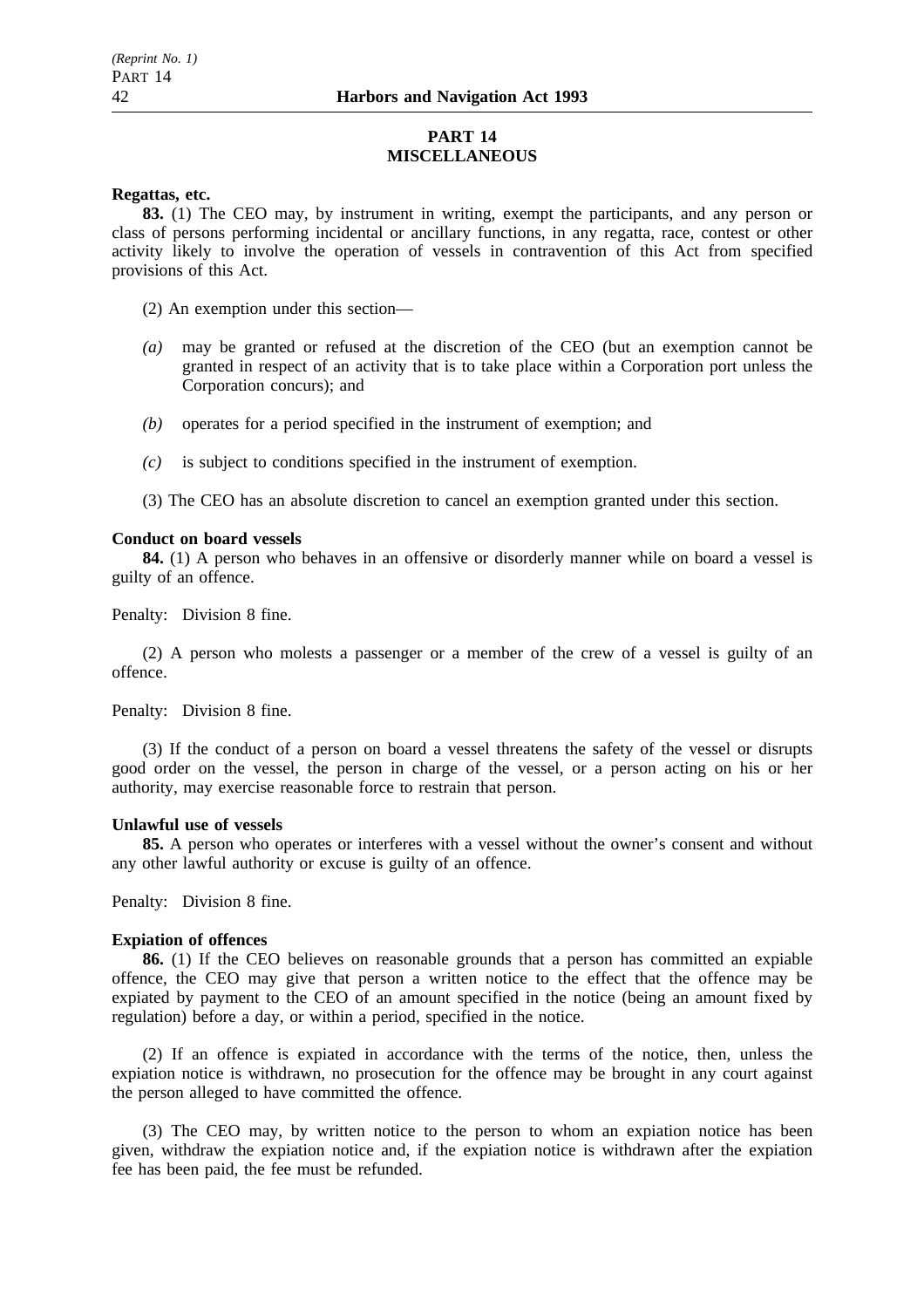## PART 14
## MISCELLANEOUS

**Regattas, etc.**

**83.** (1) The CEO may, by instrument in writing, exempt the participants, and any person or class of persons performing incidental or ancillary functions, in any regatta, race, contest or other activity likely to involve the operation of vessels in contravention of this Act from specified provisions of this Act.

(2) An exemption under this section—

*(a)* may be granted or refused at the discretion of the CEO (but an exemption cannot be granted in respect of an activity that is to take place within a Corporation port unless the Corporation concurs); and

*(b)* operates for a period specified in the instrument of exemption; and

*(c)* is subject to conditions specified in the instrument of exemption.

(3) The CEO has an absolute discretion to cancel an exemption granted under this section.

**Conduct on board vessels**

**84.** (1) A person who behaves in an offensive or disorderly manner while on board a vessel is guilty of an offence.

Penalty: Division 8 fine.

(2) A person who molests a passenger or a member of the crew of a vessel is guilty of an offence.

Penalty: Division 8 fine.

(3) If the conduct of a person on board a vessel threatens the safety of the vessel or disrupts good order on the vessel, the person in charge of the vessel, or a person acting on his or her authority, may exercise reasonable force to restrain that person.

**Unlawful use of vessels**

**85.** A person who operates or interferes with a vessel without the owner's consent and without any other lawful authority or excuse is guilty of an offence.

Penalty: Division 8 fine.

**Expiation of offences**

**86.** (1) If the CEO believes on reasonable grounds that a person has committed an expiable offence, the CEO may give that person a written notice to the effect that the offence may be expiated by payment to the CEO of an amount specified in the notice (being an amount fixed by regulation) before a day, or within a period, specified in the notice.

(2) If an offence is expiated in accordance with the terms of the notice, then, unless the expiation notice is withdrawn, no prosecution for the offence may be brought in any court against the person alleged to have committed the offence.

(3) The CEO may, by written notice to the person to whom an expiation notice has been given, withdraw the expiation notice and, if the expiation notice is withdrawn after the expiation fee has been paid, the fee must be refunded.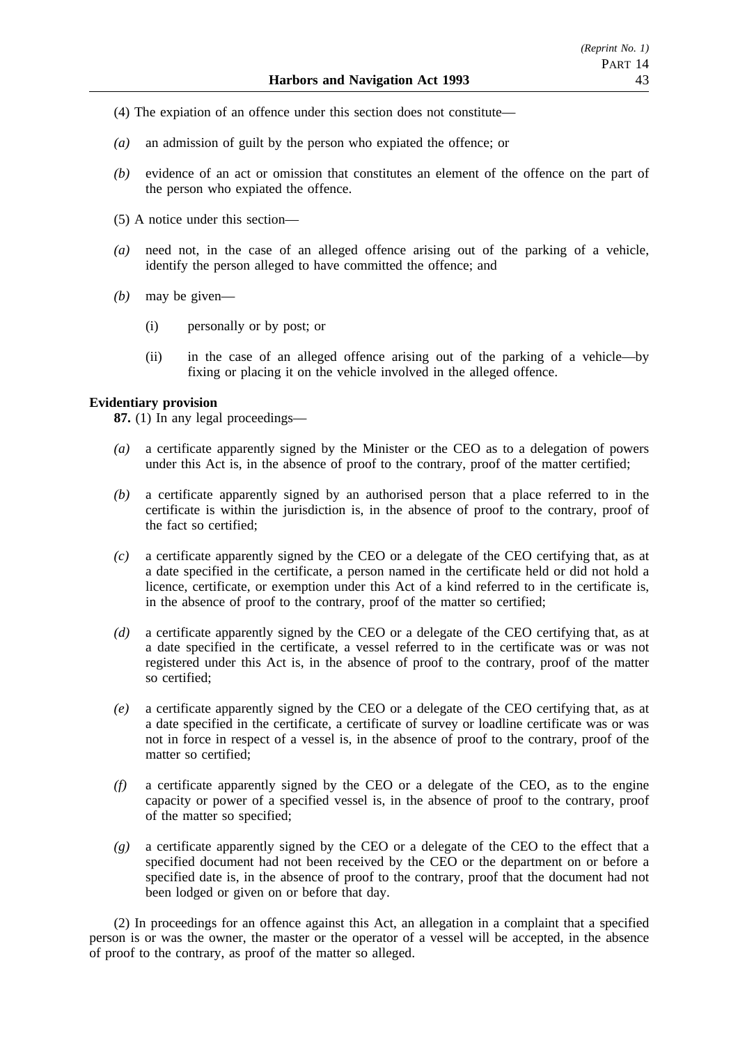(4) The expiation of an offence under this section does not constitute—

*(a)* an admission of guilt by the person who expiated the offence; or

*(b)* evidence of an act or omission that constitutes an element of the offence on the part of the person who expiated the offence.

(5) A notice under this section—

*(a)* need not, in the case of an alleged offence arising out of the parking of a vehicle, identify the person alleged to have committed the offence; and

*(b)* may be given—

(i) personally or by post; or

(ii) in the case of an alleged offence arising out of the parking of a vehicle—by fixing or placing it on the vehicle involved in the alleged offence.

**Evidentiary provision**

**87.** (1) In any legal proceedings—

*(a)* a certificate apparently signed by the Minister or the CEO as to a delegation of powers under this Act is, in the absence of proof to the contrary, proof of the matter certified;

*(b)* a certificate apparently signed by an authorised person that a place referred to in the certificate is within the jurisdiction is, in the absence of proof to the contrary, proof of the fact so certified;

*(c)* a certificate apparently signed by the CEO or a delegate of the CEO certifying that, as at a date specified in the certificate, a person named in the certificate held or did not hold a licence, certificate, or exemption under this Act of a kind referred to in the certificate is, in the absence of proof to the contrary, proof of the matter so certified;

*(d)* a certificate apparently signed by the CEO or a delegate of the CEO certifying that, as at a date specified in the certificate, a vessel referred to in the certificate was or was not registered under this Act is, in the absence of proof to the contrary, proof of the matter so certified;

*(e)* a certificate apparently signed by the CEO or a delegate of the CEO certifying that, as at a date specified in the certificate, a certificate of survey or loadline certificate was or was not in force in respect of a vessel is, in the absence of proof to the contrary, proof of the matter so certified;

*(f)* a certificate apparently signed by the CEO or a delegate of the CEO, as to the engine capacity or power of a specified vessel is, in the absence of proof to the contrary, proof of the matter so specified;

*(g)* a certificate apparently signed by the CEO or a delegate of the CEO to the effect that a specified document had not been received by the CEO or the department on or before a specified date is, in the absence of proof to the contrary, proof that the document had not been lodged or given on or before that day.

(2) In proceedings for an offence against this Act, an allegation in a complaint that a specified person is or was the owner, the master or the operator of a vessel will be accepted, in the absence of proof to the contrary, as proof of the matter so alleged.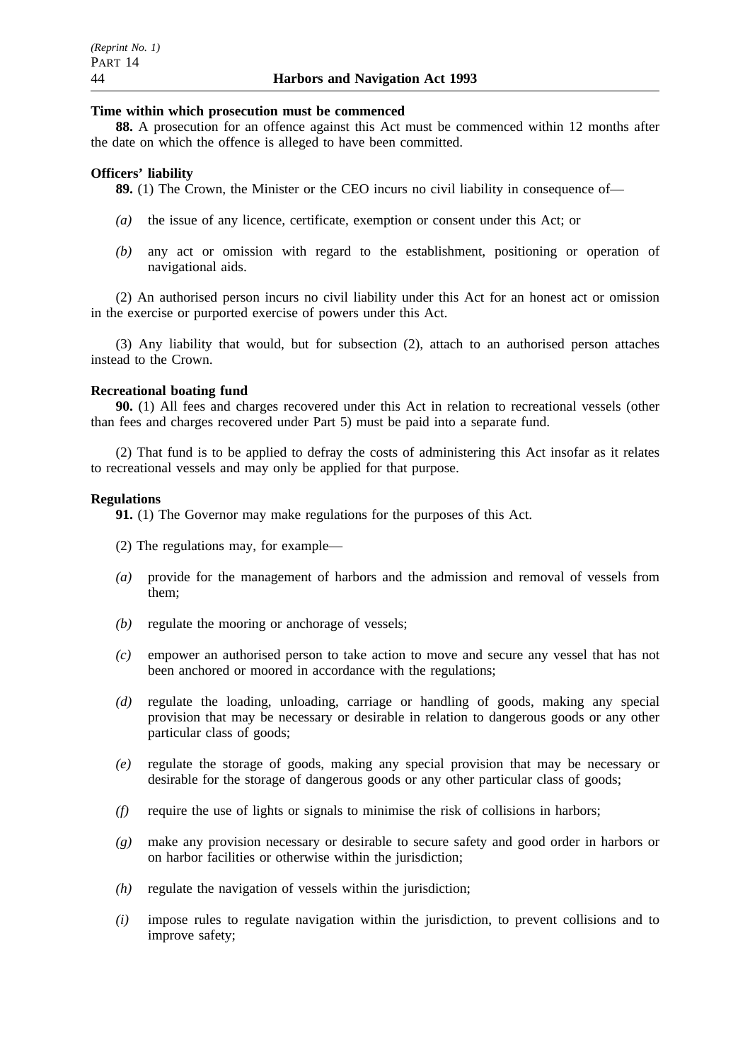**Time within which prosecution must be commenced**

**88.** A prosecution for an offence against this Act must be commenced within 12 months after the date on which the offence is alleged to have been committed.

**Officers' liability**

**89.** (1) The Crown, the Minister or the CEO incurs no civil liability in consequence of—

*(a)* the issue of any licence, certificate, exemption or consent under this Act; or

*(b)* any act or omission with regard to the establishment, positioning or operation of navigational aids.

(2) An authorised person incurs no civil liability under this Act for an honest act or omission in the exercise or purported exercise of powers under this Act.

(3) Any liability that would, but for subsection (2), attach to an authorised person attaches instead to the Crown.

**Recreational boating fund**

**90.** (1) All fees and charges recovered under this Act in relation to recreational vessels (other than fees and charges recovered under Part 5) must be paid into a separate fund.

(2) That fund is to be applied to defray the costs of administering this Act insofar as it relates to recreational vessels and may only be applied for that purpose.

**Regulations**

**91.** (1) The Governor may make regulations for the purposes of this Act.

(2) The regulations may, for example—

*(a)* provide for the management of harbors and the admission and removal of vessels from them;

*(b)* regulate the mooring or anchorage of vessels;

*(c)* empower an authorised person to take action to move and secure any vessel that has not been anchored or moored in accordance with the regulations;

*(d)* regulate the loading, unloading, carriage or handling of goods, making any special provision that may be necessary or desirable in relation to dangerous goods or any other particular class of goods;

*(e)* regulate the storage of goods, making any special provision that may be necessary or desirable for the storage of dangerous goods or any other particular class of goods;

*(f)* require the use of lights or signals to minimise the risk of collisions in harbors;

*(g)* make any provision necessary or desirable to secure safety and good order in harbors or on harbor facilities or otherwise within the jurisdiction;

*(h)* regulate the navigation of vessels within the jurisdiction;

*(i)* impose rules to regulate navigation within the jurisdiction, to prevent collisions and to improve safety;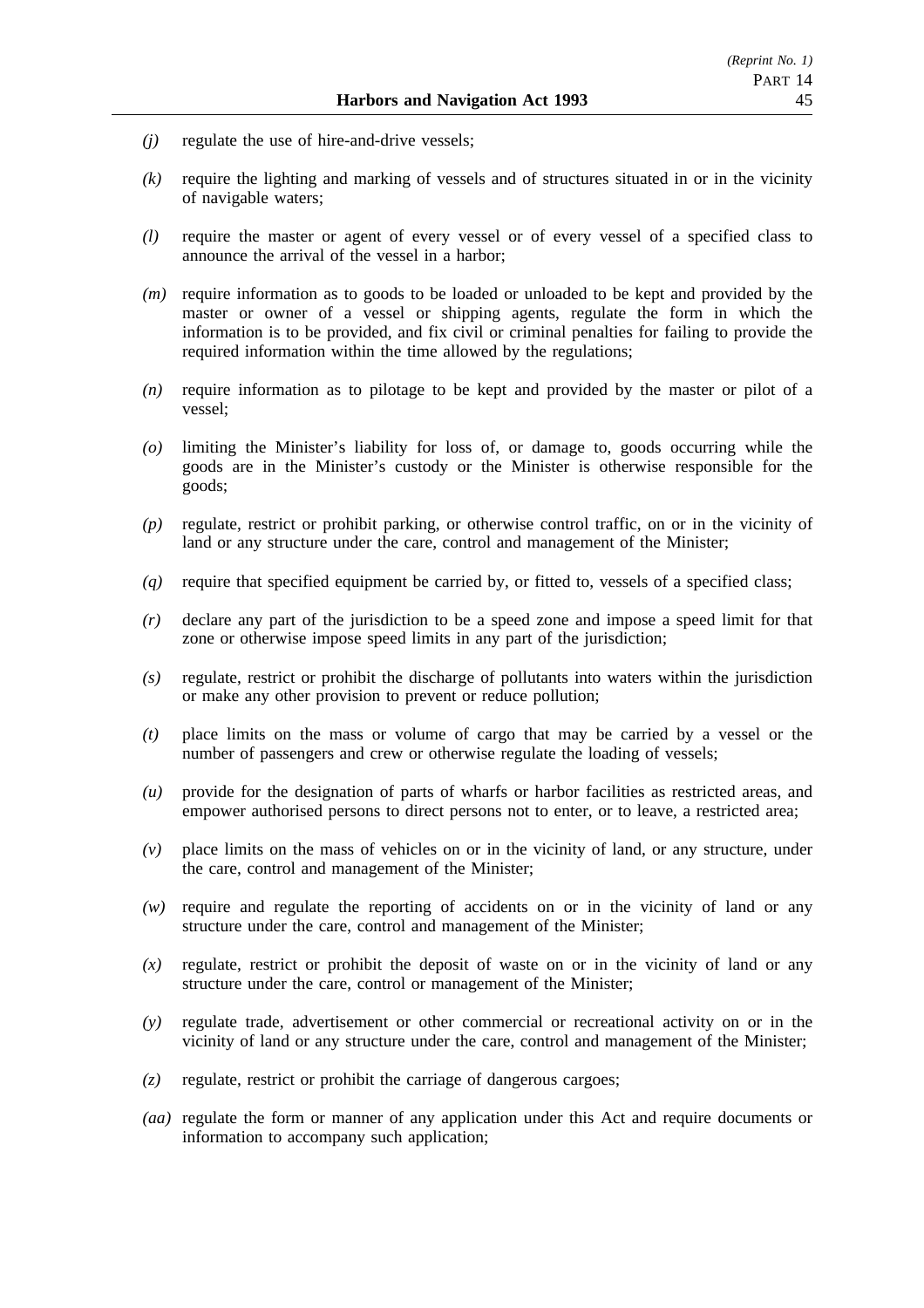*(j)* regulate the use of hire-and-drive vessels;

*(k)* require the lighting and marking of vessels and of structures situated in or in the vicinity of navigable waters;

*(l)* require the master or agent of every vessel or of every vessel of a specified class to announce the arrival of the vessel in a harbor;

*(m)* require information as to goods to be loaded or unloaded to be kept and provided by the master or owner of a vessel or shipping agents, regulate the form in which the information is to be provided, and fix civil or criminal penalties for failing to provide the required information within the time allowed by the regulations;

*(n)* require information as to pilotage to be kept and provided by the master or pilot of a vessel;

*(o)* limiting the Minister's liability for loss of, or damage to, goods occurring while the goods are in the Minister's custody or the Minister is otherwise responsible for the goods;

*(p)* regulate, restrict or prohibit parking, or otherwise control traffic, on or in the vicinity of land or any structure under the care, control and management of the Minister;

*(q)* require that specified equipment be carried by, or fitted to, vessels of a specified class;

*(r)* declare any part of the jurisdiction to be a speed zone and impose a speed limit for that zone or otherwise impose speed limits in any part of the jurisdiction;

*(s)* regulate, restrict or prohibit the discharge of pollutants into waters within the jurisdiction or make any other provision to prevent or reduce pollution;

*(t)* place limits on the mass or volume of cargo that may be carried by a vessel or the number of passengers and crew or otherwise regulate the loading of vessels;

*(u)* provide for the designation of parts of wharfs or harbor facilities as restricted areas, and empower authorised persons to direct persons not to enter, or to leave, a restricted area;

*(v)* place limits on the mass of vehicles on or in the vicinity of land, or any structure, under the care, control and management of the Minister;

*(w)* require and regulate the reporting of accidents on or in the vicinity of land or any structure under the care, control and management of the Minister;

*(x)* regulate, restrict or prohibit the deposit of waste on or in the vicinity of land or any structure under the care, control or management of the Minister;

*(y)* regulate trade, advertisement or other commercial or recreational activity on or in the vicinity of land or any structure under the care, control and management of the Minister;

*(z)* regulate, restrict or prohibit the carriage of dangerous cargoes;

*(aa)* regulate the form or manner of any application under this Act and require documents or information to accompany such application;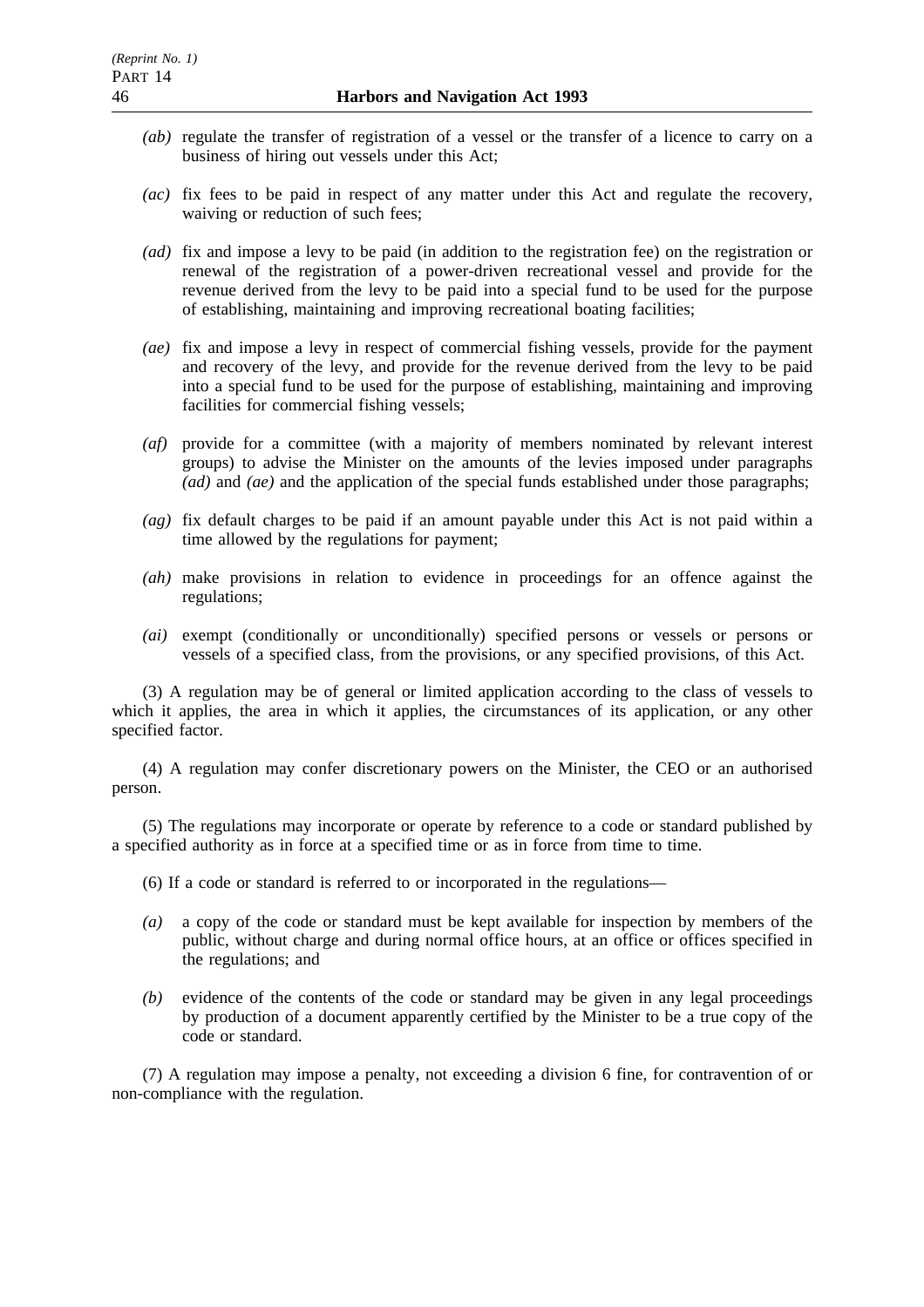*(ab)* regulate the transfer of registration of a vessel or the transfer of a licence to carry on a business of hiring out vessels under this Act;

*(ac)* fix fees to be paid in respect of any matter under this Act and regulate the recovery, waiving or reduction of such fees;

*(ad)* fix and impose a levy to be paid (in addition to the registration fee) on the registration or renewal of the registration of a power-driven recreational vessel and provide for the revenue derived from the levy to be paid into a special fund to be used for the purpose of establishing, maintaining and improving recreational boating facilities;

*(ae)* fix and impose a levy in respect of commercial fishing vessels, provide for the payment and recovery of the levy, and provide for the revenue derived from the levy to be paid into a special fund to be used for the purpose of establishing, maintaining and improving facilities for commercial fishing vessels;

*(af)* provide for a committee (with a majority of members nominated by relevant interest groups) to advise the Minister on the amounts of the levies imposed under paragraphs *(ad)* and *(ae)* and the application of the special funds established under those paragraphs;

*(ag)* fix default charges to be paid if an amount payable under this Act is not paid within a time allowed by the regulations for payment;

*(ah)* make provisions in relation to evidence in proceedings for an offence against the regulations;

*(ai)* exempt (conditionally or unconditionally) specified persons or vessels or persons or vessels of a specified class, from the provisions, or any specified provisions, of this Act.

(3) A regulation may be of general or limited application according to the class of vessels to which it applies, the area in which it applies, the circumstances of its application, or any other specified factor.

(4) A regulation may confer discretionary powers on the Minister, the CEO or an authorised person.

(5) The regulations may incorporate or operate by reference to a code or standard published by a specified authority as in force at a specified time or as in force from time to time.

(6) If a code or standard is referred to or incorporated in the regulations—

*(a)* a copy of the code or standard must be kept available for inspection by members of the public, without charge and during normal office hours, at an office or offices specified in the regulations; and

*(b)* evidence of the contents of the code or standard may be given in any legal proceedings by production of a document apparently certified by the Minister to be a true copy of the code or standard.

(7) A regulation may impose a penalty, not exceeding a division 6 fine, for contravention of or non-compliance with the regulation.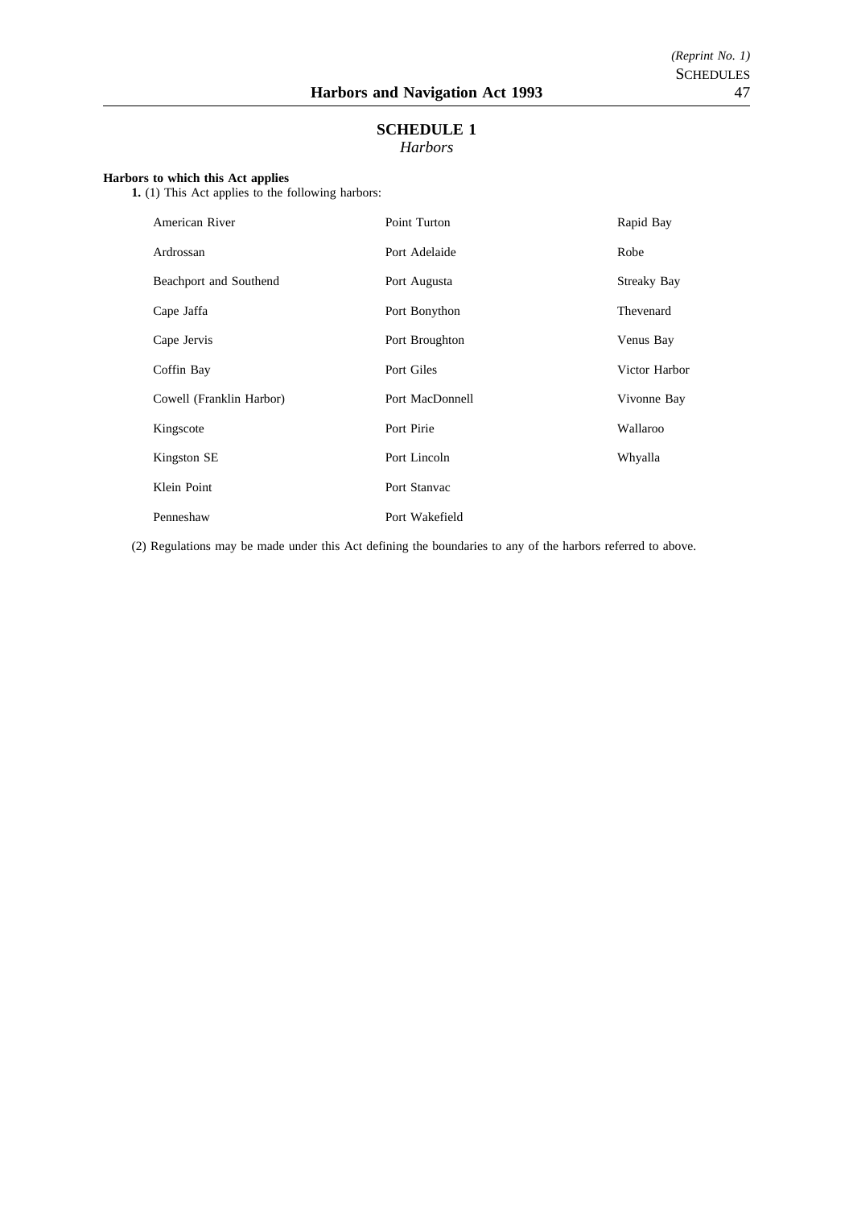## SCHEDULE 1
*Harbors*

**Harbors to which this Act applies**

**1.** (1) This Act applies to the following harbors:

| | | |
|---|---|---|
| American River | Point Turton | Rapid Bay |
| Ardrossan | Port Adelaide | Robe |
| Beachport and Southend | Port Augusta | Streaky Bay |
| Cape Jaffa | Port Bonython | Thevenard |
| Cape Jervis | Port Broughton | Venus Bay |
| Coffin Bay | Port Giles | Victor Harbor |
| Cowell (Franklin Harbor) | Port MacDonnell | Vivonne Bay |
| Kingscote | Port Pirie | Wallaroo |
| Kingston SE | Port Lincoln | Whyalla |
| Klein Point | Port Stanvac | |
| Penneshaw | Port Wakefield | |

(2) Regulations may be made under this Act defining the boundaries to any of the harbors referred to above.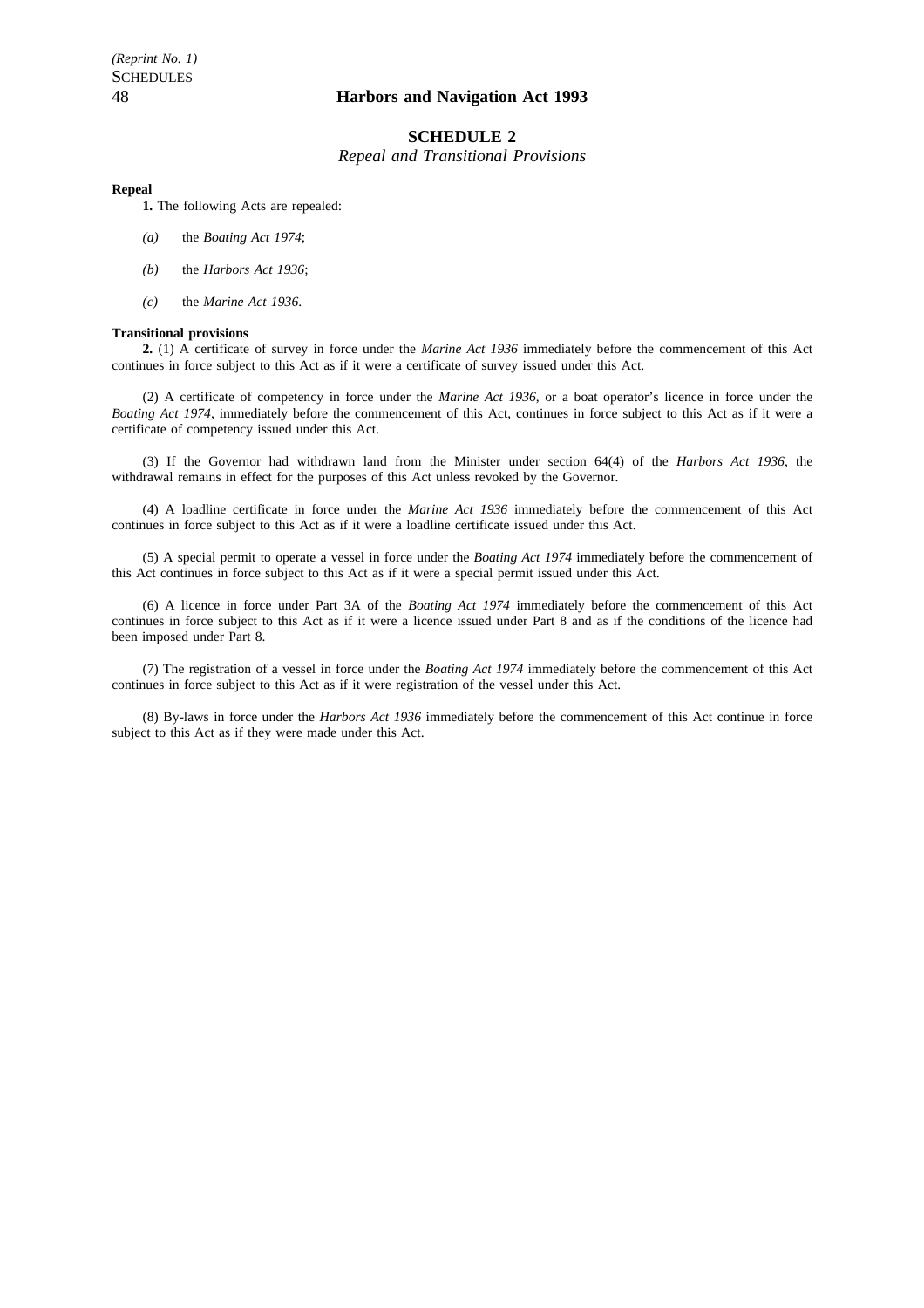## SCHEDULE 2

*Repeal and Transitional Provisions*

**Repeal**

**1.** The following Acts are repealed:

*(a)* the *Boating Act 1974*;

*(b)* the *Harbors Act 1936*;

*(c)* the *Marine Act 1936*.

**Transitional provisions**

**2.** (1) A certificate of survey in force under the *Marine Act 1936* immediately before the commencement of this Act continues in force subject to this Act as if it were a certificate of survey issued under this Act.

(2) A certificate of competency in force under the *Marine Act 1936*, or a boat operator's licence in force under the *Boating Act 1974*, immediately before the commencement of this Act, continues in force subject to this Act as if it were a certificate of competency issued under this Act.

(3) If the Governor had withdrawn land from the Minister under section 64(4) of the *Harbors Act 1936*, the withdrawal remains in effect for the purposes of this Act unless revoked by the Governor.

(4) A loadline certificate in force under the *Marine Act 1936* immediately before the commencement of this Act continues in force subject to this Act as if it were a loadline certificate issued under this Act.

(5) A special permit to operate a vessel in force under the *Boating Act 1974* immediately before the commencement of this Act continues in force subject to this Act as if it were a special permit issued under this Act.

(6) A licence in force under Part 3A of the *Boating Act 1974* immediately before the commencement of this Act continues in force subject to this Act as if it were a licence issued under Part 8 and as if the conditions of the licence had been imposed under Part 8.

(7) The registration of a vessel in force under the *Boating Act 1974* immediately before the commencement of this Act continues in force subject to this Act as if it were registration of the vessel under this Act.

(8) By-laws in force under the *Harbors Act 1936* immediately before the commencement of this Act continue in force subject to this Act as if they were made under this Act.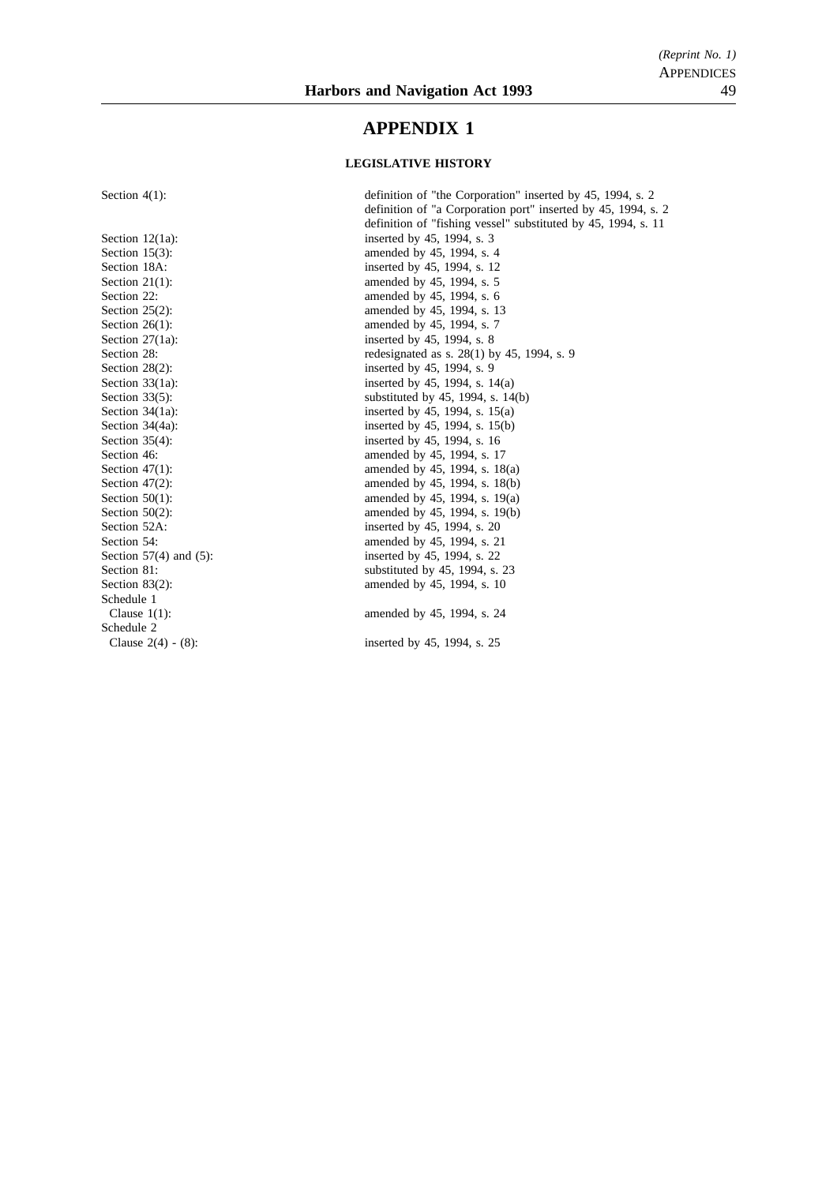# APPENDIX 1

**LEGISLATIVE HISTORY**

| | |
|---|---|
| Section 4(1): | definition of "the Corporation" inserted by 45, 1994, s. 2 |
| | definition of "a Corporation port" inserted by 45, 1994, s. 2 |
| | definition of "fishing vessel" substituted by 45, 1994, s. 11 |
| Section 12(1a): | inserted by 45, 1994, s. 3 |
| Section 15(3): | amended by 45, 1994, s. 4 |
| Section 18A: | inserted by 45, 1994, s. 12 |
| Section 21(1): | amended by 45, 1994, s. 5 |
| Section 22: | amended by 45, 1994, s. 6 |
| Section 25(2): | amended by 45, 1994, s. 13 |
| Section 26(1): | amended by 45, 1994, s. 7 |
| Section 27(1a): | inserted by 45, 1994, s. 8 |
| Section 28: | redesignated as s. 28(1) by 45, 1994, s. 9 |
| Section 28(2): | inserted by 45, 1994, s. 9 |
| Section 33(1a): | inserted by 45, 1994, s. 14(a) |
| Section 33(5): | substituted by 45, 1994, s. 14(b) |
| Section 34(1a): | inserted by 45, 1994, s. 15(a) |
| Section 34(4a): | inserted by 45, 1994, s. 15(b) |
| Section 35(4): | inserted by 45, 1994, s. 16 |
| Section 46: | amended by 45, 1994, s. 17 |
| Section 47(1): | amended by 45, 1994, s. 18(a) |
| Section 47(2): | amended by 45, 1994, s. 18(b) |
| Section 50(1): | amended by 45, 1994, s. 19(a) |
| Section 50(2): | amended by 45, 1994, s. 19(b) |
| Section 52A: | inserted by 45, 1994, s. 20 |
| Section 54: | amended by 45, 1994, s. 21 |
| Section 57(4) and (5): | inserted by 45, 1994, s. 22 |
| Section 81: | substituted by 45, 1994, s. 23 |
| Section 83(2): | amended by 45, 1994, s. 10 |
| Schedule 1 | |
| Clause 1(1): | amended by 45, 1994, s. 24 |
| Schedule 2 | |
| Clause 2(4) - (8): | inserted by 45, 1994, s. 25 |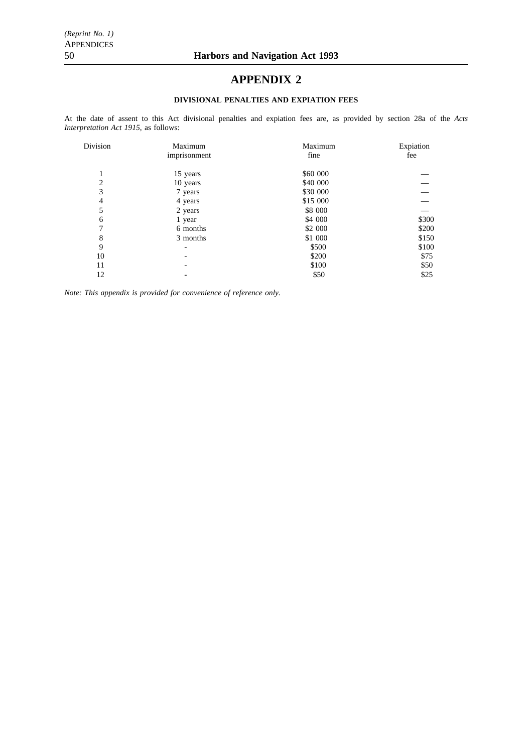# APPENDIX 2

**DIVISIONAL PENALTIES AND EXPIATION FEES**

At the date of assent to this Act divisional penalties and expiation fees are, as provided by section 28a of the *Acts Interpretation Act 1915*, as follows:

| Division | Maximum imprisonment | Maximum fine | Expiation fee |
|---|---|---|---|
| 1 | 15 years | $60 000 | — |
| 2 | 10 years | $40 000 | — |
| 3 | 7 years | $30 000 | — |
| 4 | 4 years | $15 000 | — |
| 5 | 2 years | $8 000 | — |
| 6 | 1 year | $4 000 | $300 |
| 7 | 6 months | $2 000 | $200 |
| 8 | 3 months | $1 000 | $150 |
| 9 | - | $500 | $100 |
| 10 | - | $200 | $75 |
| 11 | - | $100 | $50 |
| 12 | - | $50 | $25 |

*Note: This appendix is provided for convenience of reference only.*